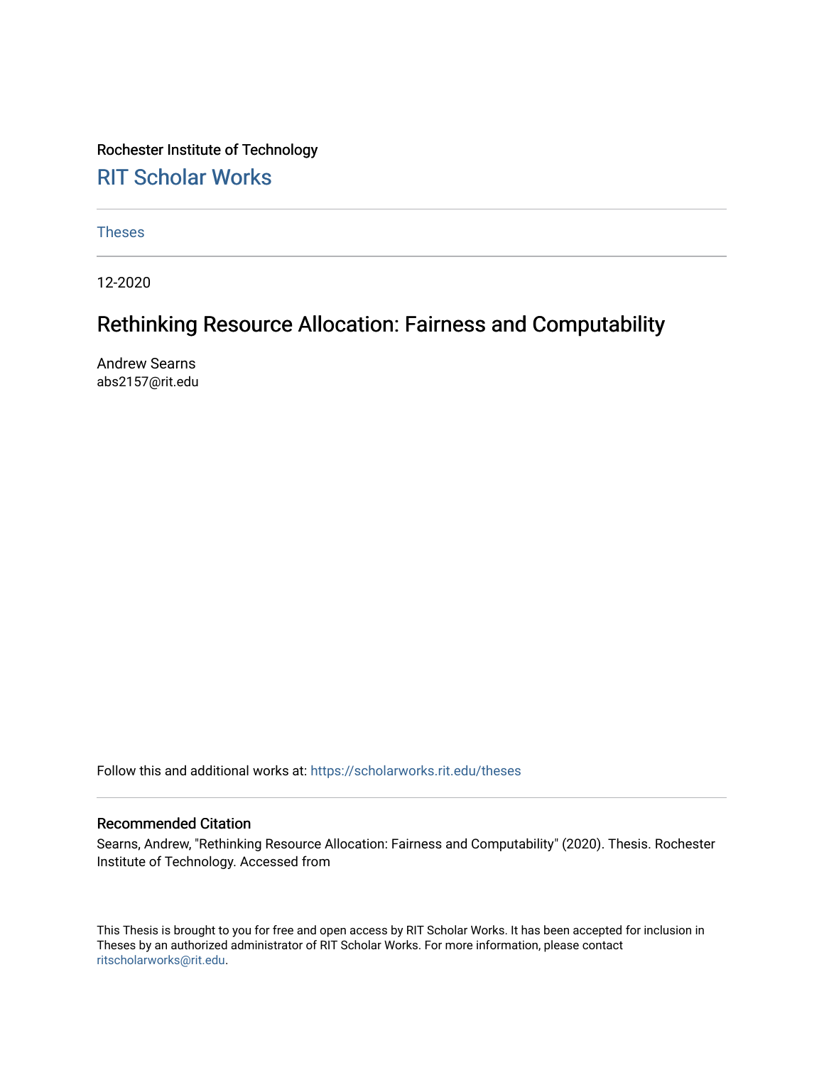Rochester Institute of Technology

## RIT Scholar Works

Theses

12-2020

# Rethinking Resource Allocation: Fairness and Computability

Andrew Searns
abs2157@rit.edu

Follow this and additional works at: https://scholarworks.rit.edu/theses

### Recommended Citation

Searns, Andrew, "Rethinking Resource Allocation: Fairness and Computability" (2020). Thesis. Rochester Institute of Technology. Accessed from

This Thesis is brought to you for free and open access by RIT Scholar Works. It has been accepted for inclusion in Theses by an authorized administrator of RIT Scholar Works. For more information, please contact ritscholarworks@rit.edu.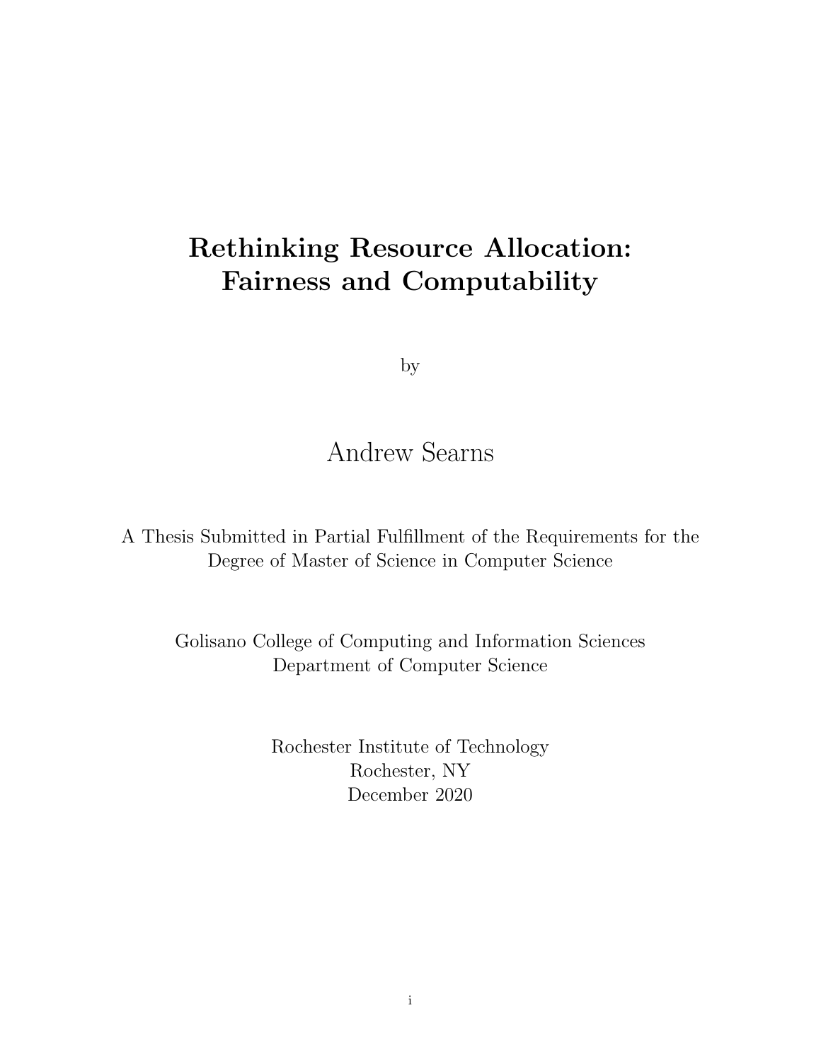# Rethinking Resource Allocation: Fairness and Computability

by

Andrew Searns

A Thesis Submitted in Partial Fulfillment of the Requirements for the Degree of Master of Science in Computer Science

Golisano College of Computing and Information Sciences
Department of Computer Science

Rochester Institute of Technology
Rochester, NY
December 2020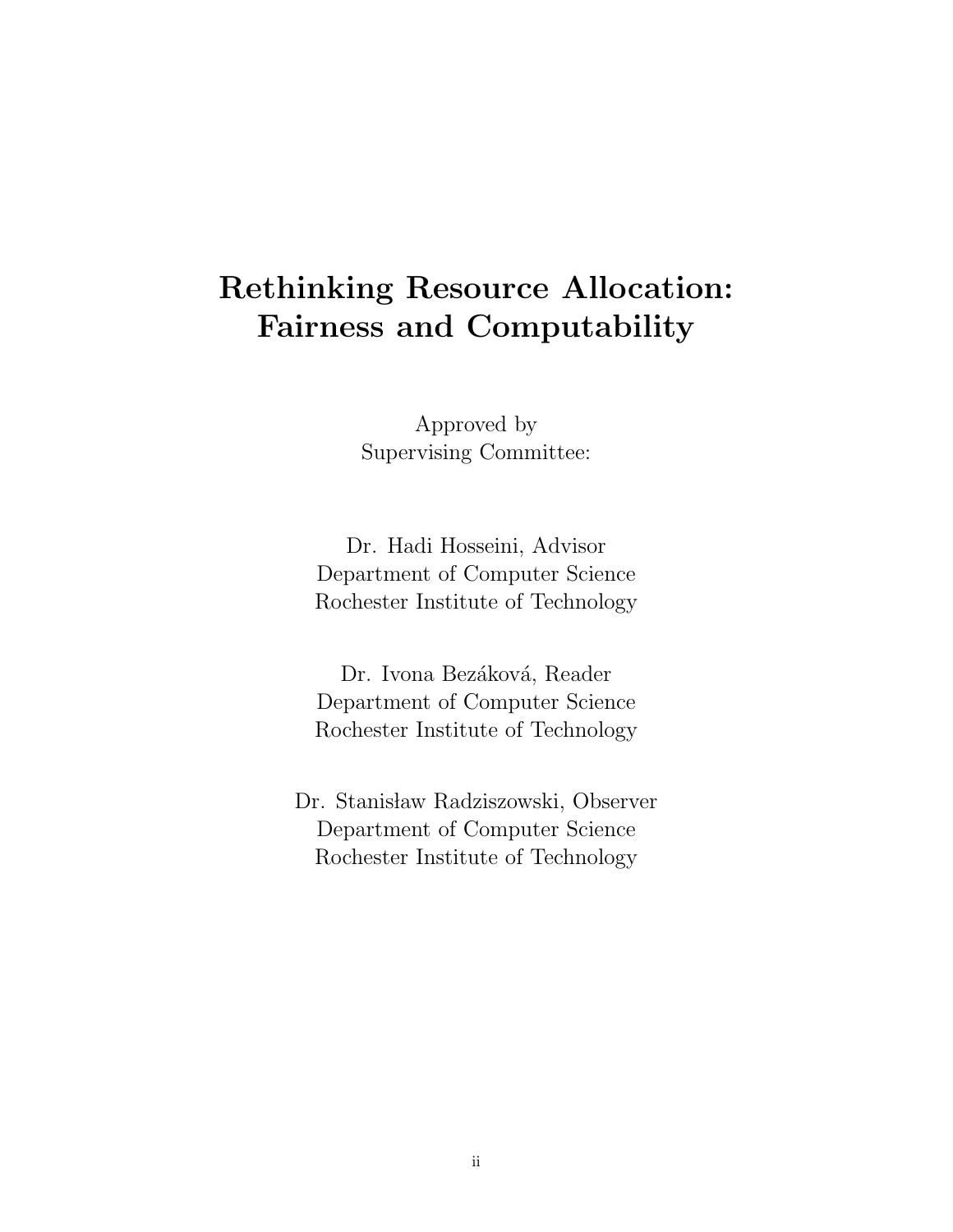# Rethinking Resource Allocation: Fairness and Computability

Approved by
Supervising Committee:

Dr. Hadi Hosseini, Advisor
Department of Computer Science
Rochester Institute of Technology

Dr. Ivona Bezáková, Reader
Department of Computer Science
Rochester Institute of Technology

Dr. Stanisław Radziszowski, Observer
Department of Computer Science
Rochester Institute of Technology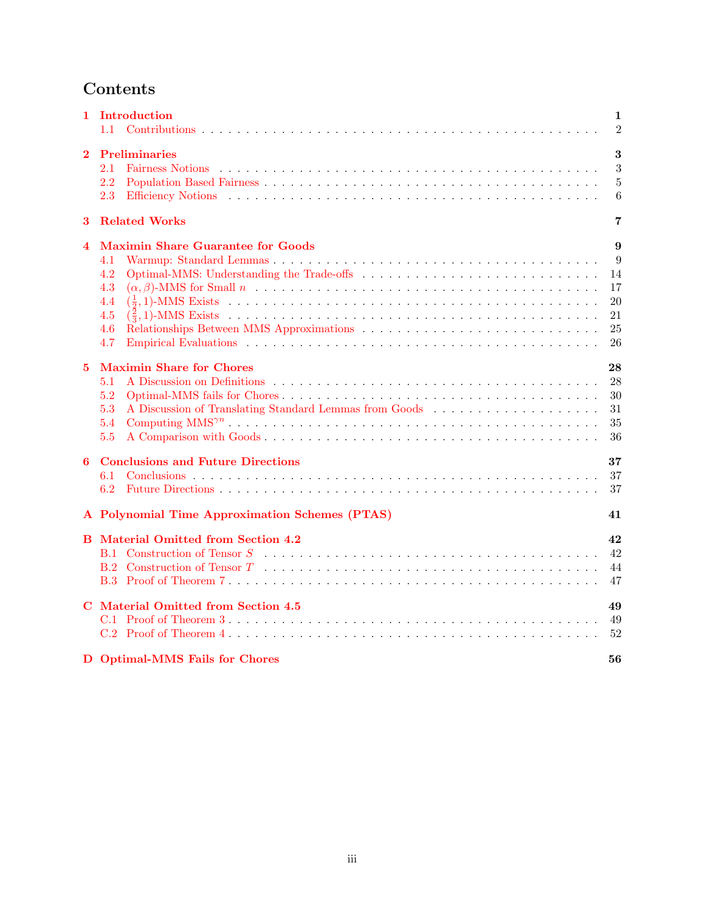# Contents

**1 Introduction** — **1**
- 1.1 Contributions — 2

**2 Preliminaries** — **3**
- 2.1 Fairness Notions — 3
- 2.2 Population Based Fairness — 5
- 2.3 Efficiency Notions — 6

**3 Related Works** — **7**

**4 Maximin Share Guarantee for Goods** — **9**
- 4.1 Warmup: Standard Lemmas — 9
- 4.2 Optimal-MMS: Understanding the Trade-offs — 14
- 4.3 $(\alpha, \beta)$-MMS for Small $n$ — 17
- 4.4 $(\frac{1}{2}, 1)$-MMS Exists — 20
- 4.5 $(\frac{2}{3}, 1)$-MMS Exists — 21
- 4.6 Relationships Between MMS Approximations — 25
- 4.7 Empirical Evaluations — 26

**5 Maximin Share for Chores** — **28**
- 5.1 A Discussion on Definitions — 28
- 5.2 Optimal-MMS fails for Chores — 30
- 5.3 A Discussion of Translating Standard Lemmas from Goods — 31
- 5.4 Computing $\text{MMS}^{\gamma n}$ — 35
- 5.5 A Comparison with Goods — 36

**6 Conclusions and Future Directions** — **37**
- 6.1 Conclusions — 37
- 6.2 Future Directions — 37

**A Polynomial Time Approximation Schemes (PTAS)** — **41**

**B Material Omitted from Section 4.2** — **42**
- B.1 Construction of Tensor $S$ — 42
- B.2 Construction of Tensor $T$ — 44
- B.3 Proof of Theorem 7 — 47

**C Material Omitted from Section 4.5** — **49**
- C.1 Proof of Theorem 3 — 49
- C.2 Proof of Theorem 4 — 52

**D Optimal-MMS Fails for Chores** — **56**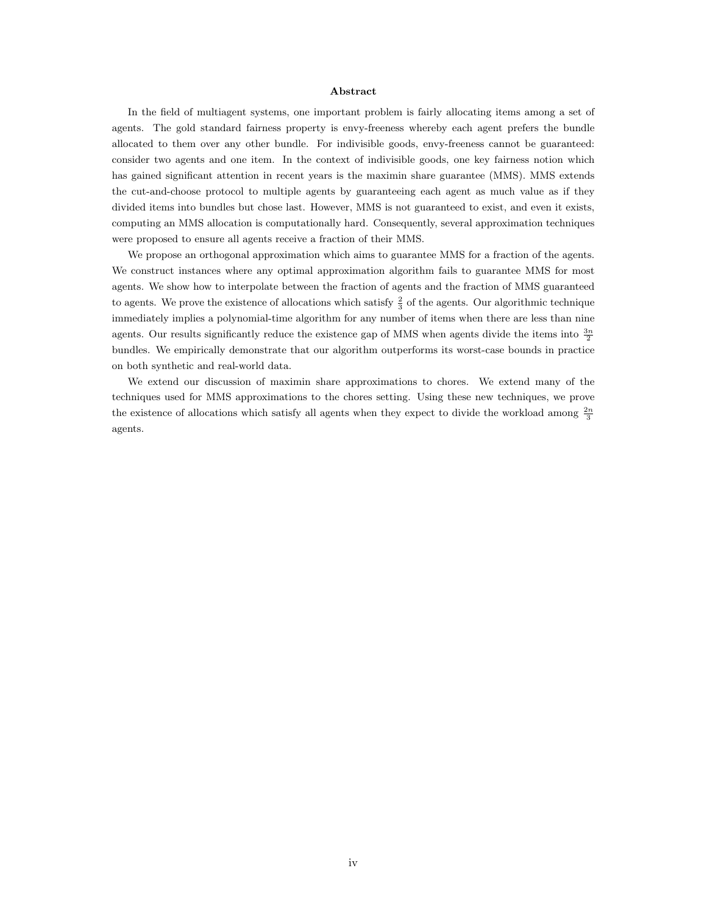### Abstract

In the field of multiagent systems, one important problem is fairly allocating items among a set of agents. The gold standard fairness property is envy-freeness whereby each agent prefers the bundle allocated to them over any other bundle. For indivisible goods, envy-freeness cannot be guaranteed: consider two agents and one item. In the context of indivisible goods, one key fairness notion which has gained significant attention in recent years is the maximin share guarantee (MMS). MMS extends the cut-and-choose protocol to multiple agents by guaranteeing each agent as much value as if they divided items into bundles but chose last. However, MMS is not guaranteed to exist, and even it exists, computing an MMS allocation is computationally hard. Consequently, several approximation techniques were proposed to ensure all agents receive a fraction of their MMS.

We propose an orthogonal approximation which aims to guarantee MMS for a fraction of the agents. We construct instances where any optimal approximation algorithm fails to guarantee MMS for most agents. We show how to interpolate between the fraction of agents and the fraction of MMS guaranteed to agents. We prove the existence of allocations which satisfy $\frac{2}{3}$ of the agents. Our algorithmic technique immediately implies a polynomial-time algorithm for any number of items when there are less than nine agents. Our results significantly reduce the existence gap of MMS when agents divide the items into $\frac{3n}{2}$ bundles. We empirically demonstrate that our algorithm outperforms its worst-case bounds in practice on both synthetic and real-world data.

We extend our discussion of maximin share approximations to chores. We extend many of the techniques used for MMS approximations to the chores setting. Using these new techniques, we prove the existence of allocations which satisfy all agents when they expect to divide the workload among $\frac{2n}{3}$ agents.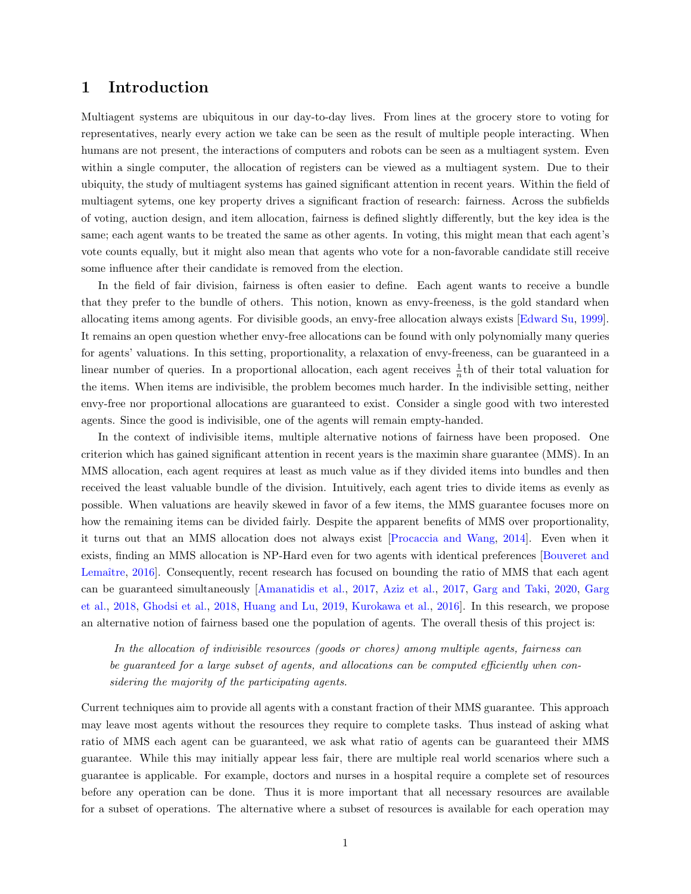# 1 Introduction

Multiagent systems are ubiquitous in our day-to-day lives. From lines at the grocery store to voting for representatives, nearly every action we take can be seen as the result of multiple people interacting. When humans are not present, the interactions of computers and robots can be seen as a multiagent system. Even within a single computer, the allocation of registers can be viewed as a multiagent system. Due to their ubiquity, the study of multiagent systems has gained significant attention in recent years. Within the field of multiagent sytems, one key property drives a significant fraction of research: fairness. Across the subfields of voting, auction design, and item allocation, fairness is defined slightly differently, but the key idea is the same; each agent wants to be treated the same as other agents. In voting, this might mean that each agent's vote counts equally, but it might also mean that agents who vote for a non-favorable candidate still receive some influence after their candidate is removed from the election.

In the field of fair division, fairness is often easier to define. Each agent wants to receive a bundle that they prefer to the bundle of others. This notion, known as envy-freeness, is the gold standard when allocating items among agents. For divisible goods, an envy-free allocation always exists [Edward Su, 1999]. It remains an open question whether envy-free allocations can be found with only polynomially many queries for agents' valuations. In this setting, proportionality, a relaxation of envy-freeness, can be guaranteed in a linear number of queries. In a proportional allocation, each agent receives $\frac{1}{n}$th of their total valuation for the items. When items are indivisible, the problem becomes much harder. In the indivisible setting, neither envy-free nor proportional allocations are guaranteed to exist. Consider a single good with two interested agents. Since the good is indivisible, one of the agents will remain empty-handed.

In the context of indivisible items, multiple alternative notions of fairness have been proposed. One criterion which has gained significant attention in recent years is the maximin share guarantee (MMS). In an MMS allocation, each agent requires at least as much value as if they divided items into bundles and then received the least valuable bundle of the division. Intuitively, each agent tries to divide items as evenly as possible. When valuations are heavily skewed in favor of a few items, the MMS guarantee focuses more on how the remaining items can be divided fairly. Despite the apparent benefits of MMS over proportionality, it turns out that an MMS allocation does not always exist [Procaccia and Wang, 2014]. Even when it exists, finding an MMS allocation is NP-Hard even for two agents with identical preferences [Bouveret and Lemaître, 2016]. Consequently, recent research has focused on bounding the ratio of MMS that each agent can be guaranteed simultaneously [Amanatidis et al., 2017, Aziz et al., 2017, Garg and Taki, 2020, Garg et al., 2018, Ghodsi et al., 2018, Huang and Lu, 2019, Kurokawa et al., 2016]. In this research, we propose an alternative notion of fairness based one the population of agents. The overall thesis of this project is:

> *In the allocation of indivisible resources (goods or chores) among multiple agents, fairness can be guaranteed for a large subset of agents, and allocations can be computed efficiently when considering the majority of the participating agents.*

Current techniques aim to provide all agents with a constant fraction of their MMS guarantee. This approach may leave most agents without the resources they require to complete tasks. Thus instead of asking what ratio of MMS each agent can be guaranteed, we ask what ratio of agents can be guaranteed their MMS guarantee. While this may initially appear less fair, there are multiple real world scenarios where such a guarantee is applicable. For example, doctors and nurses in a hospital require a complete set of resources before any operation can be done. Thus it is more important that all necessary resources are available for a subset of operations. The alternative where a subset of resources is available for each operation may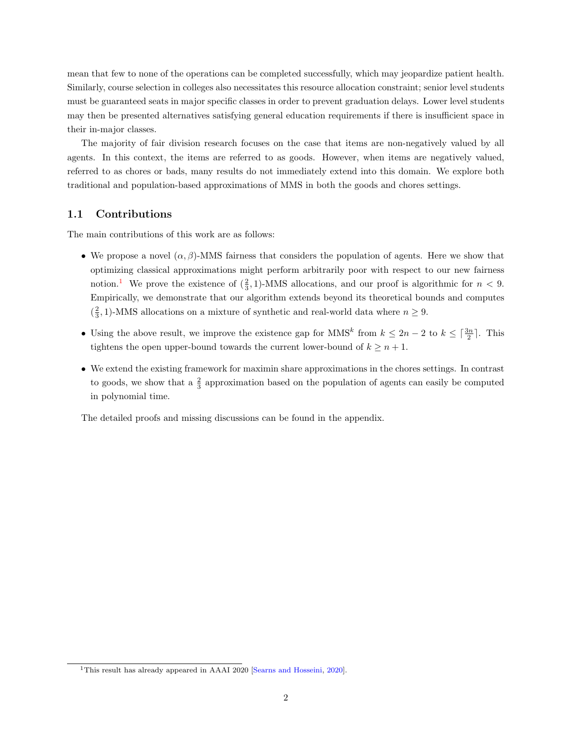mean that few to none of the operations can be completed successfully, which may jeopardize patient health. Similarly, course selection in colleges also necessitates this resource allocation constraint; senior level students must be guaranteed seats in major specific classes in order to prevent graduation delays. Lower level students may then be presented alternatives satisfying general education requirements if there is insufficient space in their in-major classes.

The majority of fair division research focuses on the case that items are non-negatively valued by all agents. In this context, the items are referred to as goods. However, when items are negatively valued, referred to as chores or bads, many results do not immediately extend into this domain. We explore both traditional and population-based approximations of MMS in both the goods and chores settings.

## 1.1 Contributions

The main contributions of this work are as follows:

- We propose a novel $(\alpha, \beta)$-MMS fairness that considers the population of agents. Here we show that optimizing classical approximations might perform arbitrarily poor with respect to our new fairness notion.[1] We prove the existence of $(\frac{2}{3}, 1)$-MMS allocations, and our proof is algorithmic for $n < 9$. Empirically, we demonstrate that our algorithm extends beyond its theoretical bounds and computes $(\frac{2}{3}, 1)$-MMS allocations on a mixture of synthetic and real-world data where $n \geq 9$.
- Using the above result, we improve the existence gap for $\text{MMS}^k$ from $k \leq 2n - 2$ to $k \leq \lceil \frac{3n}{2} \rceil$. This tightens the open upper-bound towards the current lower-bound of $k \geq n + 1$.
- We extend the existing framework for maximin share approximations in the chores settings. In contrast to goods, we show that a $\frac{2}{3}$ approximation based on the population of agents can easily be computed in polynomial time.

The detailed proofs and missing discussions can be found in the appendix.

[1] This result has already appeared in AAAI 2020 [Searns and Hosseini, 2020].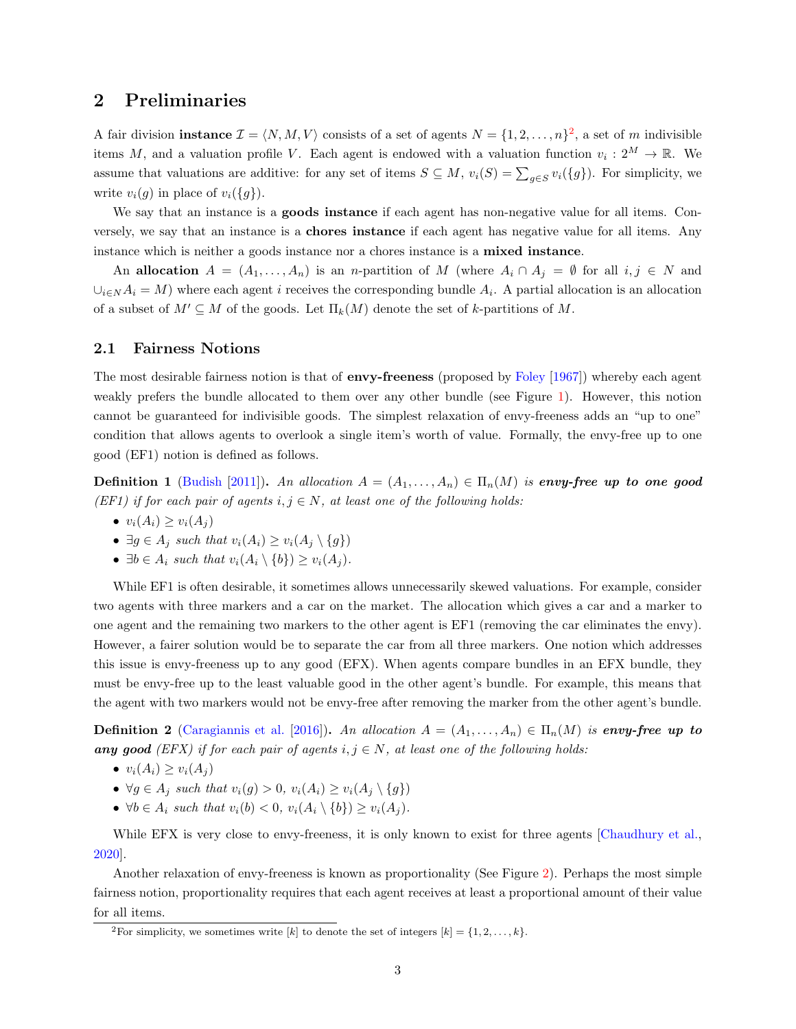## 2 Preliminaries

A fair division **instance** $\mathcal{I} = \langle N, M, V \rangle$ consists of a set of agents $N = \{1, 2, \ldots, n\}$[2], a set of $m$ indivisible items $M$, and a valuation profile $V$. Each agent is endowed with a valuation function $v_i : 2^M \to \mathbb{R}$. We assume that valuations are additive: for any set of items $S \subseteq M$, $v_i(S) = \sum_{g \in S} v_i(\{g\})$. For simplicity, we write $v_i(g)$ in place of $v_i(\{g\})$.

We say that an instance is a **goods instance** if each agent has non-negative value for all items. Conversely, we say that an instance is a **chores instance** if each agent has negative value for all items. Any instance which is neither a goods instance nor a chores instance is a **mixed instance**.

An **allocation** $A = (A_1, \ldots, A_n)$ is an $n$-partition of $M$ (where $A_i \cap A_j = \emptyset$ for all $i, j \in N$ and $\cup_{i \in N} A_i = M$) where each agent $i$ receives the corresponding bundle $A_i$. A partial allocation is an allocation of a subset of $M' \subseteq M$ of the goods. Let $\Pi_k(M)$ denote the set of $k$-partitions of $M$.

### 2.1 Fairness Notions

The most desirable fairness notion is that of **envy-freeness** (proposed by Foley [1967]) whereby each agent weakly prefers the bundle allocated to them over any other bundle (see Figure 1). However, this notion cannot be guaranteed for indivisible goods. The simplest relaxation of envy-freeness adds an "up to one" condition that allows agents to overlook a single item's worth of value. Formally, the envy-free up to one good (EF1) notion is defined as follows.

**Definition 1** (Budish [2011])**.** *An allocation $A = (A_1, \ldots, A_n) \in \Pi_n(M)$ is **envy-free up to one good** (EF1) if for each pair of agents $i, j \in N$, at least one of the following holds:*

- $v_i(A_i) \geq v_i(A_j)$
- $\exists g \in A_j$ *such that* $v_i(A_i) \geq v_i(A_j \setminus \{g\})$
- $\exists b \in A_i$ *such that* $v_i(A_i \setminus \{b\}) \geq v_i(A_j)$.

While EF1 is often desirable, it sometimes allows unnecessarily skewed valuations. For example, consider two agents with three markers and a car on the market. The allocation which gives a car and a marker to one agent and the remaining two markers to the other agent is EF1 (removing the car eliminates the envy). However, a fairer solution would be to separate the car from all three markers. One notion which addresses this issue is envy-freeness up to any good (EFX). When agents compare bundles in an EFX bundle, they must be envy-free up to the least valuable good in the other agent's bundle. For example, this means that the agent with two markers would not be envy-free after removing the marker from the other agent's bundle.

**Definition 2** (Caragiannis et al. [2016])**.** *An allocation $A = (A_1, \ldots, A_n) \in \Pi_n(M)$ is **envy-free up to any good** (EFX) if for each pair of agents $i, j \in N$, at least one of the following holds:*

- $v_i(A_i) \geq v_i(A_j)$
- $\forall g \in A_j$ *such that* $v_i(g) > 0$, $v_i(A_i) \geq v_i(A_j \setminus \{g\})$
- $\forall b \in A_i$ *such that* $v_i(b) < 0$, $v_i(A_i \setminus \{b\}) \geq v_i(A_j)$.

While EFX is very close to envy-freeness, it is only known to exist for three agents [Chaudhury et al., 2020].

Another relaxation of envy-freeness is known as proportionality (See Figure 2). Perhaps the most simple fairness notion, proportionality requires that each agent receives at least a proportional amount of their value for all items.

[2] For simplicity, we sometimes write $[k]$ to denote the set of integers $[k] = \{1, 2, \ldots, k\}$.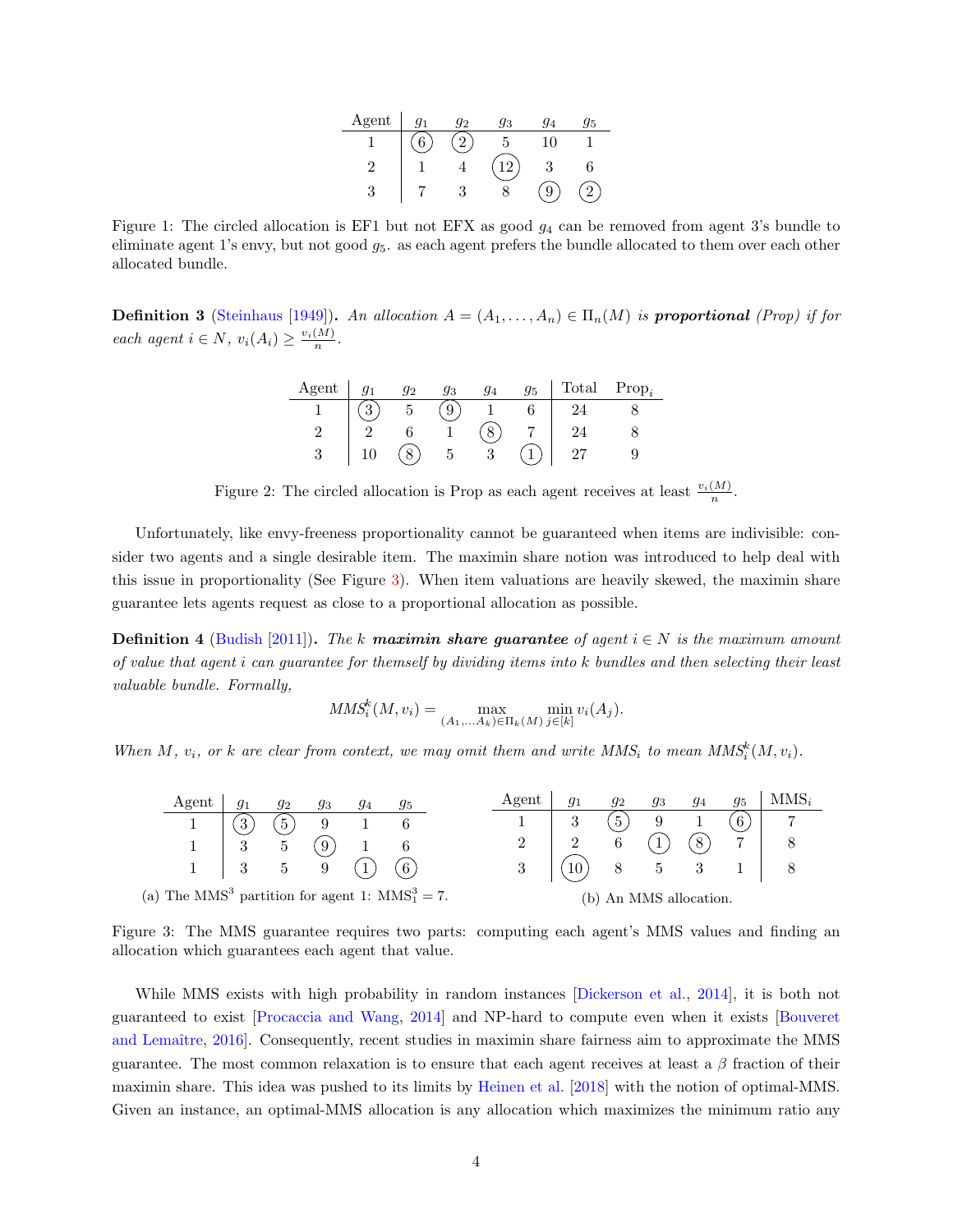| Agent | $g_1$ | $g_2$ | $g_3$ | $g_4$ | $g_5$ |
|---|---|---|---|---|---|
| 1 | (6) | (2) | 5 | 10 | 1 |
| 2 | 1 | 4 | (12) | 3 | 6 |
| 3 | 7 | 3 | 8 | (9) | (2) |

Figure 1: The circled allocation is EF1 but not EFX as good $g_4$ can be removed from agent 3's bundle to eliminate agent 1's envy, but not good $g_5$. as each agent prefers the bundle allocated to them over each other allocated bundle.

**Definition 3** (Steinhaus [1949]). *An allocation $A = (A_1, \ldots, A_n) \in \Pi_n(M)$ is **proportional** (Prop) if for each agent $i \in N$, $v_i(A_i) \geq \frac{v_i(M)}{n}$.*

| Agent | $g_1$ | $g_2$ | $g_3$ | $g_4$ | $g_5$ | Total | $\text{Prop}_i$ |
|---|---|---|---|---|---|---|---|
| 1 | (3) | 5 | (9) | 1 | 6 | 24 | 8 |
| 2 | 2 | 6 | 1 | (8) | 7 | 24 | 8 |
| 3 | 10 | (8) | 5 | 3 | (1) | 27 | 9 |

Figure 2: The circled allocation is Prop as each agent receives at least $\frac{v_i(M)}{n}$.

Unfortunately, like envy-freeness proportionality cannot be guaranteed when items are indivisible: consider two agents and a single desirable item. The maximin share notion was introduced to help deal with this issue in proportionality (See Figure 3). When item valuations are heavily skewed, the maximin share guarantee lets agents request as close to a proportional allocation as possible.

**Definition 4** (Budish [2011]). *The $k$ **maximin share guarantee** of agent $i \in N$ is the maximum amount of value that agent $i$ can guarantee for themself by dividing items into $k$ bundles and then selecting their least valuable bundle. Formally,*

$$MMS_i^k(M, v_i) = \max_{(A_1, \ldots A_k) \in \Pi_k(M)} \min_{j \in [k]} v_i(A_j).$$

*When $M$, $v_i$, or $k$ are clear from context, we may omit them and write $MMS_i$ to mean $MMS_i^k(M, v_i)$.*

| Agent | $g_1$ | $g_2$ | $g_3$ | $g_4$ | $g_5$ |
|---|---|---|---|---|---|
| 1 | (3) | (5) | 9 | 1 | 6 |
| 1 | 3 | 5 | (9) | 1 | 6 |
| 1 | 3 | 5 | 9 | (1) | (6) |

(a) The $\text{MMS}^3$ partition for agent 1: $\text{MMS}_1^3 = 7$.

| Agent | $g_1$ | $g_2$ | $g_3$ | $g_4$ | $g_5$ | $\text{MMS}_i$ |
|---|---|---|---|---|---|---|
| 1 | 3 | (5) | 9 | 1 | (6) | 7 |
| 2 | 2 | 6 | (1) | (8) | 7 | 8 |
| 3 | (10) | 8 | 5 | 3 | 1 | 8 |

(b) An MMS allocation.

Figure 3: The MMS guarantee requires two parts: computing each agent's MMS values and finding an allocation which guarantees each agent that value.

While MMS exists with high probability in random instances [Dickerson et al., 2014], it is both not guaranteed to exist [Procaccia and Wang, 2014] and NP-hard to compute even when it exists [Bouveret and Lemaître, 2016]. Consequently, recent studies in maximin share fairness aim to approximate the MMS guarantee. The most common relaxation is to ensure that each agent receives at least a $\beta$ fraction of their maximin share. This idea was pushed to its limits by Heinen et al. [2018] with the notion of optimal-MMS. Given an instance, an optimal-MMS allocation is any allocation which maximizes the minimum ratio any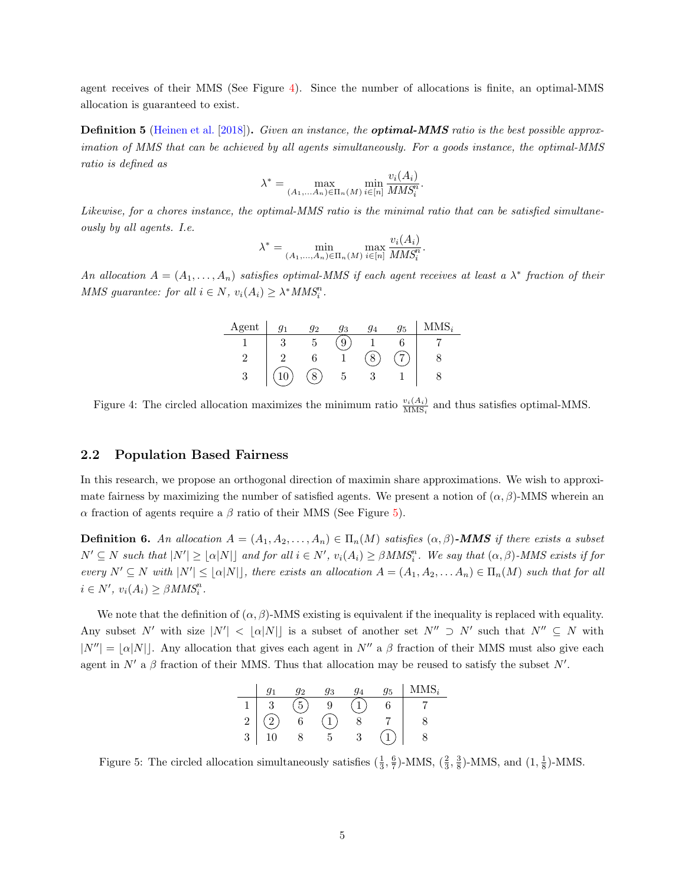agent receives of their MMS (See Figure 4). Since the number of allocations is finite, an optimal-MMS allocation is guaranteed to exist.

**Definition 5** (Heinen et al. [2018])**.** *Given an instance, the **optimal-MMS** ratio is the best possible approximation of MMS that can be achieved by all agents simultaneously. For a goods instance, the optimal-MMS ratio is defined as*

$$\lambda^* = \max_{(A_1,\ldots A_n)\in\Pi_n(M)} \min_{i\in[n]} \frac{v_i(A_i)}{MMS_i^n}.$$

*Likewise, for a chores instance, the optimal-MMS ratio is the minimal ratio that can be satisfied simultaneously by all agents. I.e.*

$$\lambda^* = \min_{(A_1,\ldots,A_n)\in\Pi_n(M)} \max_{i\in[n]} \frac{v_i(A_i)}{MMS_i^n}.$$

*An allocation $A = (A_1, \ldots, A_n)$ satisfies optimal-MMS if each agent receives at least a $\lambda^*$ fraction of their MMS guarantee: for all $i \in N$, $v_i(A_i) \geq \lambda^* MMS_i^n$.*

| Agent | $g_1$ | $g_2$ | $g_3$ | $g_4$ | $g_5$ | $\text{MMS}_i$ |
|---|---|---|---|---|---|---|
| 1 | 3 | 5 | (9) | 1 | 6 | 7 |
| 2 | 2 | 6 | 1 | (8) | (7) | 8 |
| 3 | (10) | (8) | 5 | 3 | 1 | 8 |

Figure 4: The circled allocation maximizes the minimum ratio $\frac{v_i(A_i)}{\text{MMS}_i}$ and thus satisfies optimal-MMS.

## 2.2 Population Based Fairness

In this research, we propose an orthogonal direction of maximin share approximations. We wish to approximate fairness by maximizing the number of satisfied agents. We present a notion of $(\alpha, \beta)$-MMS wherein an $\alpha$ fraction of agents require a $\beta$ ratio of their MMS (See Figure 5).

**Definition 6.** *An allocation $A = (A_1, A_2, \ldots, A_n) \in \Pi_n(M)$ satisfies $(\alpha, \beta)$-**MMS** if there exists a subset $N' \subseteq N$ such that $|N'| \geq \lfloor \alpha |N| \rfloor$ and for all $i \in N'$, $v_i(A_i) \geq \beta MMS_i^n$. We say that $(\alpha, \beta)$-MMS exists if for every $N' \subseteq N$ with $|N'| \leq \lfloor \alpha |N| \rfloor$, there exists an allocation $A = (A_1, A_2, \ldots A_n) \in \Pi_n(M)$ such that for all $i \in N'$, $v_i(A_i) \geq \beta MMS_i^n$.*

We note that the definition of $(\alpha, \beta)$-MMS existing is equivalent if the inequality is replaced with equality. Any subset $N'$ with size $|N'| < \lfloor \alpha |N| \rfloor$ is a subset of another set $N'' \supset N'$ such that $N'' \subseteq N$ with $|N''| = \lfloor \alpha |N| \rfloor$. Any allocation that gives each agent in $N''$ a $\beta$ fraction of their MMS must also give each agent in $N'$ a $\beta$ fraction of their MMS. Thus that allocation may be reused to satisfy the subset $N'$.

| | $g_1$ | $g_2$ | $g_3$ | $g_4$ | $g_5$ | $\text{MMS}_i$ |
|---|---|---|---|---|---|---|
| 1 | 3 | (5) | 9 | (1) | 6 | 7 |
| 2 | (2) | 6 | (1) | 8 | 7 | 8 |
| 3 | 10 | 8 | 5 | 3 | (1) | 8 |

Figure 5: The circled allocation simultaneously satisfies $(\frac{1}{3}, \frac{6}{7})$-MMS, $(\frac{2}{3}, \frac{3}{8})$-MMS, and $(1, \frac{1}{8})$-MMS.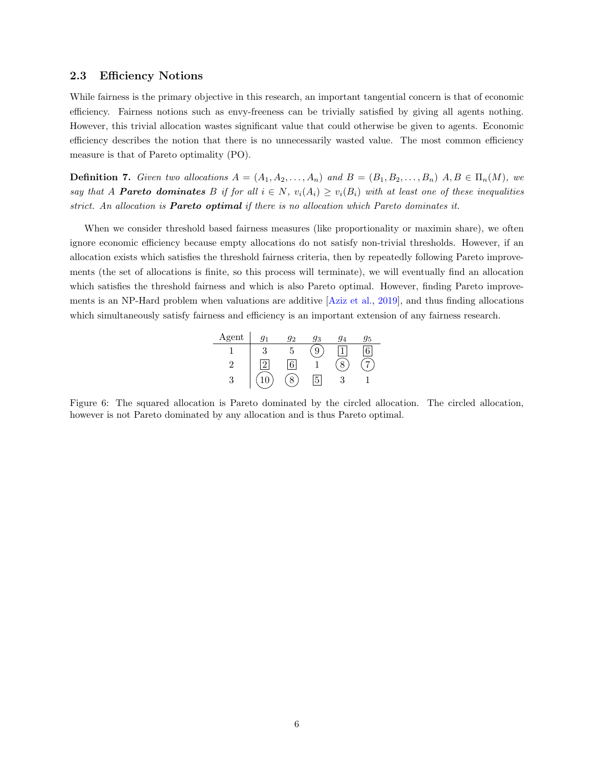### 2.3 Efficiency Notions

While fairness is the primary objective in this research, an important tangential concern is that of economic efficiency. Fairness notions such as envy-freeness can be trivially satisfied by giving all agents nothing. However, this trivial allocation wastes significant value that could otherwise be given to agents. Economic efficiency describes the notion that there is no unnecessarily wasted value. The most common efficiency measure is that of Pareto optimality (PO).

**Definition 7.** *Given two allocations $A = (A_1, A_2, \ldots, A_n)$ and $B = (B_1, B_2, \ldots, B_n)$ $A, B \in \Pi_n(M)$, we say that $A$ **Pareto dominates** $B$ if for all $i \in N$, $v_i(A_i) \geq v_i(B_i)$ with at least one of these inequalities strict. An allocation is **Pareto optimal** if there is no allocation which Pareto dominates it.*

When we consider threshold based fairness measures (like proportionality or maximin share), we often ignore economic efficiency because empty allocations do not satisfy non-trivial thresholds. However, if an allocation exists which satisfies the threshold fairness criteria, then by repeatedly following Pareto improvements (the set of allocations is finite, so this process will terminate), we will eventually find an allocation which satisfies the threshold fairness and which is also Pareto optimal. However, finding Pareto improvements is an NP-Hard problem when valuations are additive [Aziz et al., 2019], and thus finding allocations which simultaneously satisfy fairness and efficiency is an important extension of any fairness research.

| Agent | $g_1$ | $g_2$ | $g_3$ | $g_4$ | $g_5$ |
|---|---|---|---|---|---|
| 1 | 3 | 5 | (9) | [1] | [6] |
| 2 | [2] | [6] | 1 | (8) | (7) |
| 3 | (10) | (8) | [5] | 3 | 1 |

Figure 6: The squared allocation is Pareto dominated by the circled allocation. The circled allocation, however is not Pareto dominated by any allocation and is thus Pareto optimal.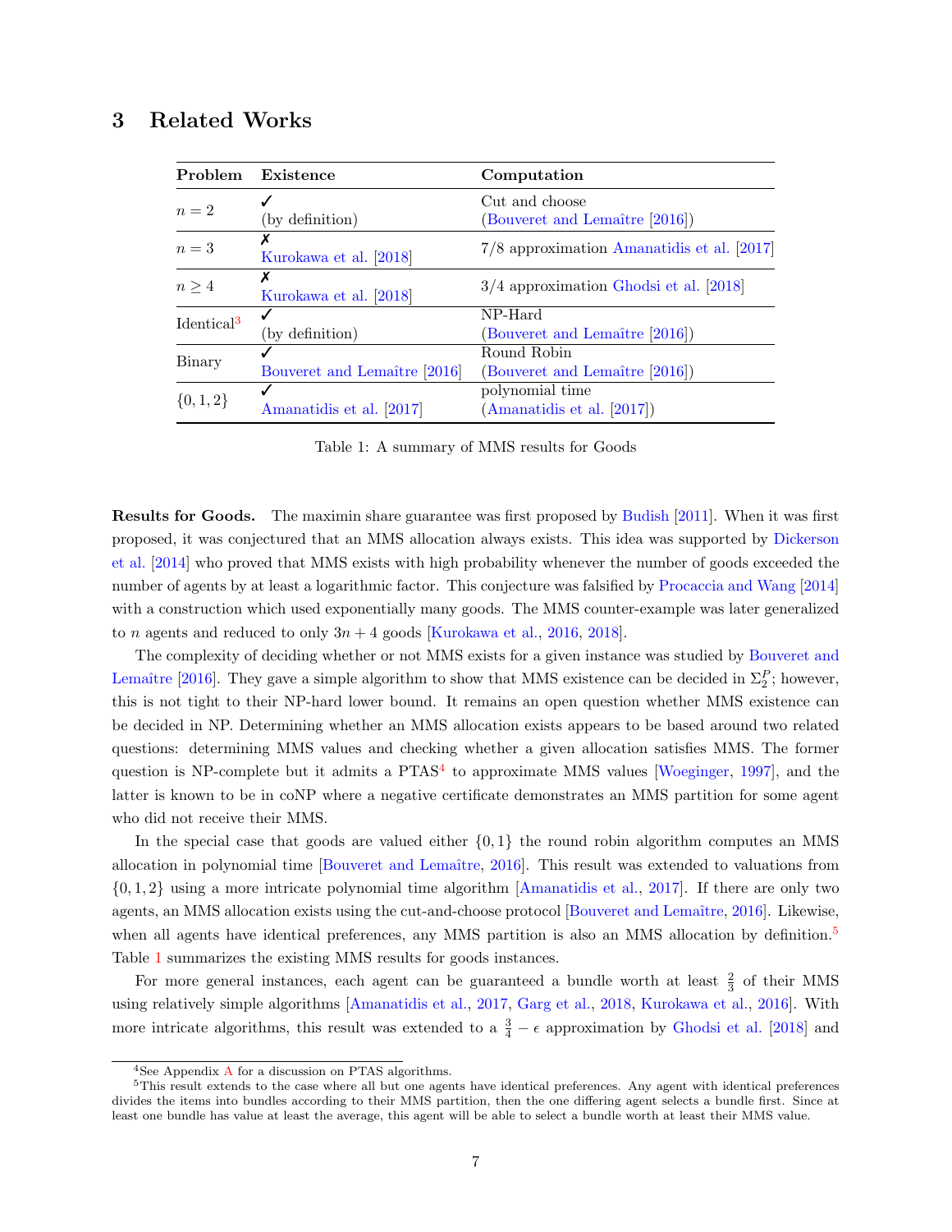## 3 Related Works

| Problem | Existence | Computation |
|---|---|---|
| $n = 2$ | ✓ (by definition) | Cut and choose (Bouveret and Lemaître [2016]) |
| $n = 3$ | ✗ Kurokawa et al. [2018] | 7/8 approximation Amanatidis et al. [2017] |
| $n \geq 4$ | ✗ Kurokawa et al. [2018] | 3/4 approximation Ghodsi et al. [2018] |
| Identical[3] | ✓ (by definition) | NP-Hard (Bouveret and Lemaître [2016]) |
| Binary | ✓ Bouveret and Lemaître [2016] | Round Robin (Bouveret and Lemaître [2016]) |
| $\{0, 1, 2\}$ | ✓ Amanatidis et al. [2017] | polynomial time (Amanatidis et al. [2017]) |

Table 1: A summary of MMS results for Goods

**Results for Goods.** The maximin share guarantee was first proposed by Budish [2011]. When it was first proposed, it was conjectured that an MMS allocation always exists. This idea was supported by Dickerson et al. [2014] who proved that MMS exists with high probability whenever the number of goods exceeded the number of agents by at least a logarithmic factor. This conjecture was falsified by Procaccia and Wang [2014] with a construction which used exponentially many goods. The MMS counter-example was later generalized to $n$ agents and reduced to only $3n + 4$ goods [Kurokawa et al., 2016, 2018].

The complexity of deciding whether or not MMS exists for a given instance was studied by Bouveret and Lemaître [2016]. They gave a simple algorithm to show that MMS existence can be decided in $\Sigma_2^P$; however, this is not tight to their NP-hard lower bound. It remains an open question whether MMS existence can be decided in NP. Determining whether an MMS allocation exists appears to be based around two related questions: determining MMS values and checking whether a given allocation satisfies MMS. The former question is NP-complete but it admits a PTAS[4] to approximate MMS values [Woeginger, 1997], and the latter is known to be in coNP where a negative certificate demonstrates an MMS partition for some agent who did not receive their MMS.

In the special case that goods are valued either $\{0, 1\}$ the round robin algorithm computes an MMS allocation in polynomial time [Bouveret and Lemaître, 2016]. This result was extended to valuations from $\{0, 1, 2\}$ using a more intricate polynomial time algorithm [Amanatidis et al., 2017]. If there are only two agents, an MMS allocation exists using the cut-and-choose protocol [Bouveret and Lemaître, 2016]. Likewise, when all agents have identical preferences, any MMS partition is also an MMS allocation by definition.[5] Table 1 summarizes the existing MMS results for goods instances.

For more general instances, each agent can be guaranteed a bundle worth at least $\frac{2}{3}$ of their MMS using relatively simple algorithms [Amanatidis et al., 2017, Garg et al., 2018, Kurokawa et al., 2016]. With more intricate algorithms, this result was extended to a $\frac{3}{4} - \epsilon$ approximation by Ghodsi et al. [2018] and

[4]See Appendix A for a discussion on PTAS algorithms.

[5]This result extends to the case where all but one agents have identical preferences. Any agent with identical preferences divides the items into bundles according to their MMS partition, then the one differing agent selects a bundle first. Since at least one bundle has value at least the average, this agent will be able to select a bundle worth at least their MMS value.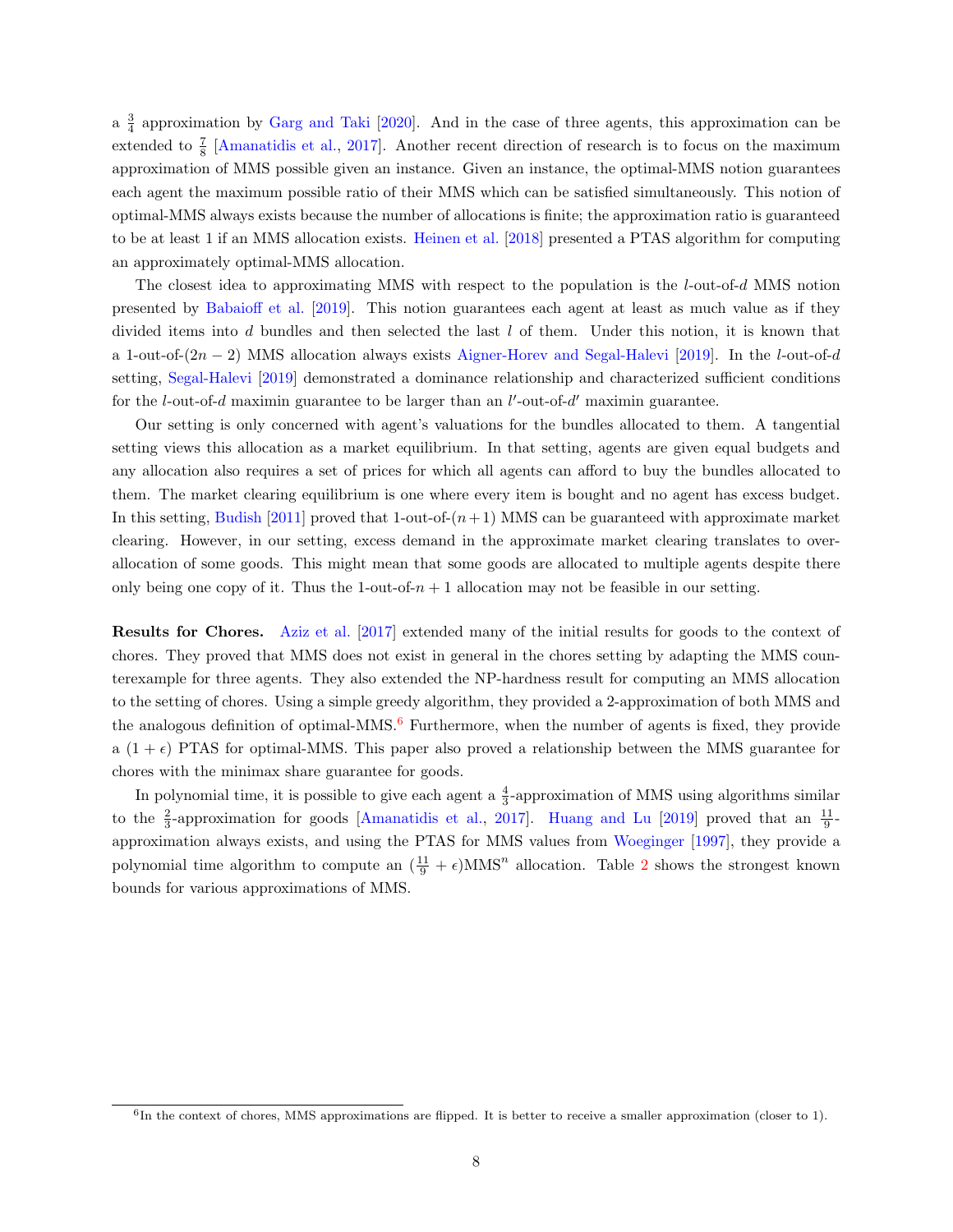a $\frac{3}{4}$ approximation by Garg and Taki [2020]. And in the case of three agents, this approximation can be extended to $\frac{7}{8}$ [Amanatidis et al., 2017]. Another recent direction of research is to focus on the maximum approximation of MMS possible given an instance. Given an instance, the optimal-MMS notion guarantees each agent the maximum possible ratio of their MMS which can be satisfied simultaneously. This notion of optimal-MMS always exists because the number of allocations is finite; the approximation ratio is guaranteed to be at least 1 if an MMS allocation exists. Heinen et al. [2018] presented a PTAS algorithm for computing an approximately optimal-MMS allocation.

The closest idea to approximating MMS with respect to the population is the $l$-out-of-$d$ MMS notion presented by Babaioff et al. [2019]. This notion guarantees each agent at least as much value as if they divided items into $d$ bundles and then selected the last $l$ of them. Under this notion, it is known that a 1-out-of-$(2n-2)$ MMS allocation always exists Aigner-Horev and Segal-Halevi [2019]. In the $l$-out-of-$d$ setting, Segal-Halevi [2019] demonstrated a dominance relationship and characterized sufficient conditions for the $l$-out-of-$d$ maximin guarantee to be larger than an $l'$-out-of-$d'$ maximin guarantee.

Our setting is only concerned with agent's valuations for the bundles allocated to them. A tangential setting views this allocation as a market equilibrium. In that setting, agents are given equal budgets and any allocation also requires a set of prices for which all agents can afford to buy the bundles allocated to them. The market clearing equilibrium is one where every item is bought and no agent has excess budget. In this setting, Budish [2011] proved that 1-out-of-$(n+1)$ MMS can be guaranteed with approximate market clearing. However, in our setting, excess demand in the approximate market clearing translates to over-allocation of some goods. This might mean that some goods are allocated to multiple agents despite there only being one copy of it. Thus the 1-out-of-$n+1$ allocation may not be feasible in our setting.

**Results for Chores.** Aziz et al. [2017] extended many of the initial results for goods to the context of chores. They proved that MMS does not exist in general in the chores setting by adapting the MMS counterexample for three agents. They also extended the NP-hardness result for computing an MMS allocation to the setting of chores. Using a simple greedy algorithm, they provided a 2-approximation of both MMS and the analogous definition of optimal-MMS.[6] Furthermore, when the number of agents is fixed, they provide a $(1+\epsilon)$ PTAS for optimal-MMS. This paper also proved a relationship between the MMS guarantee for chores with the minimax share guarantee for goods.

In polynomial time, it is possible to give each agent a $\frac{4}{3}$-approximation of MMS using algorithms similar to the $\frac{2}{3}$-approximation for goods [Amanatidis et al., 2017]. Huang and Lu [2019] proved that an $\frac{11}{9}$-approximation always exists, and using the PTAS for MMS values from Woeginger [1997], they provide a polynomial time algorithm to compute an $(\frac{11}{9}+\epsilon)\text{MMS}^n$ allocation. Table 2 shows the strongest known bounds for various approximations of MMS.

[6] In the context of chores, MMS approximations are flipped. It is better to receive a smaller approximation (closer to 1).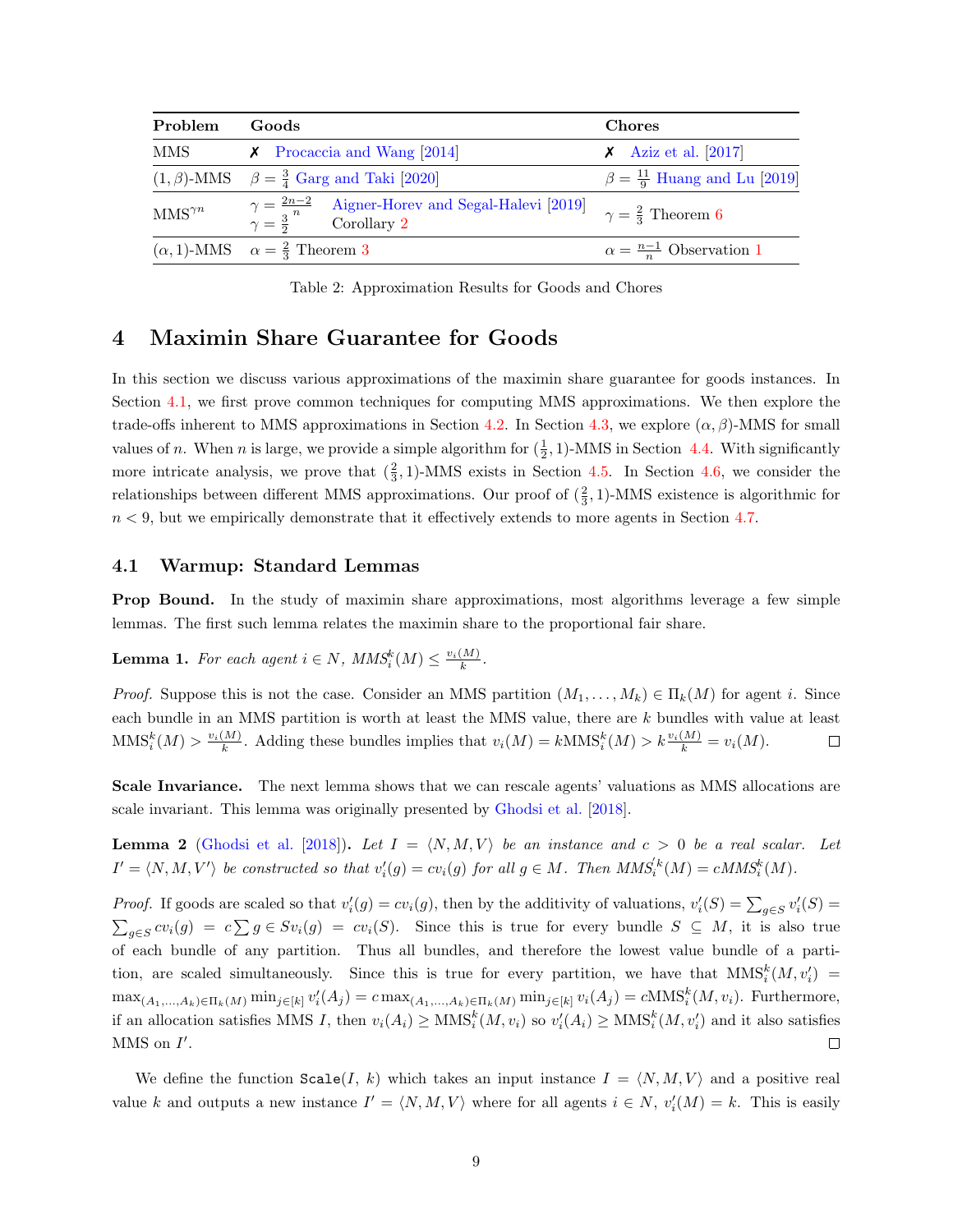| Problem | Goods | Chores |
|---|---|---|
| MMS | ✗ Procaccia and Wang [2014] | ✗ Aziz et al. [2017] |
| $(1,\beta)$-MMS | $\beta = \frac{3}{4}$ Garg and Taki [2020] | $\beta = \frac{11}{9}$ Huang and Lu [2019] |
| $\text{MMS}^{\gamma n}$ | $\gamma = \frac{2n-2}{n}$ Aigner-Horev and Segal-Halevi [2019]; $\gamma = \frac{3}{2}$ Corollary 2 | $\gamma = \frac{2}{3}$ Theorem 6 |
| $(\alpha,1)$-MMS | $\alpha = \frac{2}{3}$ Theorem 3 | $\alpha = \frac{n-1}{n}$ Observation 1 |

Table 2: Approximation Results for Goods and Chores

# 4 Maximin Share Guarantee for Goods

In this section we discuss various approximations of the maximin share guarantee for goods instances. In Section 4.1, we first prove common techniques for computing MMS approximations. We then explore the trade-offs inherent to MMS approximations in Section 4.2. In Section 4.3, we explore $(\alpha, \beta)$-MMS for small values of $n$. When $n$ is large, we provide a simple algorithm for $(\frac{1}{2}, 1)$-MMS in Section 4.4. With significantly more intricate analysis, we prove that $(\frac{2}{3}, 1)$-MMS exists in Section 4.5. In Section 4.6, we consider the relationships between different MMS approximations. Our proof of $(\frac{2}{3}, 1)$-MMS existence is algorithmic for $n < 9$, but we empirically demonstrate that it effectively extends to more agents in Section 4.7.

## 4.1 Warmup: Standard Lemmas

**Prop Bound.** In the study of maximin share approximations, most algorithms leverage a few simple lemmas. The first such lemma relates the maximin share to the proportional fair share.

**Lemma 1.** *For each agent $i \in N$, $\text{MMS}_i^k(M) \leq \frac{v_i(M)}{k}$.*

*Proof.* Suppose this is not the case. Consider an MMS partition $(M_1, \ldots, M_k) \in \Pi_k(M)$ for agent $i$. Since each bundle in an MMS partition is worth at least the MMS value, there are $k$ bundles with value at least $\text{MMS}_i^k(M) > \frac{v_i(M)}{k}$. Adding these bundles implies that $v_i(M) = k\text{MMS}_i^k(M) > k\frac{v_i(M)}{k} = v_i(M)$. □

**Scale Invariance.** The next lemma shows that we can rescale agents' valuations as MMS allocations are scale invariant. This lemma was originally presented by Ghodsi et al. [2018].

**Lemma 2** (Ghodsi et al. [2018])**.** *Let $I = \langle N, M, V \rangle$ be an instance and $c > 0$ be a real scalar. Let $I' = \langle N, M, V' \rangle$ be constructed so that $v_i'(g) = cv_i(g)$ for all $g \in M$. Then $\text{MMS}_i'^k(M) = c\text{MMS}_i^k(M)$.*

*Proof.* If goods are scaled so that $v_i'(g) = cv_i(g)$, then by the additivity of valuations, $v_i'(S) = \sum_{g \in S} v_i'(S) = \sum_{g \in S} cv_i(g) = c \sum g \in S v_i(g) = cv_i(S)$. Since this is true for every bundle $S \subseteq M$, it is also true of each bundle of any partition. Thus all bundles, and therefore the lowest value bundle of a partition, are scaled simultaneously. Since this is true for every partition, we have that $\text{MMS}_i^k(M, v_i') = \max_{(A_1,\ldots,A_k) \in \Pi_k(M)} \min_{j \in [k]} v_i'(A_j) = c \max_{(A_1,\ldots,A_k) \in \Pi_k(M)} \min_{j \in [k]} v_i(A_j) = c\text{MMS}_i^k(M, v_i)$. Furthermore, if an allocation satisfies MMS $I$, then $v_i(A_i) \geq \text{MMS}_i^k(M, v_i)$ so $v_i'(A_i) \geq \text{MMS}_i^k(M, v_i')$ and it also satisfies MMS on $I'$. □

We define the function `Scale(I, k)` which takes an input instance $I = \langle N, M, V \rangle$ and a positive real value $k$ and outputs a new instance $I' = \langle N, M, V \rangle$ where for all agents $i \in N$, $v_i'(M) = k$. This is easily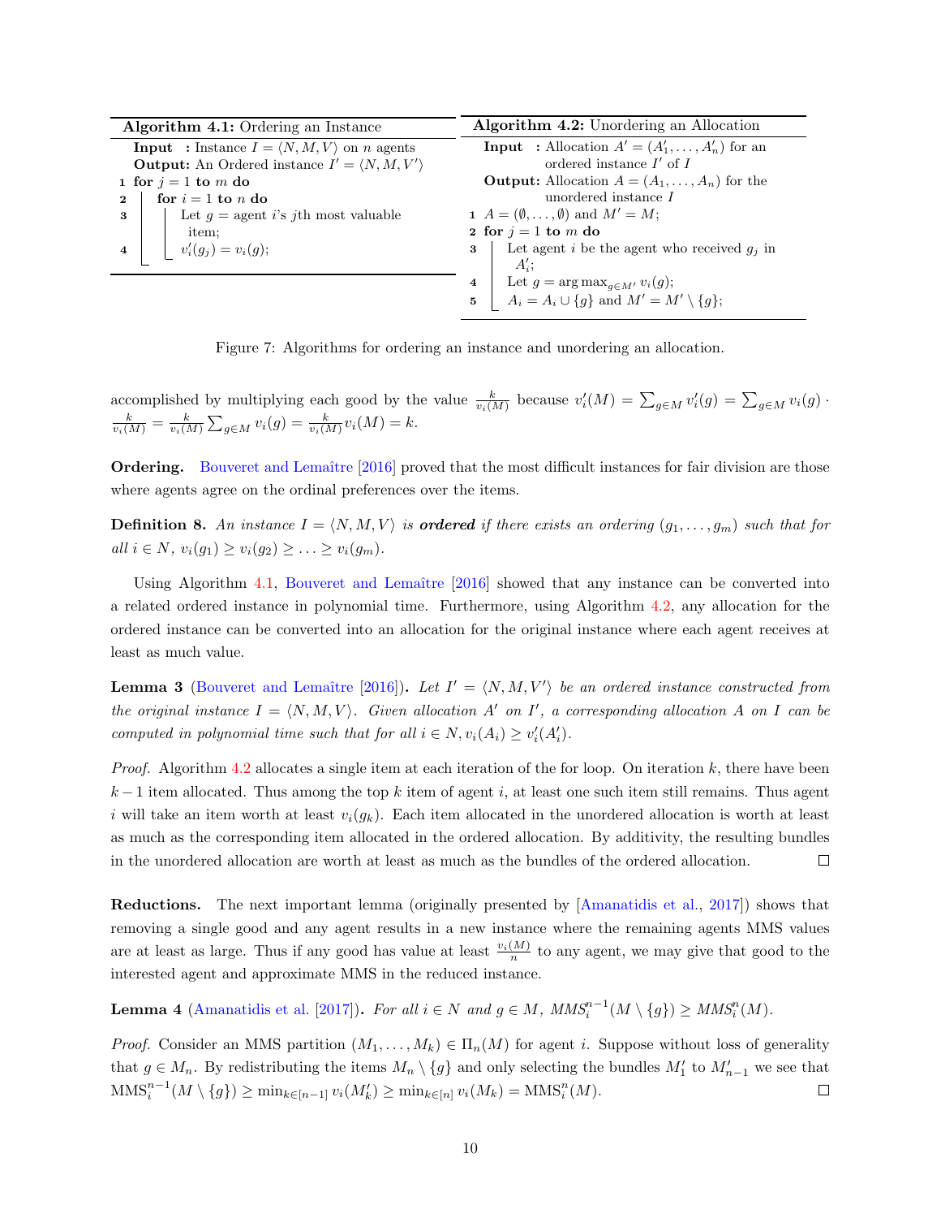**Algorithm 4.1:** Ordering an Instance

```
Input  : Instance I = ⟨N, M, V⟩ on n agents
Output: An Ordered instance I' = ⟨N, M, V'⟩
1 for j = 1 to m do
2   for i = 1 to n do
3     Let g = agent i's jth most valuable item;
4     v'_i(g_j) = v_i(g);
```

**Algorithm 4.2:** Unordering an Allocation

```
Input  : Allocation A' = (A'_1, ..., A'_n) for an ordered instance I' of I
Output: Allocation A = (A_1, ..., A_n) for the unordered instance I
1 A = (∅, ..., ∅) and M' = M;
2 for j = 1 to m do
3   Let agent i be the agent who received g_j in A'_i;
4   Let g = arg max_{g ∈ M'} v_i(g);
5   A_i = A_i ∪ {g} and M' = M' \ {g};
```

Figure 7: Algorithms for ordering an instance and unordering an allocation.

accomplished by multiplying each good by the value $\frac{k}{v_i(M)}$ because $v'_i(M) = \sum_{g \in M} v'_i(g) = \sum_{g \in M} v_i(g) \cdot \frac{k}{v_i(M)} = \frac{k}{v_i(M)} \sum_{g \in M} v_i(g) = \frac{k}{v_i(M)} v_i(M) = k$.

**Ordering.** Bouveret and Lemaître [2016] proved that the most difficult instances for fair division are those where agents agree on the ordinal preferences over the items.

**Definition 8.** *An instance $I = \langle N, M, V \rangle$ is **ordered** if there exists an ordering $(g_1, \ldots, g_m)$ such that for all $i \in N$, $v_i(g_1) \geq v_i(g_2) \geq \ldots \geq v_i(g_m)$.*

Using Algorithm 4.1, Bouveret and Lemaître [2016] showed that any instance can be converted into a related ordered instance in polynomial time. Furthermore, using Algorithm 4.2, any allocation for the ordered instance can be converted into an allocation for the original instance where each agent receives at least as much value.

**Lemma 3** (Bouveret and Lemaître [2016]). *Let $I' = \langle N, M, V' \rangle$ be an ordered instance constructed from the original instance $I = \langle N, M, V \rangle$. Given allocation $A'$ on $I'$, a corresponding allocation $A$ on $I$ can be computed in polynomial time such that for all $i \in N, v_i(A_i) \geq v'_i(A'_i)$.*

*Proof.* Algorithm 4.2 allocates a single item at each iteration of the for loop. On iteration $k$, there have been $k-1$ item allocated. Thus among the top $k$ item of agent $i$, at least one such item still remains. Thus agent $i$ will take an item worth at least $v_i(g_k)$. Each item allocated in the unordered allocation is worth at least as much as the corresponding item allocated in the ordered allocation. By additivity, the resulting bundles in the unordered allocation are worth at least as much as the bundles of the ordered allocation. □

**Reductions.** The next important lemma (originally presented by [Amanatidis et al., 2017]) shows that removing a single good and any agent results in a new instance where the remaining agents MMS values are at least as large. Thus if any good has value at least $\frac{v_i(M)}{n}$ to any agent, we may give that good to the interested agent and approximate MMS in the reduced instance.

**Lemma 4** (Amanatidis et al. [2017]). *For all $i \in N$ and $g \in M$, $MMS_i^{n-1}(M \setminus \{g\}) \geq MMS_i^n(M)$.*

*Proof.* Consider an MMS partition $(M_1, \ldots, M_k) \in \Pi_n(M)$ for agent $i$. Suppose without loss of generality that $g \in M_n$. By redistributing the items $M_n \setminus \{g\}$ and only selecting the bundles $M'_1$ to $M'_{n-1}$ we see that $\text{MMS}_i^{n-1}(M \setminus \{g\}) \geq \min_{k \in [n-1]} v_i(M'_k) \geq \min_{k \in [n]} v_i(M_k) = \text{MMS}_i^n(M)$. □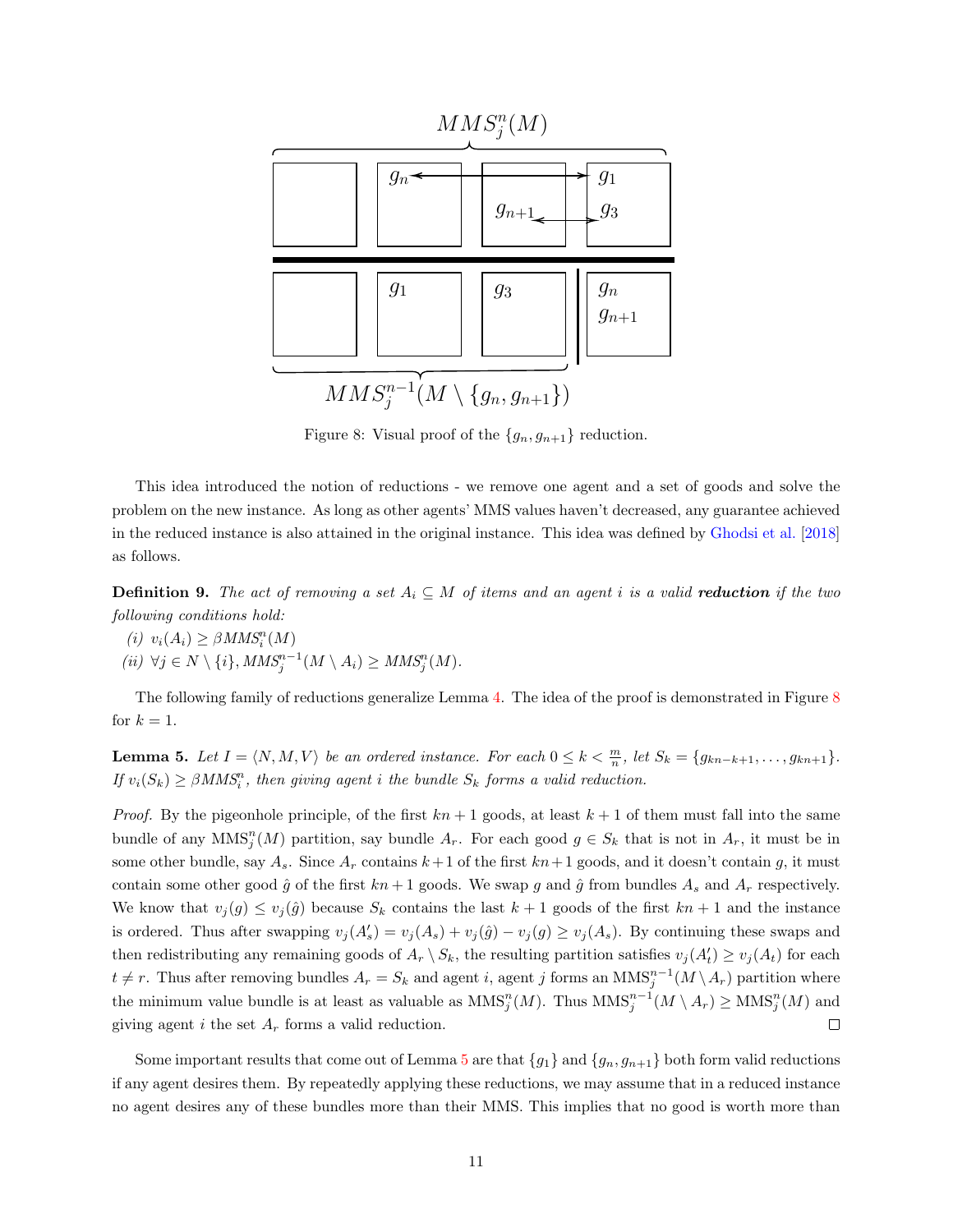Figure 8: Visual proof of the $\{g_n, g_{n+1}\}$ reduction.

This idea introduced the notion of reductions - we remove one agent and a set of goods and solve the problem on the new instance. As long as other agents' MMS values haven't decreased, any guarantee achieved in the reduced instance is also attained in the original instance. This idea was defined by Ghodsi et al. [2018] as follows.

**Definition 9.** *The act of removing a set $A_i \subseteq M$ of items and an agent $i$ is a valid* ***reduction*** *if the two following conditions hold:*

*(i)* $v_i(A_i) \geq \beta MMS_i^n(M)$

*(ii)* $\forall j \in N \setminus \{i\}, MMS_j^{n-1}(M \setminus A_i) \geq MMS_j^n(M)$.

The following family of reductions generalize Lemma 4. The idea of the proof is demonstrated in Figure 8 for $k = 1$.

**Lemma 5.** *Let $I = \langle N, M, V \rangle$ be an ordered instance. For each $0 \leq k < \frac{m}{n}$, let $S_k = \{g_{kn-k+1}, \ldots, g_{kn+1}\}$. If $v_i(S_k) \geq \beta MMS_i^n$, then giving agent $i$ the bundle $S_k$ forms a valid reduction.*

*Proof.* By the pigeonhole principle, of the first $kn+1$ goods, at least $k+1$ of them must fall into the same bundle of any $\text{MMS}_j^n(M)$ partition, say bundle $A_r$. For each good $g \in S_k$ that is not in $A_r$, it must be in some other bundle, say $A_s$. Since $A_r$ contains $k+1$ of the first $kn+1$ goods, and it doesn't contain $g$, it must contain some other good $\hat{g}$ of the first $kn+1$ goods. We swap $g$ and $\hat{g}$ from bundles $A_s$ and $A_r$ respectively. We know that $v_j(g) \leq v_j(\hat{g})$ because $S_k$ contains the last $k+1$ goods of the first $kn+1$ and the instance is ordered. Thus after swapping $v_j(A'_s) = v_j(A_s) + v_j(\hat{g}) - v_j(g) \geq v_j(A_s)$. By continuing these swaps and then redistributing any remaining goods of $A_r \setminus S_k$, the resulting partition satisfies $v_j(A'_t) \geq v_j(A_t)$ for each $t \neq r$. Thus after removing bundles $A_r = S_k$ and agent $i$, agent $j$ forms an $\text{MMS}_j^{n-1}(M \setminus A_r)$ partition where the minimum value bundle is at least as valuable as $\text{MMS}_j^n(M)$. Thus $\text{MMS}_j^{n-1}(M \setminus A_r) \geq \text{MMS}_j^n(M)$ and giving agent $i$ the set $A_r$ forms a valid reduction. □

Some important results that come out of Lemma 5 are that $\{g_1\}$ and $\{g_n, g_{n+1}\}$ both form valid reductions if any agent desires them. By repeatedly applying these reductions, we may assume that in a reduced instance no agent desires any of these bundles more than their MMS. This implies that no good is worth more than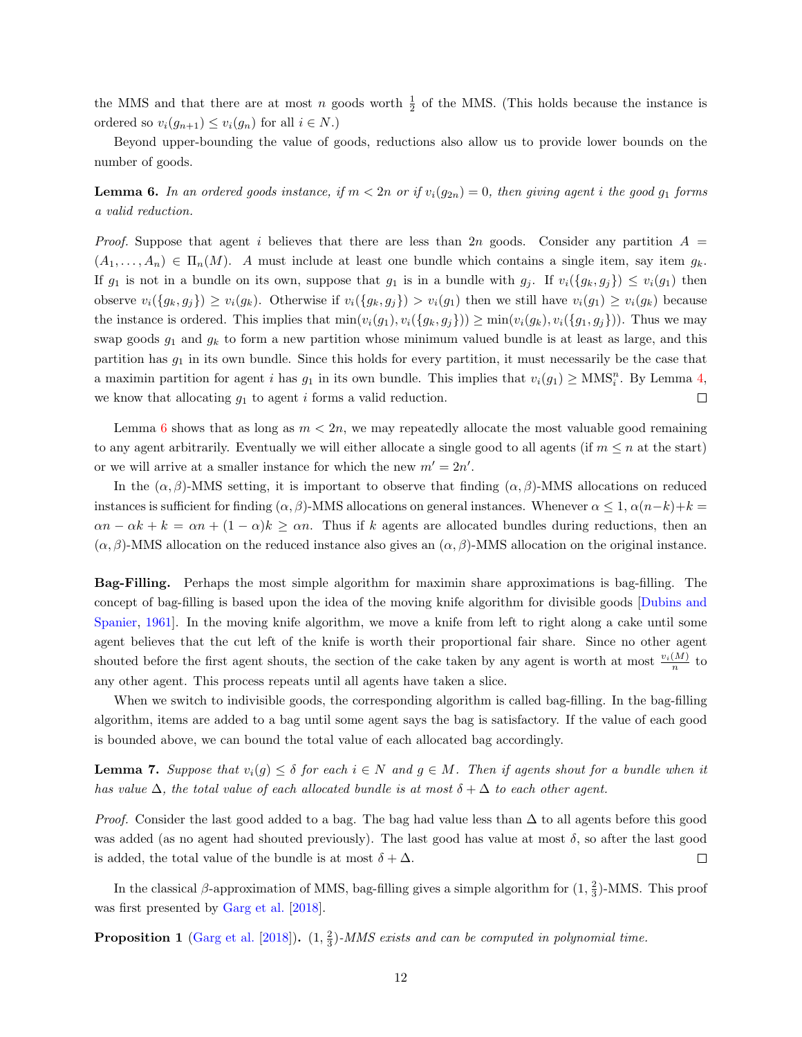the MMS and that there are at most $n$ goods worth $\frac{1}{2}$ of the MMS. (This holds because the instance is ordered so $v_i(g_{n+1}) \leq v_i(g_n)$ for all $i \in N$.)

Beyond upper-bounding the value of goods, reductions also allow us to provide lower bounds on the number of goods.

**Lemma 6.** *In an ordered goods instance, if $m < 2n$ or if $v_i(g_{2n}) = 0$, then giving agent $i$ the good $g_1$ forms a valid reduction.*

*Proof.* Suppose that agent $i$ believes that there are less than $2n$ goods. Consider any partition $A = (A_1, \ldots, A_n) \in \Pi_n(M)$. $A$ must include at least one bundle which contains a single item, say item $g_k$. If $g_1$ is not in a bundle on its own, suppose that $g_1$ is in a bundle with $g_j$. If $v_i(\{g_k, g_j\}) \leq v_i(g_1)$ then observe $v_i(\{g_k, g_j\}) \geq v_i(g_k)$. Otherwise if $v_i(\{g_k, g_j\}) > v_i(g_1)$ then we still have $v_i(g_1) \geq v_i(g_k)$ because the instance is ordered. This implies that $\min(v_i(g_1), v_i(\{g_k, g_j\})) \geq \min(v_i(g_k), v_i(\{g_1, g_j\}))$. Thus we may swap goods $g_1$ and $g_k$ to form a new partition whose minimum valued bundle is at least as large, and this partition has $g_1$ in its own bundle. Since this holds for every partition, it must necessarily be the case that a maximin partition for agent $i$ has $g_1$ in its own bundle. This implies that $v_i(g_1) \geq \text{MMS}_i^n$. By Lemma 4, we know that allocating $g_1$ to agent $i$ forms a valid reduction. □

Lemma 6 shows that as long as $m < 2n$, we may repeatedly allocate the most valuable good remaining to any agent arbitrarily. Eventually we will either allocate a single good to all agents (if $m \leq n$ at the start) or we will arrive at a smaller instance for which the new $m' = 2n'$.

In the $(\alpha, \beta)$-MMS setting, it is important to observe that finding $(\alpha, \beta)$-MMS allocations on reduced instances is sufficient for finding $(\alpha, \beta)$-MMS allocations on general instances. Whenever $\alpha \leq 1$, $\alpha(n-k)+k = \alpha n - \alpha k + k = \alpha n + (1-\alpha)k \geq \alpha n$. Thus if $k$ agents are allocated bundles during reductions, then an $(\alpha, \beta)$-MMS allocation on the reduced instance also gives an $(\alpha, \beta)$-MMS allocation on the original instance.

**Bag-Filling.** Perhaps the most simple algorithm for maximin share approximations is bag-filling. The concept of bag-filling is based upon the idea of the moving knife algorithm for divisible goods [Dubins and Spanier, 1961]. In the moving knife algorithm, we move a knife from left to right along a cake until some agent believes that the cut left of the knife is worth their proportional fair share. Since no other agent shouted before the first agent shouts, the section of the cake taken by any agent is worth at most $\frac{v_i(M)}{n}$ to any other agent. This process repeats until all agents have taken a slice.

When we switch to indivisible goods, the corresponding algorithm is called bag-filling. In the bag-filling algorithm, items are added to a bag until some agent says the bag is satisfactory. If the value of each good is bounded above, we can bound the total value of each allocated bag accordingly.

**Lemma 7.** *Suppose that $v_i(g) \leq \delta$ for each $i \in N$ and $g \in M$. Then if agents shout for a bundle when it has value $\Delta$, the total value of each allocated bundle is at most $\delta + \Delta$ to each other agent.*

*Proof.* Consider the last good added to a bag. The bag had value less than $\Delta$ to all agents before this good was added (as no agent had shouted previously). The last good has value at most $\delta$, so after the last good is added, the total value of the bundle is at most $\delta + \Delta$. □

In the classical $\beta$-approximation of MMS, bag-filling gives a simple algorithm for $(1, \frac{2}{3})$-MMS. This proof was first presented by Garg et al. [2018].

**Proposition 1** (Garg et al. [2018])**.** *$(1, \frac{2}{3})$-MMS exists and can be computed in polynomial time.*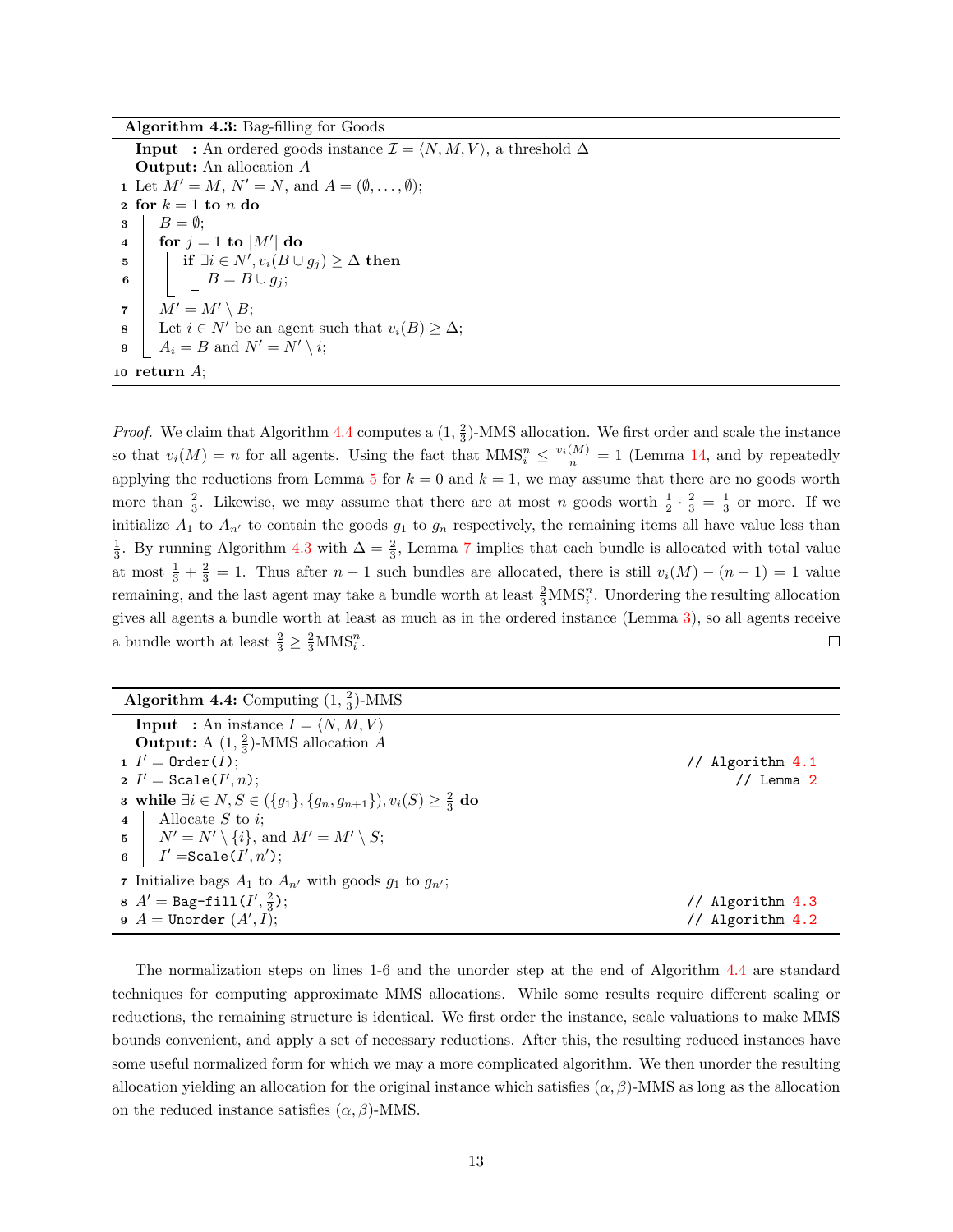**Algorithm 4.3:** Bag-filling for Goods

```
   Input  : An ordered goods instance I = ⟨N, M, V⟩, a threshold Δ
   Output: An allocation A
 1 Let M' = M, N' = N, and A = (∅, . . . , ∅);
 2 for k = 1 to n do
 3     B = ∅;
 4     for j = 1 to |M'| do
 5         if ∃i ∈ N', v_i(B ∪ g_j) ≥ Δ then
 6             B = B ∪ g_j;
 7     M' = M' \ B;
 8     Let i ∈ N' be an agent such that v_i(B) ≥ Δ;
 9     A_i = B and N' = N' \ i;
10 return A;
```

*Proof.* We claim that Algorithm 4.4 computes a $(1, \frac{2}{3})$-MMS allocation. We first order and scale the instance so that $v_i(M) = n$ for all agents. Using the fact that $\text{MMS}_i^n \leq \frac{v_i(M)}{n} = 1$ (Lemma 14, and by repeatedly applying the reductions from Lemma 5 for $k = 0$ and $k = 1$, we may assume that there are no goods worth more than $\frac{2}{3}$. Likewise, we may assume that there are at most $n$ goods worth $\frac{1}{2} \cdot \frac{2}{3} = \frac{1}{3}$ or more. If we initialize $A_1$ to $A_{n'}$ to contain the goods $g_1$ to $g_n$ respectively, the remaining items all have value less than $\frac{1}{3}$. By running Algorithm 4.3 with $\Delta = \frac{2}{3}$, Lemma 7 implies that each bundle is allocated with total value at most $\frac{1}{3} + \frac{2}{3} = 1$. Thus after $n - 1$ such bundles are allocated, there is still $v_i(M) - (n - 1) = 1$ value remaining, and the last agent may take a bundle worth at least $\frac{2}{3}\text{MMS}_i^n$. Unordering the resulting allocation gives all agents a bundle worth at least as much as in the ordered instance (Lemma 3), so all agents receive a bundle worth at least $\frac{2}{3} \geq \frac{2}{3}\text{MMS}_i^n$. □

**Algorithm 4.4:** Computing $(1, \frac{2}{3})$-MMS

```
   Input  : An instance I = ⟨N, M, V⟩
   Output: A (1, 2/3)-MMS allocation A
 1 I' = Order(I);                                        // Algorithm 4.1
 2 I' = Scale(I', n);                                    // Lemma 2
 3 while ∃i ∈ N, S ∈ ({g_1}, {g_n, g_{n+1}}), v_i(S) ≥ 2/3 do
 4     Allocate S to i;
 5     N' = N' \ {i}, and M' = M' \ S;
 6     I' = Scale(I', n');
 7 Initialize bags A_1 to A_{n'} with goods g_1 to g_{n'};
 8 A' = Bag-fill(I', 2/3);                               // Algorithm 4.3
 9 A = Unorder (A', I);                                  // Algorithm 4.2
```

The normalization steps on lines 1-6 and the unorder step at the end of Algorithm 4.4 are standard techniques for computing approximate MMS allocations. While some results require different scaling or reductions, the remaining structure is identical. We first order the instance, scale valuations to make MMS bounds convenient, and apply a set of necessary reductions. After this, the resulting reduced instances have some useful normalized form for which we may a more complicated algorithm. We then unorder the resulting allocation yielding an allocation for the original instance which satisfies $(\alpha, \beta)$-MMS as long as the allocation on the reduced instance satisfies $(\alpha, \beta)$-MMS.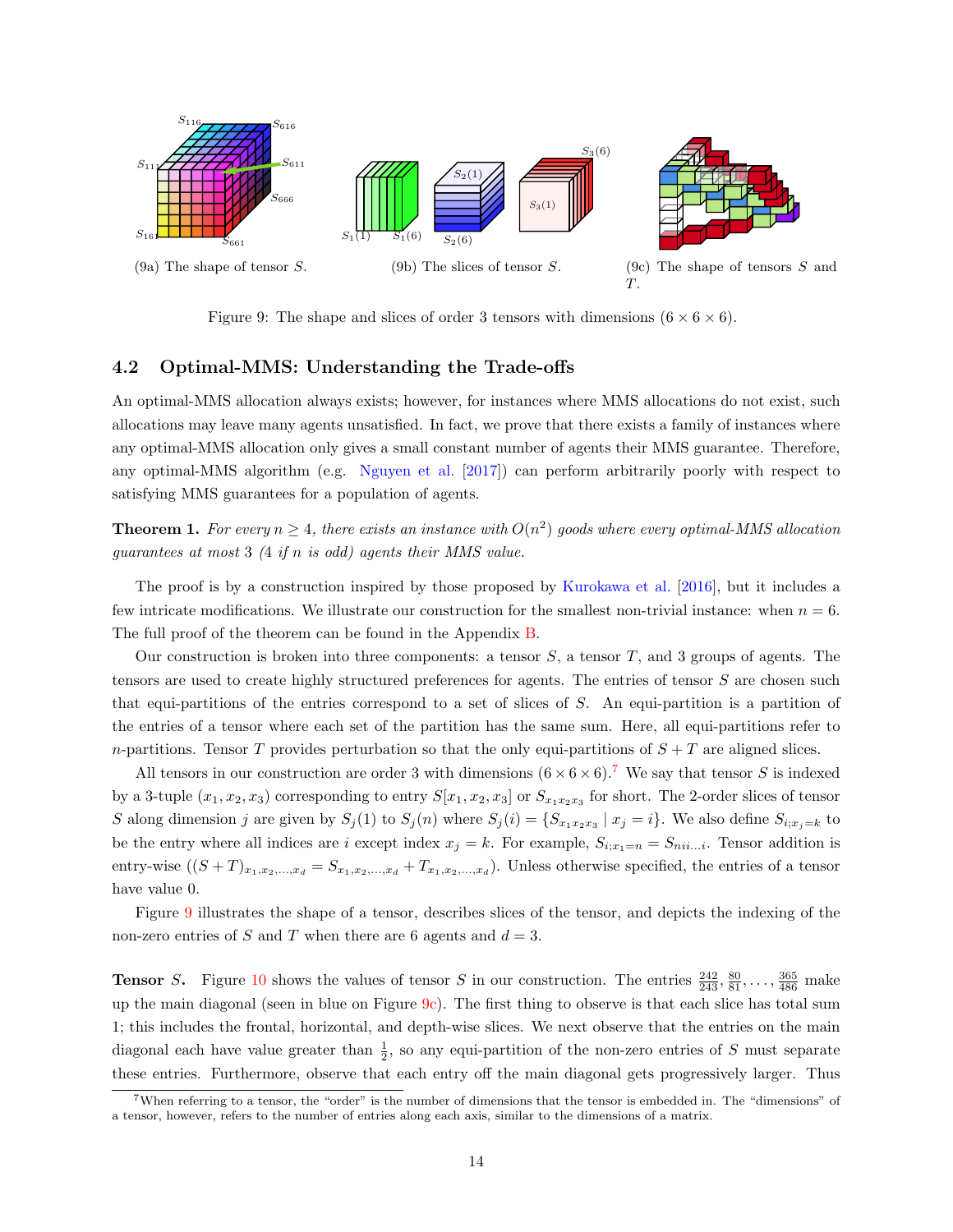(9a) The shape of tensor $S$.

(9b) The slices of tensor $S$.

(9c) The shape of tensors $S$ and $T$.

Figure 9: The shape and slices of order 3 tensors with dimensions $(6 \times 6 \times 6)$.

### 4.2 Optimal-MMS: Understanding the Trade-offs

An optimal-MMS allocation always exists; however, for instances where MMS allocations do not exist, such allocations may leave many agents unsatisfied. In fact, we prove that there exists a family of instances where any optimal-MMS allocation only gives a small constant number of agents their MMS guarantee. Therefore, any optimal-MMS algorithm (e.g. Nguyen et al. [2017]) can perform arbitrarily poorly with respect to satisfying MMS guarantees for a population of agents.

**Theorem 1.** *For every $n \geq 4$, there exists an instance with $O(n^2)$ goods where every optimal-MMS allocation guarantees at most 3 (4 if $n$ is odd) agents their MMS value.*

The proof is by a construction inspired by those proposed by Kurokawa et al. [2016], but it includes a few intricate modifications. We illustrate our construction for the smallest non-trivial instance: when $n = 6$. The full proof of the theorem can be found in the Appendix B.

Our construction is broken into three components: a tensor $S$, a tensor $T$, and 3 groups of agents. The tensors are used to create highly structured preferences for agents. The entries of tensor $S$ are chosen such that equi-partitions of the entries correspond to a set of slices of $S$. An equi-partition is a partition of the entries of a tensor where each set of the partition has the same sum. Here, all equi-partitions refer to $n$-partitions. Tensor $T$ provides perturbation so that the only equi-partitions of $S + T$ are aligned slices.

All tensors in our construction are order 3 with dimensions $(6 \times 6 \times 6)$.[7] We say that tensor $S$ is indexed by a 3-tuple $(x_1, x_2, x_3)$ corresponding to entry $S[x_1, x_2, x_3]$ or $S_{x_1 x_2 x_3}$ for short. The 2-order slices of tensor $S$ along dimension $j$ are given by $S_j(1)$ to $S_j(n)$ where $S_j(i) = \{S_{x_1 x_2 x_3} \mid x_j = i\}$. We also define $S_{i;x_j=k}$ to be the entry where all indices are $i$ except index $x_j = k$. For example, $S_{i;x_1=n} = S_{nii\ldots i}$. Tensor addition is entry-wise $((S + T)_{x_1,x_2,\ldots,x_d} = S_{x_1,x_2,\ldots,x_d} + T_{x_1,x_2,\ldots,x_d})$. Unless otherwise specified, the entries of a tensor have value 0.

Figure 9 illustrates the shape of a tensor, describes slices of the tensor, and depicts the indexing of the non-zero entries of $S$ and $T$ when there are 6 agents and $d = 3$.

**Tensor $S$.** Figure 10 shows the values of tensor $S$ in our construction. The entries $\frac{242}{243}, \frac{80}{81}, \ldots, \frac{365}{486}$ make up the main diagonal (seen in blue on Figure 9c). The first thing to observe is that each slice has total sum 1; this includes the frontal, horizontal, and depth-wise slices. We next observe that the entries on the main diagonal each have value greater than $\frac{1}{2}$, so any equi-partition of the non-zero entries of $S$ must separate these entries. Furthermore, observe that each entry off the main diagonal gets progressively larger. Thus

[7] When referring to a tensor, the "order" is the number of dimensions that the tensor is embedded in. The "dimensions" of a tensor, however, refers to the number of entries along each axis, similar to the dimensions of a matrix.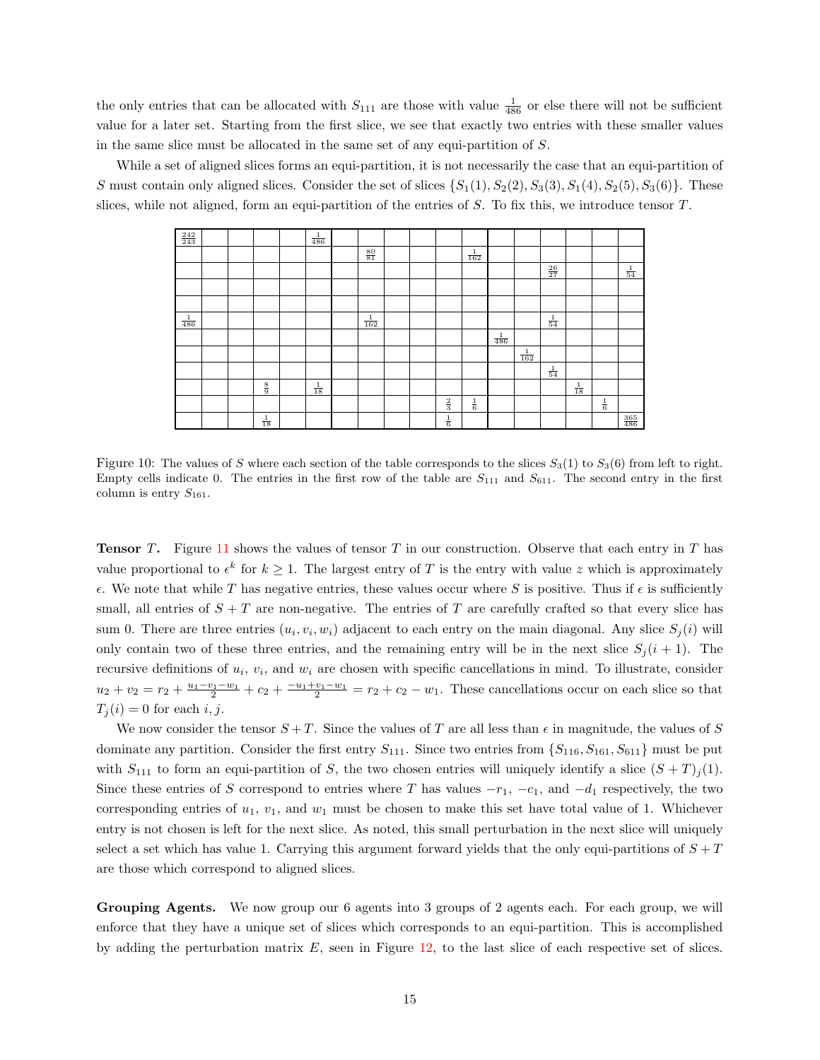the only entries that can be allocated with $S_{111}$ are those with value $\frac{1}{486}$ or else there will not be sufficient value for a later set. Starting from the first slice, we see that exactly two entries with these smaller values in the same slice must be allocated in the same set of any equi-partition of $S$.

While a set of aligned slices forms an equi-partition, it is not necessarily the case that an equi-partition of $S$ must contain only aligned slices. Consider the set of slices $\{S_1(1), S_2(2), S_3(3), S_1(4), S_2(5), S_3(6)\}$. These slices, while not aligned, form an equi-partition of the entries of $S$. To fix this, we introduce tensor $T$.

| | | | | | | | | | | | | | | | | | |
|---|---|---|---|---|---|---|---|---|---|---|---|---|---|---|---|---|---|
| $\frac{242}{243}$ | | | | | $\frac{1}{486}$ | | | | | | | | | | | | |
| | | | | | | | $\frac{80}{81}$ | | | | $\frac{1}{162}$ | | | | | | |
| | | | | | | | | | | | | | | $\frac{26}{27}$ | | | $\frac{1}{54}$ |
| | | | | | | | | | | | | | | | | | |
| | | | | | | | | | | | | | | | | | |
| $\frac{1}{486}$ | | | | | | | $\frac{1}{162}$ | | | | | | | $\frac{1}{54}$ | | | |
| | | | | | | | | | | | | $\frac{1}{486}$ | | | | | |
| | | | | | | | | | | | | | $\frac{1}{162}$ | | | | |
| | | | | | | | | | | | | | | $\frac{1}{54}$ | | | |
| | | | $\frac{8}{9}$ | | $\frac{1}{18}$ | | | | | | | | | | $\frac{1}{18}$ | | |
| | | | | | | | | | | $\frac{2}{3}$ | $\frac{1}{6}$ | | | | | $\frac{1}{6}$ | |
| | | | $\frac{1}{18}$ | | | | | | | $\frac{1}{6}$ | | | | | | | $\frac{365}{486}$ |

Figure 10: The values of $S$ where each section of the table corresponds to the slices $S_3(1)$ to $S_3(6)$ from left to right. Empty cells indicate 0. The entries in the first row of the table are $S_{111}$ and $S_{611}$. The second entry in the first column is entry $S_{161}$.

**Tensor $T$.** Figure 11 shows the values of tensor $T$ in our construction. Observe that each entry in $T$ has value proportional to $\epsilon^k$ for $k \geq 1$. The largest entry of $T$ is the entry with value $z$ which is approximately $\epsilon$. We note that while $T$ has negative entries, these values occur where $S$ is positive. Thus if $\epsilon$ is sufficiently small, all entries of $S + T$ are non-negative. The entries of $T$ are carefully crafted so that every slice has sum 0. There are three entries $(u_i, v_i, w_i)$ adjacent to each entry on the main diagonal. Any slice $S_j(i)$ will only contain two of these three entries, and the remaining entry will be in the next slice $S_j(i+1)$. The recursive definitions of $u_i$, $v_i$, and $w_i$ are chosen with specific cancellations in mind. To illustrate, consider $u_2 + v_2 = r_2 + \frac{u_1 - v_1 - w_1}{2} + c_2 + \frac{-u_1 + v_1 - w_1}{2} = r_2 + c_2 - w_1$. These cancellations occur on each slice so that $T_j(i) = 0$ for each $i, j$.

We now consider the tensor $S + T$. Since the values of $T$ are all less than $\epsilon$ in magnitude, the values of $S$ dominate any partition. Consider the first entry $S_{111}$. Since two entries from $\{S_{116}, S_{161}, S_{611}\}$ must be put with $S_{111}$ to form an equi-partition of $S$, the two chosen entries will uniquely identify a slice $(S + T)_j(1)$. Since these entries of $S$ correspond to entries where $T$ has values $-r_1$, $-c_1$, and $-d_1$ respectively, the two corresponding entries of $u_1$, $v_1$, and $w_1$ must be chosen to make this set have total value of 1. Whichever entry is not chosen is left for the next slice. As noted, this small perturbation in the next slice will uniquely select a set which has value 1. Carrying this argument forward yields that the only equi-partitions of $S + T$ are those which correspond to aligned slices.

**Grouping Agents.** We now group our 6 agents into 3 groups of 2 agents each. For each group, we will enforce that they have a unique set of slices which corresponds to an equi-partition. This is accomplished by adding the perturbation matrix $E$, seen in Figure 12, to the last slice of each respective set of slices.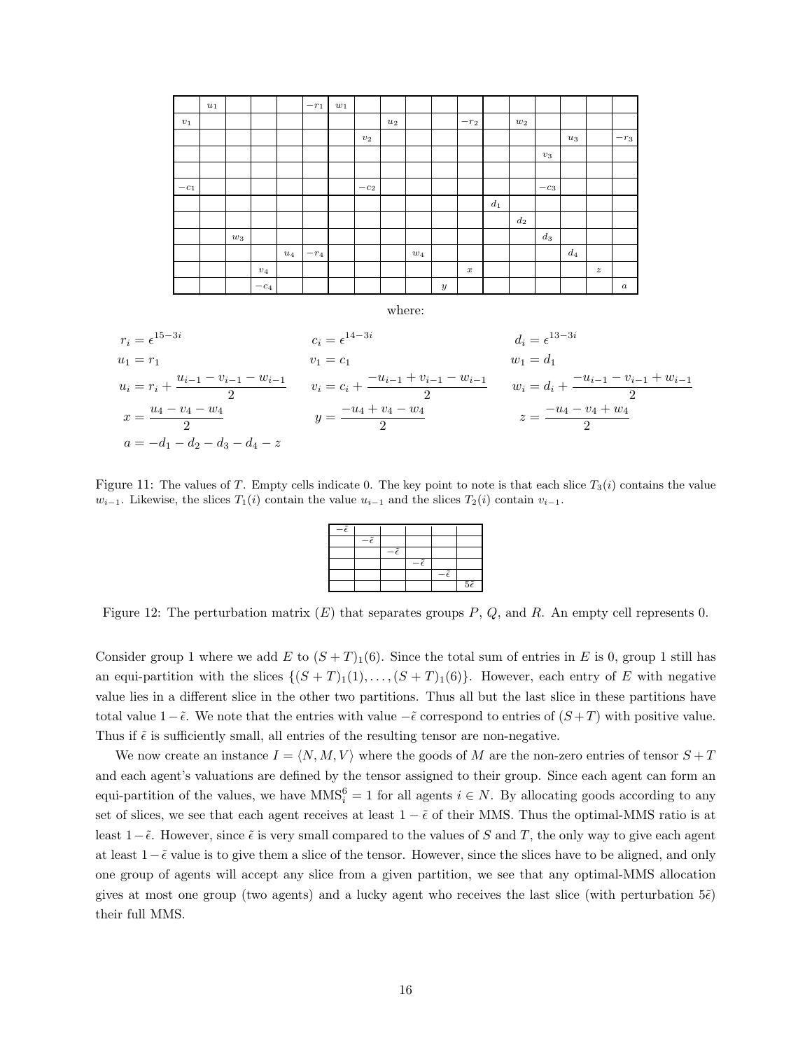| | $u_1$ | | | | $-r_1$ | $w_1$ | | | | | | | | | | | |
|---|---|---|---|---|---|---|---|---|---|---|---|---|---|---|---|---|---|
| $v_1$ | | | | | | | | $u_2$ | | | $-r_2$ | | $w_2$ | | | | |
| | | | | | | | $v_2$ | | | | | | | | $u_3$ | | $-r_3$ |
| | | | | | | | | | | | | | | $v_3$ | | | |
| | | | | | | | | | | | | | | | | | |
| $-c_1$ | | | | | | | $-c_2$ | | | | | | | $-c_3$ | | | |
| | | | | | | | | | | | | $d_1$ | | | | | |
| | | | | | | | | | | | | | $d_2$ | | | | |
| | | $w_3$ | | | | | | | | | | | | $d_3$ | | | |
| | | | | $u_4$ | $-r_4$ | | | | $w_4$ | | | | | | $d_4$ | | |
| | | | $v_4$ | | | | | | | | $x$ | | | | | $z$ | |
| | | | $-c_4$ | | | | | | | $y$ | | | | | | | $a$ |

where:

$$r_i = \epsilon^{15-3i} \qquad c_i = \epsilon^{14-3i} \qquad d_i = \epsilon^{13-3i}$$

$$u_1 = r_1 \qquad v_1 = c_1 \qquad w_1 = d_1$$

$$u_i = r_i + \frac{u_{i-1} - v_{i-1} - w_{i-1}}{2} \qquad v_i = c_i + \frac{-u_{i-1} + v_{i-1} - w_{i-1}}{2} \qquad w_i = d_i + \frac{-u_{i-1} - v_{i-1} + w_{i-1}}{2}$$

$$x = \frac{u_4 - v_4 - w_4}{2} \qquad y = \frac{-u_4 + v_4 - w_4}{2} \qquad z = \frac{-u_4 - v_4 + w_4}{2}$$

$$a = -d_1 - d_2 - d_3 - d_4 - z$$

Figure 11: The values of $T$. Empty cells indicate 0. The key point to note is that each slice $T_3(i)$ contains the value $w_{i-1}$. Likewise, the slices $T_1(i)$ contain the value $u_{i-1}$ and the slices $T_2(i)$ contain $v_{i-1}$.

| $-\tilde{\epsilon}$ | | | | | |
|---|---|---|---|---|---|
| | $-\tilde{\epsilon}$ | | | | |
| | | $-\tilde{\epsilon}$ | | | |
| | | | $-\tilde{\epsilon}$ | | |
| | | | | $-\tilde{\epsilon}$ | |
| | | | | | $5\tilde{\epsilon}$ |

Figure 12: The perturbation matrix ($E$) that separates groups $P$, $Q$, and $R$. An empty cell represents 0.

Consider group 1 where we add $E$ to $(S+T)_1(6)$. Since the total sum of entries in $E$ is 0, group 1 still has an equi-partition with the slices $\{(S+T)_1(1), \ldots, (S+T)_1(6)\}$. However, each entry of $E$ with negative value lies in a different slice in the other two partitions. Thus all but the last slice in these partitions have total value $1-\tilde{\epsilon}$. We note that the entries with value $-\tilde{\epsilon}$ correspond to entries of $(S+T)$ with positive value. Thus if $\tilde{\epsilon}$ is sufficiently small, all entries of the resulting tensor are non-negative.

We now create an instance $I = \langle N, M, V \rangle$ where the goods of $M$ are the non-zero entries of tensor $S+T$ and each agent's valuations are defined by the tensor assigned to their group. Since each agent can form an equi-partition of the values, we have $\text{MMS}_i^6 = 1$ for all agents $i \in N$. By allocating goods according to any set of slices, we see that each agent receives at least $1-\tilde{\epsilon}$ of their MMS. Thus the optimal-MMS ratio is at least $1-\tilde{\epsilon}$. However, since $\tilde{\epsilon}$ is very small compared to the values of $S$ and $T$, the only way to give each agent at least $1-\tilde{\epsilon}$ value is to give them a slice of the tensor. However, since the slices have to be aligned, and only one group of agents will accept any slice from a given partition, we see that any optimal-MMS allocation gives at most one group (two agents) and a lucky agent who receives the last slice (with perturbation $5\tilde{\epsilon}$) their full MMS.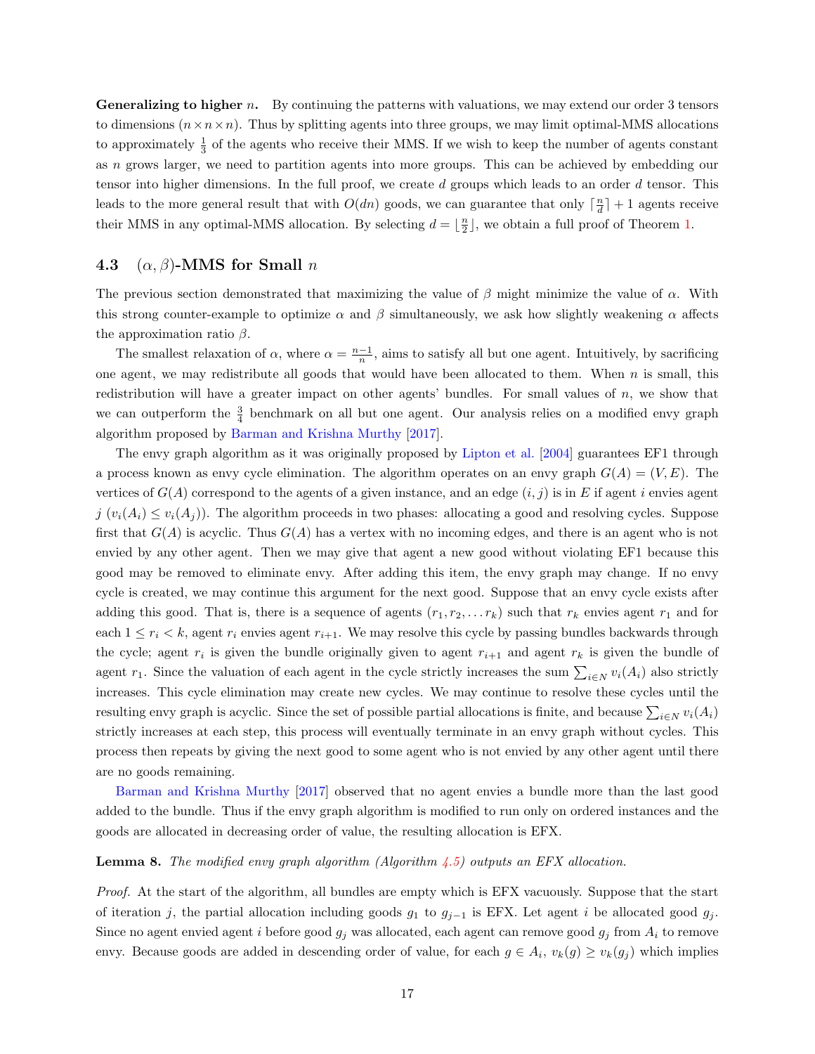**Generalizing to higher $n$.** By continuing the patterns with valuations, we may extend our order 3 tensors to dimensions $(n \times n \times n)$. Thus by splitting agents into three groups, we may limit optimal-MMS allocations to approximately $\frac{1}{3}$ of the agents who receive their MMS. If we wish to keep the number of agents constant as $n$ grows larger, we need to partition agents into more groups. This can be achieved by embedding our tensor into higher dimensions. In the full proof, we create $d$ groups which leads to an order $d$ tensor. This leads to the more general result that with $O(dn)$ goods, we can guarantee that only $\lceil \frac{n}{d} \rceil + 1$ agents receive their MMS in any optimal-MMS allocation. By selecting $d = \lfloor \frac{n}{2} \rfloor$, we obtain a full proof of Theorem 1.

### 4.3 $(\alpha, \beta)$-MMS for Small $n$

The previous section demonstrated that maximizing the value of $\beta$ might minimize the value of $\alpha$. With this strong counter-example to optimize $\alpha$ and $\beta$ simultaneously, we ask how slightly weakening $\alpha$ affects the approximation ratio $\beta$.

The smallest relaxation of $\alpha$, where $\alpha = \frac{n-1}{n}$, aims to satisfy all but one agent. Intuitively, by sacrificing one agent, we may redistribute all goods that would have been allocated to them. When $n$ is small, this redistribution will have a greater impact on other agents' bundles. For small values of $n$, we show that we can outperform the $\frac{3}{4}$ benchmark on all but one agent. Our analysis relies on a modified envy graph algorithm proposed by Barman and Krishna Murthy [2017].

The envy graph algorithm as it was originally proposed by Lipton et al. [2004] guarantees EF1 through a process known as envy cycle elimination. The algorithm operates on an envy graph $G(A) = (V, E)$. The vertices of $G(A)$ correspond to the agents of a given instance, and an edge $(i, j)$ is in $E$ if agent $i$ envies agent $j$ ($v_i(A_i) \leq v_i(A_j)$). The algorithm proceeds in two phases: allocating a good and resolving cycles. Suppose first that $G(A)$ is acyclic. Thus $G(A)$ has a vertex with no incoming edges, and there is an agent who is not envied by any other agent. Then we may give that agent a new good without violating EF1 because this good may be removed to eliminate envy. After adding this item, the envy graph may change. If no envy cycle is created, we may continue this argument for the next good. Suppose that an envy cycle exists after adding this good. That is, there is a sequence of agents $(r_1, r_2, \ldots r_k)$ such that $r_k$ envies agent $r_1$ and for each $1 \leq r_i < k$, agent $r_i$ envies agent $r_{i+1}$. We may resolve this cycle by passing bundles backwards through the cycle; agent $r_i$ is given the bundle originally given to agent $r_{i+1}$ and agent $r_k$ is given the bundle of agent $r_1$. Since the valuation of each agent in the cycle strictly increases the sum $\sum_{i \in N} v_i(A_i)$ also strictly increases. This cycle elimination may create new cycles. We may continue to resolve these cycles until the resulting envy graph is acyclic. Since the set of possible partial allocations is finite, and because $\sum_{i \in N} v_i(A_i)$ strictly increases at each step, this process will eventually terminate in an envy graph without cycles. This process then repeats by giving the next good to some agent who is not envied by any other agent until there are no goods remaining.

Barman and Krishna Murthy [2017] observed that no agent envies a bundle more than the last good added to the bundle. Thus if the envy graph algorithm is modified to run only on ordered instances and the goods are allocated in decreasing order of value, the resulting allocation is EFX.

**Lemma 8.** *The modified envy graph algorithm (Algorithm 4.5) outputs an EFX allocation.*

*Proof.* At the start of the algorithm, all bundles are empty which is EFX vacuously. Suppose that the start of iteration $j$, the partial allocation including goods $g_1$ to $g_{j-1}$ is EFX. Let agent $i$ be allocated good $g_j$. Since no agent envied agent $i$ before good $g_j$ was allocated, each agent can remove good $g_j$ from $A_i$ to remove envy. Because goods are added in descending order of value, for each $g \in A_i$, $v_k(g) \geq v_k(g_j)$ which implies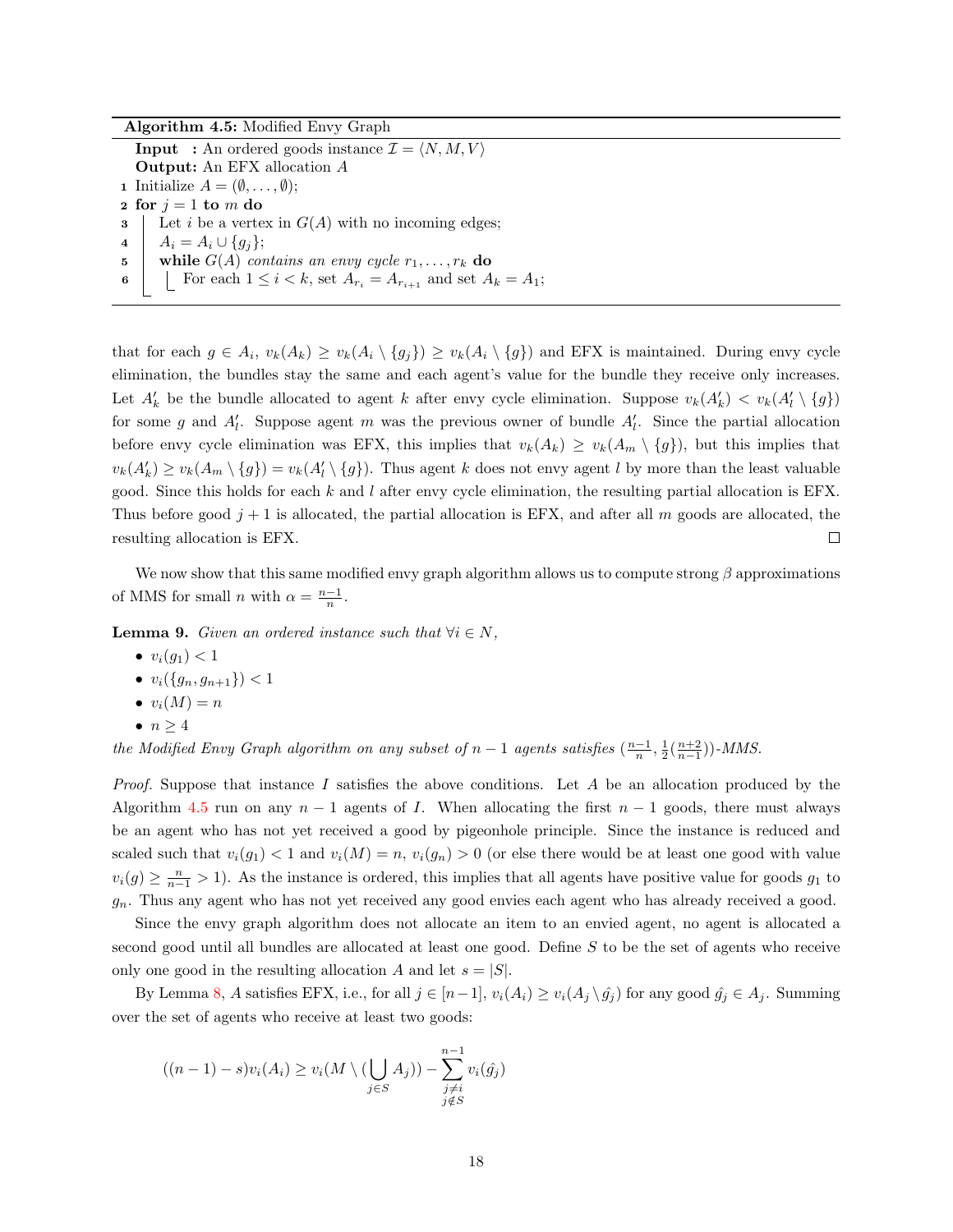**Algorithm 4.5:** Modified Envy Graph

```
Input  : An ordered goods instance I = ⟨N, M, V⟩
Output: An EFX allocation A
1 Initialize A = (∅, . . . , ∅);
2 for j = 1 to m do
3     Let i be a vertex in G(A) with no incoming edges;
4     A_i = A_i ∪ {g_j};
5     while G(A) contains an envy cycle r_1, . . . , r_k do
6         For each 1 ≤ i < k, set A_{r_i} = A_{r_{i+1}} and set A_k = A_1;
```

that for each $g \in A_i$, $v_k(A_k) \geq v_k(A_i \setminus \{g_j\}) \geq v_k(A_i \setminus \{g\})$ and EFX is maintained. During envy cycle elimination, the bundles stay the same and each agent's value for the bundle they receive only increases. Let $A'_k$ be the bundle allocated to agent $k$ after envy cycle elimination. Suppose $v_k(A'_k) < v_k(A'_l \setminus \{g\})$ for some $g$ and $A'_l$. Suppose agent $m$ was the previous owner of bundle $A'_l$. Since the partial allocation before envy cycle elimination was EFX, this implies that $v_k(A_k) \geq v_k(A_m \setminus \{g\})$, but this implies that $v_k(A'_k) \geq v_k(A_m \setminus \{g\}) = v_k(A'_l \setminus \{g\})$. Thus agent $k$ does not envy agent $l$ by more than the least valuable good. Since this holds for each $k$ and $l$ after envy cycle elimination, the resulting partial allocation is EFX. Thus before good $j+1$ is allocated, the partial allocation is EFX, and after all $m$ goods are allocated, the resulting allocation is EFX. □

We now show that this same modified envy graph algorithm allows us to compute strong $\beta$ approximations of MMS for small $n$ with $\alpha = \frac{n-1}{n}$.

**Lemma 9.** *Given an ordered instance such that* $\forall i \in N$,

- $v_i(g_1) < 1$
- $v_i(\{g_n, g_{n+1}\}) < 1$
- $v_i(M) = n$
- $n \geq 4$

*the Modified Envy Graph algorithm on any subset of* $n-1$ *agents satisfies* $(\frac{n-1}{n}, \frac{1}{2}(\frac{n+2}{n-1}))$*-MMS.*

*Proof.* Suppose that instance $I$ satisfies the above conditions. Let $A$ be an allocation produced by the Algorithm 4.5 run on any $n-1$ agents of $I$. When allocating the first $n-1$ goods, there must always be an agent who has not yet received a good by pigeonhole principle. Since the instance is reduced and scaled such that $v_i(g_1) < 1$ and $v_i(M) = n$, $v_i(g_n) > 0$ (or else there would be at least one good with value $v_i(g) \geq \frac{n}{n-1} > 1$). As the instance is ordered, this implies that all agents have positive value for goods $g_1$ to $g_n$. Thus any agent who has not yet received any good envies each agent who has already received a good.

Since the envy graph algorithm does not allocate an item to an envied agent, no agent is allocated a second good until all bundles are allocated at least one good. Define $S$ to be the set of agents who receive only one good in the resulting allocation $A$ and let $s = |S|$.

By Lemma 8, $A$ satisfies EFX, i.e., for all $j \in [n-1]$, $v_i(A_i) \geq v_i(A_j \setminus \hat{g}_j)$ for any good $\hat{g}_j \in A_j$. Summing over the set of agents who receive at least two goods:

$$((n-1)-s)v_i(A_i) \geq v_i(M \setminus (\bigcup_{j \in S} A_j)) - \sum_{\substack{j \neq i \\ j \notin S}}^{n-1} v_i(\hat{g}_j)$$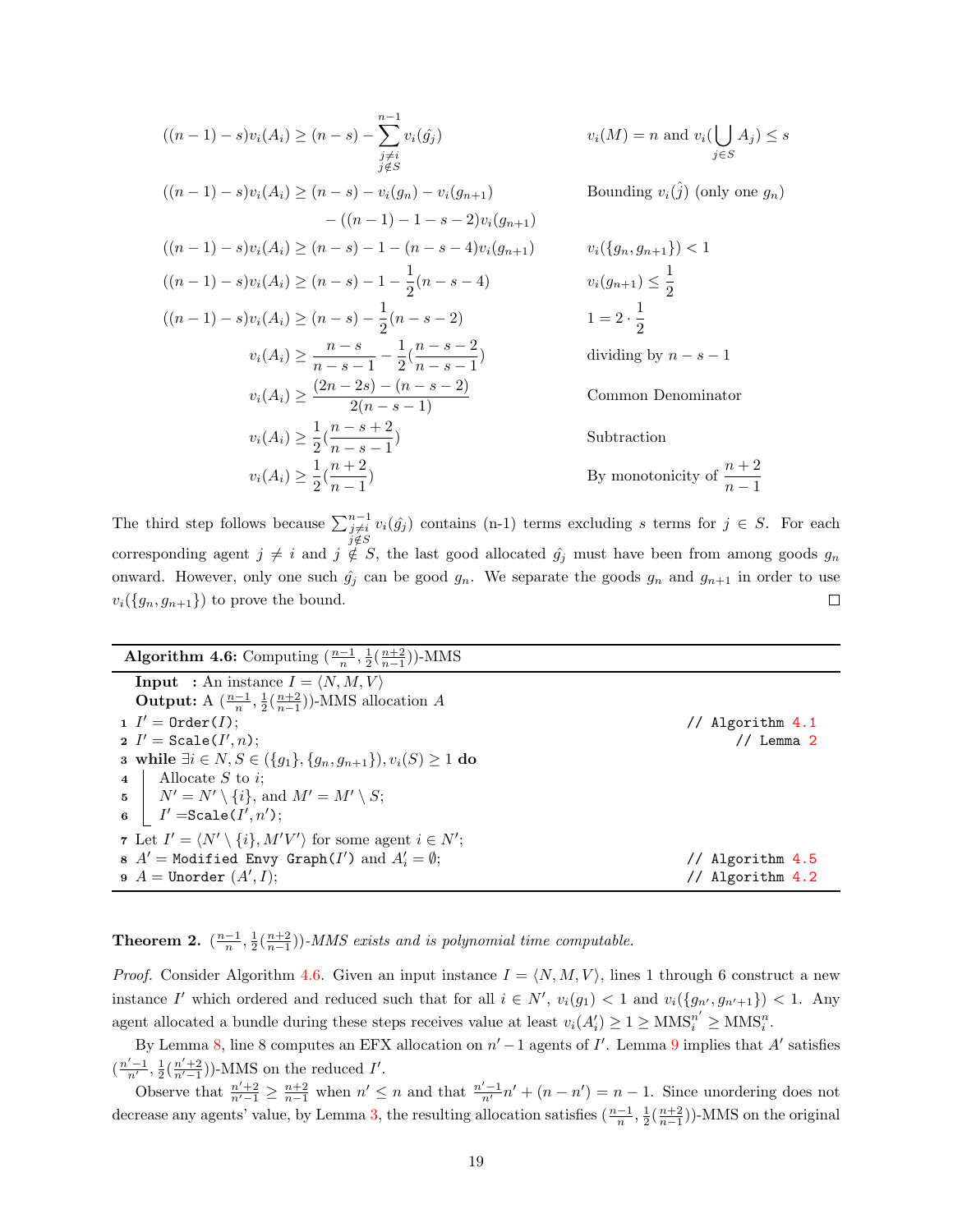$$
\begin{aligned}
((n-1)-s)v_i(A_i) &\geq (n-s) - \sum_{\substack{j \neq i \\ j \notin S}}^{n-1} v_i(\hat{g}_j) && v_i(M) = n \text{ and } v_i(\bigcup_{j \in S} A_j) \leq s \\
((n-1)-s)v_i(A_i) &\geq (n-s) - v_i(g_n) - v_i(g_{n+1}) && \text{Bounding } v_i(\hat{j}) \text{ (only one } g_n) \\
&\qquad - ((n-1) - 1 - s - 2)v_i(g_{n+1}) \\
((n-1)-s)v_i(A_i) &\geq (n-s) - 1 - (n-s-4)v_i(g_{n+1}) && v_i(\{g_n, g_{n+1}\}) < 1 \\
((n-1)-s)v_i(A_i) &\geq (n-s) - 1 - \frac{1}{2}(n-s-4) && v_i(g_{n+1}) \leq \frac{1}{2} \\
((n-1)-s)v_i(A_i) &\geq (n-s) - \frac{1}{2}(n-s-2) && 1 = 2 \cdot \frac{1}{2} \\
v_i(A_i) &\geq \frac{n-s}{n-s-1} - \frac{1}{2}(\frac{n-s-2}{n-s-1}) && \text{dividing by } n-s-1 \\
v_i(A_i) &\geq \frac{(2n-2s)-(n-s-2)}{2(n-s-1)} && \text{Common Denominator} \\
v_i(A_i) &\geq \frac{1}{2}(\frac{n-s+2}{n-s-1}) && \text{Subtraction} \\
v_i(A_i) &\geq \frac{1}{2}(\frac{n+2}{n-1}) && \text{By monotonicity of } \frac{n+2}{n-1}
\end{aligned}
$$

The third step follows because $\sum_{\substack{j \neq i \\ j \notin S}}^{n-1} v_i(\hat{g}_j)$ contains (n-1) terms excluding $s$ terms for $j \in S$. For each corresponding agent $j \neq i$ and $j \notin S$, the last good allocated $\hat{g}_j$ must have been from among goods $g_n$ onward. However, only one such $\hat{g}_j$ can be good $g_n$. We separate the goods $g_n$ and $g_{n+1}$ in order to use $v_i(\{g_n, g_{n+1}\})$ to prove the bound. ◻

**Algorithm 4.6:** Computing $(\frac{n-1}{n}, \frac{1}{2}(\frac{n+2}{n-1}))$-MMS

**Input** : An instance $I = \langle N, M, V \rangle$
**Output:** A $(\frac{n-1}{n}, \frac{1}{2}(\frac{n+2}{n-1}))$-MMS allocation $A$

```
1 I' = Order(I);                                              // Algorithm 4.1
2 I' = Scale(I', n);                                          // Lemma 2
3 while ∃i ∈ N, S ∈ ({g_1}, {g_n, g_{n+1}}), v_i(S) ≥ 1 do
4     Allocate S to i;
5     N' = N' \ {i}, and M' = M' \ S;
6     I' = Scale(I', n');
7 Let I' = ⟨N' \ {i}, M'V'⟩ for some agent i ∈ N';
8 A' = Modified Envy Graph(I') and A'_i = ∅;                  // Algorithm 4.5
9 A = Unorder (A', I);                                        // Algorithm 4.2
```

**Theorem 2.** *$(\frac{n-1}{n}, \frac{1}{2}(\frac{n+2}{n-1}))$-MMS exists and is polynomial time computable.*

*Proof.* Consider Algorithm 4.6. Given an input instance $I = \langle N, M, V \rangle$, lines 1 through 6 construct a new instance $I'$ which ordered and reduced such that for all $i \in N'$, $v_i(g_1) < 1$ and $v_i(\{g_{n'}, g_{n'+1}\}) < 1$. Any agent allocated a bundle during these steps receives value at least $v_i(A'_i) \geq 1 \geq \text{MMS}_i^{n'} \geq \text{MMS}_i^n$.

By Lemma 8, line 8 computes an EFX allocation on $n' - 1$ agents of $I'$. Lemma 9 implies that $A'$ satisfies $(\frac{n'-1}{n'}, \frac{1}{2}(\frac{n'+2}{n'-1}))$-MMS on the reduced $I'$.

Observe that $\frac{n'+2}{n'-1} \geq \frac{n+2}{n-1}$ when $n' \leq n$ and that $\frac{n'-1}{n'}n' + (n - n') = n - 1$. Since unordering does not decrease any agents' value, by Lemma 3, the resulting allocation satisfies $(\frac{n-1}{n}, \frac{1}{2}(\frac{n+2}{n-1}))$-MMS on the original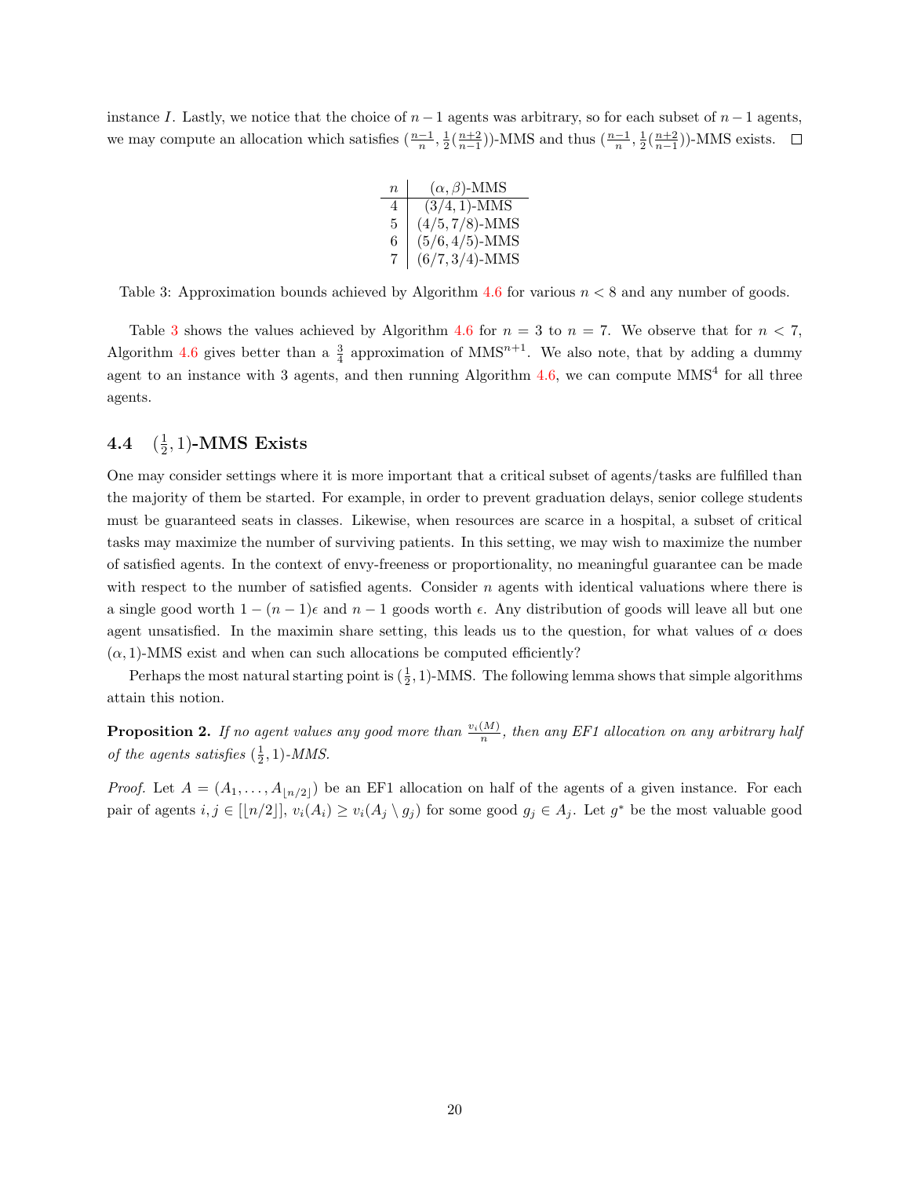instance $I$. Lastly, we notice that the choice of $n-1$ agents was arbitrary, so for each subset of $n-1$ agents, we may compute an allocation which satisfies $(\frac{n-1}{n}, \frac{1}{2}(\frac{n+2}{n-1}))$-MMS and thus $(\frac{n-1}{n}, \frac{1}{2}(\frac{n+2}{n-1}))$-MMS exists. $\square$

| $n$ | $(\alpha, \beta)$-MMS |
|---|---|
| 4 | $(3/4, 1)$-MMS |
| 5 | $(4/5, 7/8)$-MMS |
| 6 | $(5/6, 4/5)$-MMS |
| 7 | $(6/7, 3/4)$-MMS |

Table 3: Approximation bounds achieved by Algorithm 4.6 for various $n < 8$ and any number of goods.

Table 3 shows the values achieved by Algorithm 4.6 for $n = 3$ to $n = 7$. We observe that for $n < 7$, Algorithm 4.6 gives better than a $\frac{3}{4}$ approximation of $\text{MMS}^{n+1}$. We also note, that by adding a dummy agent to an instance with 3 agents, and then running Algorithm 4.6, we can compute $\text{MMS}^4$ for all three agents.

### 4.4 $(\frac{1}{2}, 1)$-MMS Exists

One may consider settings where it is more important that a critical subset of agents/tasks are fulfilled than the majority of them be started. For example, in order to prevent graduation delays, senior college students must be guaranteed seats in classes. Likewise, when resources are scarce in a hospital, a subset of critical tasks may maximize the number of surviving patients. In this setting, we may wish to maximize the number of satisfied agents. In the context of envy-freeness or proportionality, no meaningful guarantee can be made with respect to the number of satisfied agents. Consider $n$ agents with identical valuations where there is a single good worth $1-(n-1)\epsilon$ and $n-1$ goods worth $\epsilon$. Any distribution of goods will leave all but one agent unsatisfied. In the maximin share setting, this leads us to the question, for what values of $\alpha$ does $(\alpha, 1)$-MMS exist and when can such allocations be computed efficiently?

Perhaps the most natural starting point is $(\frac{1}{2}, 1)$-MMS. The following lemma shows that simple algorithms attain this notion.

**Proposition 2.** *If no agent values any good more than $\frac{v_i(M)}{n}$, then any EF1 allocation on any arbitrary half of the agents satisfies $(\frac{1}{2}, 1)$-MMS.*

*Proof.* Let $A = (A_1, \ldots, A_{\lfloor n/2 \rfloor})$ be an EF1 allocation on half of the agents of a given instance. For each pair of agents $i, j \in [\lfloor n/2 \rfloor]$, $v_i(A_i) \geq v_i(A_j \setminus g_j)$ for some good $g_j \in A_j$. Let $g^*$ be the most valuable good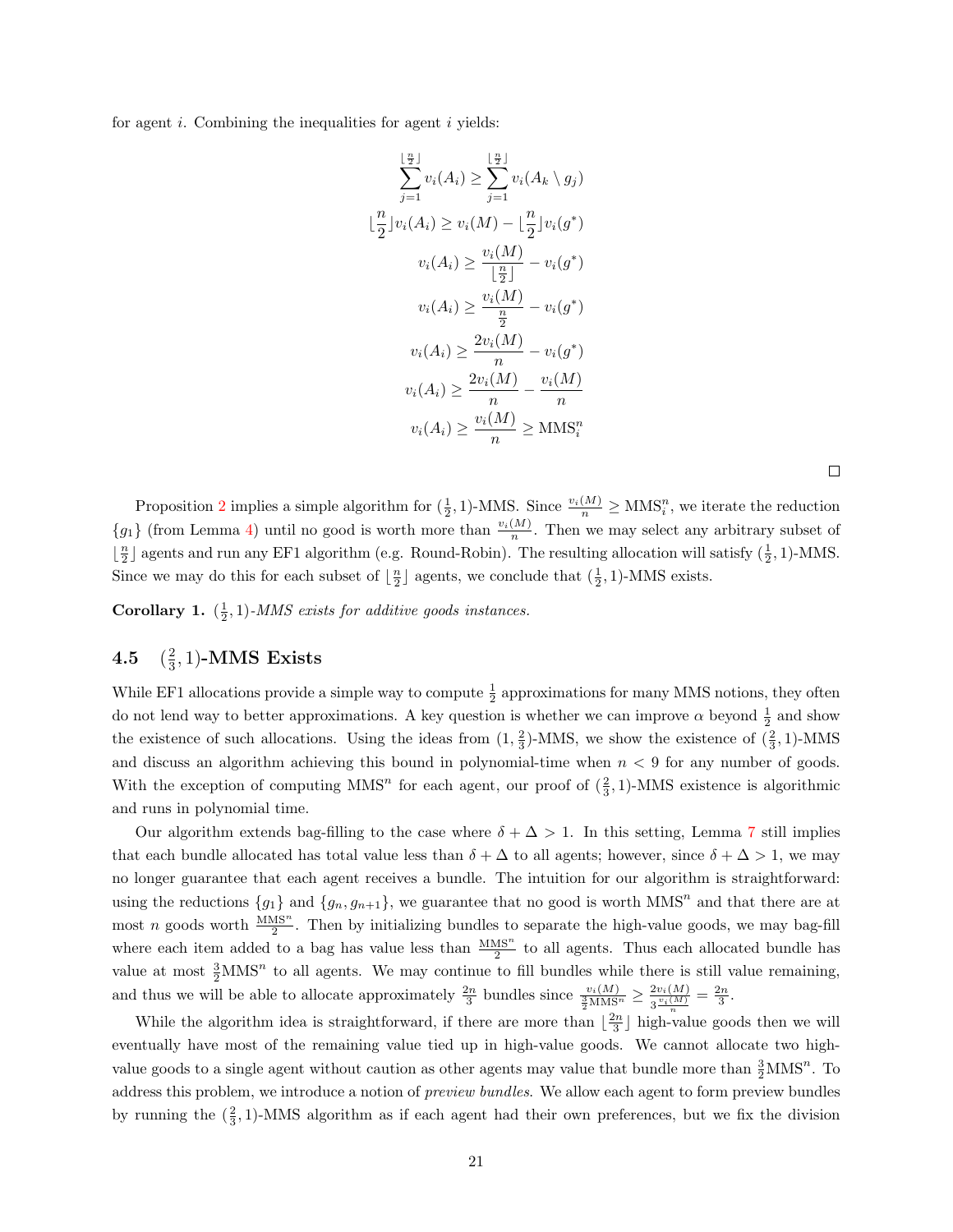for agent $i$. Combining the inequalities for agent $i$ yields:

$$
\begin{aligned}
\sum_{j=1}^{\lfloor \frac{n}{2} \rfloor} v_i(A_i) &\geq \sum_{j=1}^{\lfloor \frac{n}{2} \rfloor} v_i(A_k \setminus g_j) \\
\lfloor \frac{n}{2} \rfloor v_i(A_i) &\geq v_i(M) - \lfloor \frac{n}{2} \rfloor v_i(g^*) \\
v_i(A_i) &\geq \frac{v_i(M)}{\lfloor \frac{n}{2} \rfloor} - v_i(g^*) \\
v_i(A_i) &\geq \frac{v_i(M)}{\frac{n}{2}} - v_i(g^*) \\
v_i(A_i) &\geq \frac{2v_i(M)}{n} - v_i(g^*) \\
v_i(A_i) &\geq \frac{2v_i(M)}{n} - \frac{v_i(M)}{n} \\
v_i(A_i) &\geq \frac{v_i(M)}{n} \geq \text{MMS}_i^n
\end{aligned}
$$

□

Proposition 2 implies a simple algorithm for $(\frac{1}{2}, 1)$-MMS. Since $\frac{v_i(M)}{n} \geq \text{MMS}_i^n$, we iterate the reduction $\{g_1\}$ (from Lemma 4) until no good is worth more than $\frac{v_i(M)}{n}$. Then we may select any arbitrary subset of $\lfloor \frac{n}{2} \rfloor$ agents and run any EF1 algorithm (e.g. Round-Robin). The resulting allocation will satisfy $(\frac{1}{2}, 1)$-MMS. Since we may do this for each subset of $\lfloor \frac{n}{2} \rfloor$ agents, we conclude that $(\frac{1}{2}, 1)$-MMS exists.

**Corollary 1.** *$(\frac{1}{2}, 1)$-MMS exists for additive goods instances.*

### 4.5 $(\frac{2}{3}, 1)$-MMS Exists

While EF1 allocations provide a simple way to compute $\frac{1}{2}$ approximations for many MMS notions, they often do not lend way to better approximations. A key question is whether we can improve $\alpha$ beyond $\frac{1}{2}$ and show the existence of such allocations. Using the ideas from $(1, \frac{2}{3})$-MMS, we show the existence of $(\frac{2}{3}, 1)$-MMS and discuss an algorithm achieving this bound in polynomial-time when $n < 9$ for any number of goods. With the exception of computing $\text{MMS}^n$ for each agent, our proof of $(\frac{2}{3}, 1)$-MMS existence is algorithmic and runs in polynomial time.

Our algorithm extends bag-filling to the case where $\delta + \Delta > 1$. In this setting, Lemma 7 still implies that each bundle allocated has total value less than $\delta + \Delta$ to all agents; however, since $\delta + \Delta > 1$, we may no longer guarantee that each agent receives a bundle. The intuition for our algorithm is straightforward: using the reductions $\{g_1\}$ and $\{g_n, g_{n+1}\}$, we guarantee that no good is worth $\text{MMS}^n$ and that there are at most $n$ goods worth $\frac{\text{MMS}^n}{2}$. Then by initializing bundles to separate the high-value goods, we may bag-fill where each item added to a bag has value less than $\frac{\text{MMS}^n}{2}$ to all agents. Thus each allocated bundle has value at most $\frac{3}{2}\text{MMS}^n$ to all agents. We may continue to fill bundles while there is still value remaining, and thus we will be able to allocate approximately $\frac{2n}{3}$ bundles since $\frac{v_i(M)}{\frac{3}{2}\text{MMS}^n} \geq \frac{2v_i(M)}{3\frac{v_i(M)}{n}} = \frac{2n}{3}$.

While the algorithm idea is straightforward, if there are more than $\lfloor \frac{2n}{3} \rfloor$ high-value goods then we will eventually have most of the remaining value tied up in high-value goods. We cannot allocate two high-value goods to a single agent without caution as other agents may value that bundle more than $\frac{3}{2}\text{MMS}^n$. To address this problem, we introduce a notion of *preview bundles*. We allow each agent to form preview bundles by running the $(\frac{2}{3}, 1)$-MMS algorithm as if each agent had their own preferences, but we fix the division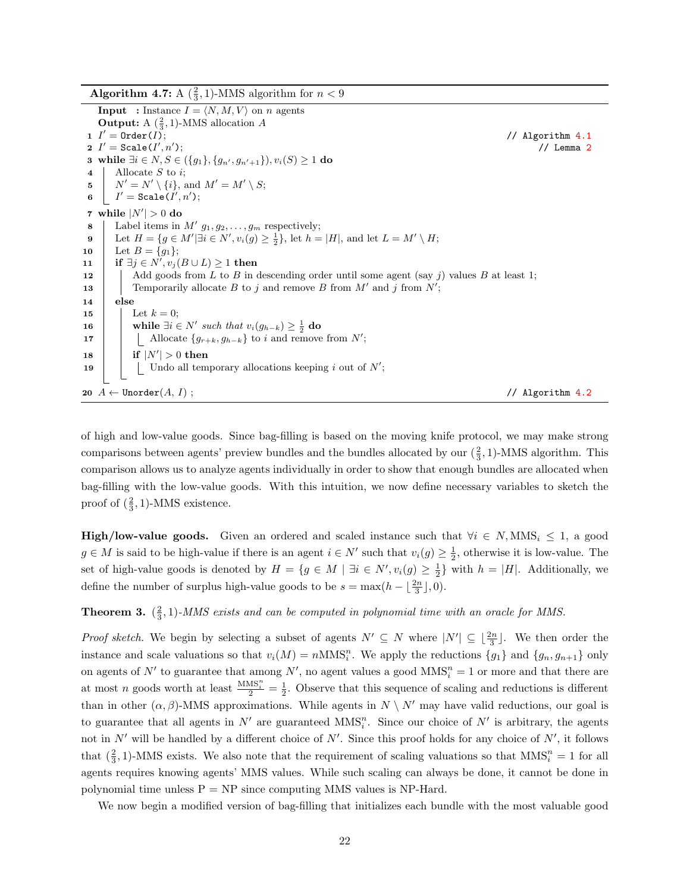**Algorithm 4.7:** A $(\frac{2}{3}, 1)$-MMS algorithm for $n < 9$

```
  Input  : Instance I = ⟨N, M, V⟩ on n agents
  Output: A (2/3, 1)-MMS allocation A
1  I' = Order(I);                                                    // Algorithm 4.1
2  I' = Scale(I', n');                                               // Lemma 2
3  while ∃i ∈ N, S ∈ ({g_1}, {g_{n'}, g_{n'+1}}), v_i(S) ≥ 1 do
4  |   Allocate S to i;
5  |   N' = N' \ {i}, and M' = M' \ S;
6  |   I' = Scale(I', n');
7  while |N'| > 0 do
8  |   Label items in M' g_1, g_2, ..., g_m respectively;
9  |   Let H = {g ∈ M' | ∃i ∈ N', v_i(g) ≥ 1/2}, let h = |H|, and let L = M' \ H;
10 |   Let B = {g_1};
11 |   if ∃j ∈ N', v_j(B ∪ L) ≥ 1 then
12 |   |   Add goods from L to B in descending order until some agent (say j) values B at least 1;
13 |   |   Temporarily allocate B to j and remove B from M' and j from N';
14 |   else
15 |   |   Let k = 0;
16 |   |   while ∃i ∈ N' such that v_i(g_{h-k}) ≥ 1/2 do
17 |   |   |   Allocate {g_{r+k}, g_{h-k}} to i and remove from N';
18 |   |   if |N'| > 0 then
19 |   |   |   Undo all temporary allocations keeping i out of N';
20 A ← Unorder(A, I) ;                                                 // Algorithm 4.2
```

of high and low-value goods. Since bag-filling is based on the moving knife protocol, we may make strong comparisons between agents' preview bundles and the bundles allocated by our $(\frac{2}{3}, 1)$-MMS algorithm. This comparison allows us to analyze agents individually in order to show that enough bundles are allocated when bag-filling with the low-value goods. With this intuition, we now define necessary variables to sketch the proof of $(\frac{2}{3}, 1)$-MMS existence.

**High/low-value goods.** Given an ordered and scaled instance such that $\forall i \in N, \text{MMS}_i \leq 1$, a good $g \in M$ is said to be high-value if there is an agent $i \in N'$ such that $v_i(g) \geq \frac{1}{2}$, otherwise it is low-value. The set of high-value goods is denoted by $H = \{g \in M \mid \exists i \in N', v_i(g) \geq \frac{1}{2}\}$ with $h = |H|$. Additionally, we define the number of surplus high-value goods to be $s = \max(h - \lfloor \frac{2n}{3} \rfloor, 0)$.

**Theorem 3.** *$(\frac{2}{3}, 1)$-MMS exists and can be computed in polynomial time with an oracle for MMS.*

*Proof sketch.* We begin by selecting a subset of agents $N' \subseteq N$ where $|N'| \subseteq \lfloor \frac{2n}{3} \rfloor$. We then order the instance and scale valuations so that $v_i(M) = n\text{MMS}_i^n$. We apply the reductions $\{g_1\}$ and $\{g_n, g_{n+1}\}$ only on agents of $N'$ to guarantee that among $N'$, no agent values a good $\text{MMS}_i^n = 1$ or more and that there are at most $n$ goods worth at least $\frac{\text{MMS}_i^n}{2} = \frac{1}{2}$. Observe that this sequence of scaling and reductions is different than in other $(\alpha, \beta)$-MMS approximations. While agents in $N \setminus N'$ may have valid reductions, our goal is to guarantee that all agents in $N'$ are guaranteed $\text{MMS}_i^n$. Since our choice of $N'$ is arbitrary, the agents not in $N'$ will be handled by a different choice of $N'$. Since this proof holds for any choice of $N'$, it follows that $(\frac{2}{3}, 1)$-MMS exists. We also note that the requirement of scaling valuations so that $\text{MMS}_i^n = 1$ for all agents requires knowing agents' MMS values. While such scaling can always be done, it cannot be done in polynomial time unless P = NP since computing MMS values is NP-Hard.

We now begin a modified version of bag-filling that initializes each bundle with the most valuable good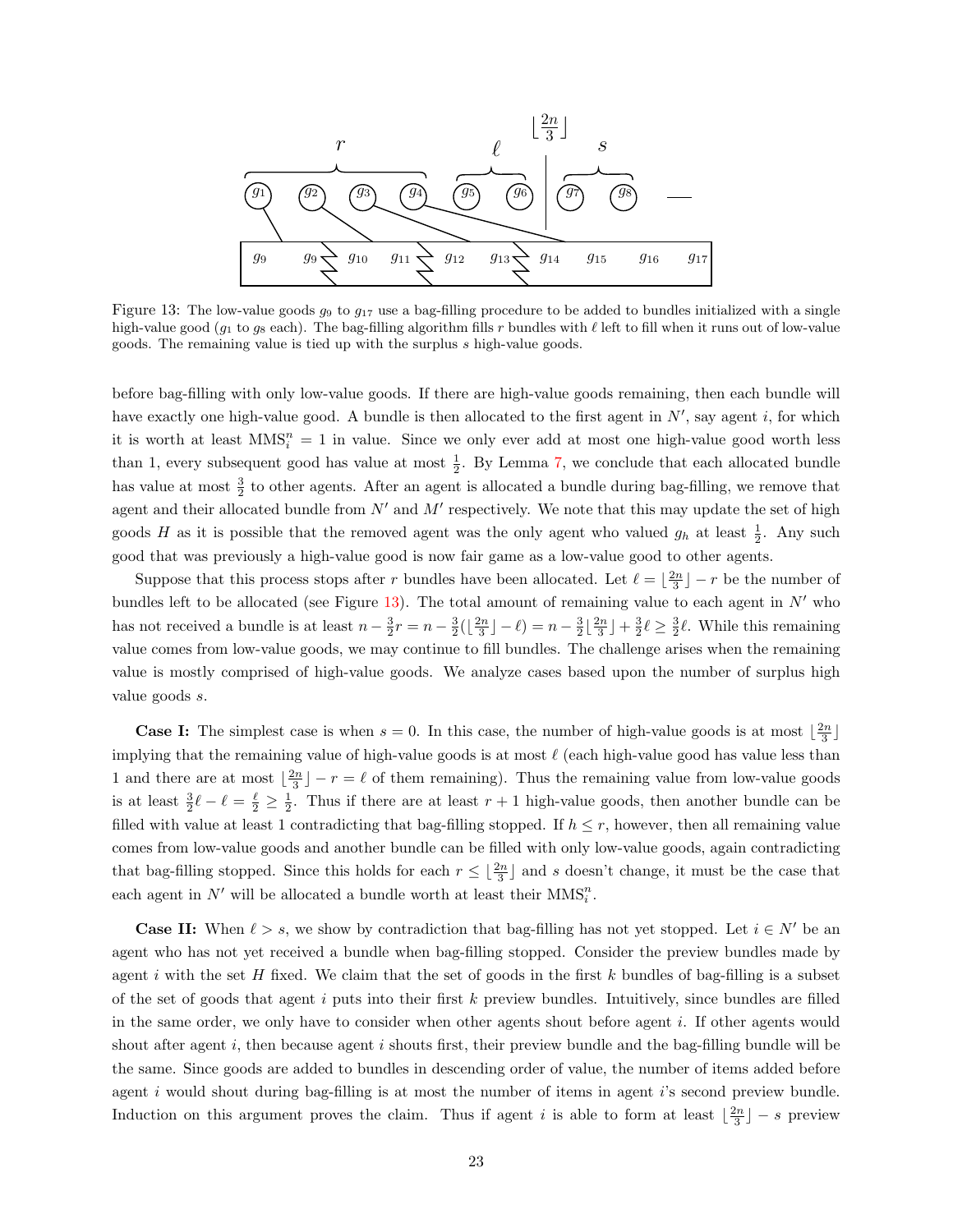Figure 13: The low-value goods $g_9$ to $g_{17}$ use a bag-filling procedure to be added to bundles initialized with a single high-value good ($g_1$ to $g_8$ each). The bag-filling algorithm fills $r$ bundles with $\ell$ left to fill when it runs out of low-value goods. The remaining value is tied up with the surplus $s$ high-value goods.

before bag-filling with only low-value goods. If there are high-value goods remaining, then each bundle will have exactly one high-value good. A bundle is then allocated to the first agent in $N'$, say agent $i$, for which it is worth at least $\text{MMS}_i^n = 1$ in value. Since we only ever add at most one high-value good worth less than 1, every subsequent good has value at most $\frac{1}{2}$. By Lemma 7, we conclude that each allocated bundle has value at most $\frac{3}{2}$ to other agents. After an agent is allocated a bundle during bag-filling, we remove that agent and their allocated bundle from $N'$ and $M'$ respectively. We note that this may update the set of high goods $H$ as it is possible that the removed agent was the only agent who valued $g_h$ at least $\frac{1}{2}$. Any such good that was previously a high-value good is now fair game as a low-value good to other agents.

Suppose that this process stops after $r$ bundles have been allocated. Let $\ell = \lfloor \frac{2n}{3} \rfloor - r$ be the number of bundles left to be allocated (see Figure 13). The total amount of remaining value to each agent in $N'$ who has not received a bundle is at least $n - \frac{3}{2}r = n - \frac{3}{2}(\lfloor \frac{2n}{3} \rfloor - \ell) = n - \frac{3}{2}\lfloor \frac{2n}{3} \rfloor + \frac{3}{2}\ell \geq \frac{3}{2}\ell$. While this remaining value comes from low-value goods, we may continue to fill bundles. The challenge arises when the remaining value is mostly comprised of high-value goods. We analyze cases based upon the number of surplus high value goods $s$.

**Case I:** The simplest case is when $s = 0$. In this case, the number of high-value goods is at most $\lfloor \frac{2n}{3} \rfloor$ implying that the remaining value of high-value goods is at most $\ell$ (each high-value good has value less than 1 and there are at most $\lfloor \frac{2n}{3} \rfloor - r = \ell$ of them remaining). Thus the remaining value from low-value goods is at least $\frac{3}{2}\ell - \ell = \frac{\ell}{2} \geq \frac{1}{2}$. Thus if there are at least $r + 1$ high-value goods, then another bundle can be filled with value at least 1 contradicting that bag-filling stopped. If $h \leq r$, however, then all remaining value comes from low-value goods and another bundle can be filled with only low-value goods, again contradicting that bag-filling stopped. Since this holds for each $r \leq \lfloor \frac{2n}{3} \rfloor$ and $s$ doesn't change, it must be the case that each agent in $N'$ will be allocated a bundle worth at least their $\text{MMS}_i^n$.

**Case II:** When $\ell > s$, we show by contradiction that bag-filling has not yet stopped. Let $i \in N'$ be an agent who has not yet received a bundle when bag-filling stopped. Consider the preview bundles made by agent $i$ with the set $H$ fixed. We claim that the set of goods in the first $k$ bundles of bag-filling is a subset of the set of goods that agent $i$ puts into their first $k$ preview bundles. Intuitively, since bundles are filled in the same order, we only have to consider when other agents shout before agent $i$. If other agents would shout after agent $i$, then because agent $i$ shouts first, their preview bundle and the bag-filling bundle will be the same. Since goods are added to bundles in descending order of value, the number of items added before agent $i$ would shout during bag-filling is at most the number of items in agent $i$'s second preview bundle. Induction on this argument proves the claim. Thus if agent $i$ is able to form at least $\lfloor \frac{2n}{3} \rfloor - s$ preview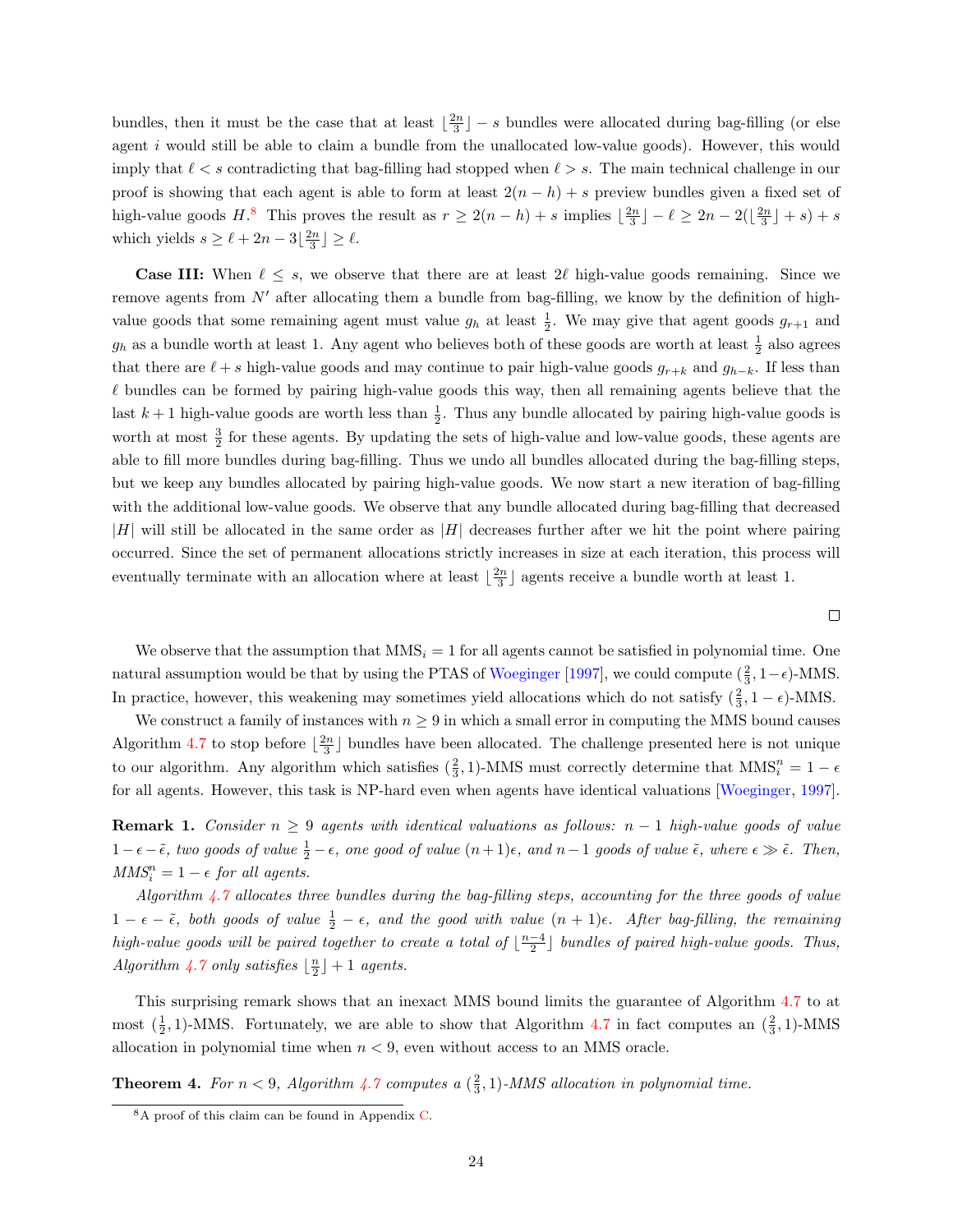bundles, then it must be the case that at least $\lfloor \frac{2n}{3} \rfloor - s$ bundles were allocated during bag-filling (or else agent $i$ would still be able to claim a bundle from the unallocated low-value goods). However, this would imply that $\ell < s$ contradicting that bag-filling had stopped when $\ell > s$. The main technical challenge in our proof is showing that each agent is able to form at least $2(n-h)+s$ preview bundles given a fixed set of high-value goods $H$.[8] This proves the result as $r \geq 2(n-h)+s$ implies $\lfloor \frac{2n}{3} \rfloor - \ell \geq 2n - 2(\lfloor \frac{2n}{3} \rfloor + s) + s$ which yields $s \geq \ell + 2n - 3\lfloor \frac{2n}{3} \rfloor \geq \ell$.

**Case III:** When $\ell \leq s$, we observe that there are at least $2\ell$ high-value goods remaining. Since we remove agents from $N'$ after allocating them a bundle from bag-filling, we know by the definition of high-value goods that some remaining agent must value $g_h$ at least $\frac{1}{2}$. We may give that agent goods $g_{r+1}$ and $g_h$ as a bundle worth at least 1. Any agent who believes both of these goods are worth at least $\frac{1}{2}$ also agrees that there are $\ell + s$ high-value goods and may continue to pair high-value goods $g_{r+k}$ and $g_{h-k}$. If less than $\ell$ bundles can be formed by pairing high-value goods this way, then all remaining agents believe that the last $k+1$ high-value goods are worth less than $\frac{1}{2}$. Thus any bundle allocated by pairing high-value goods is worth at most $\frac{3}{2}$ for these agents. By updating the sets of high-value and low-value goods, these agents are able to fill more bundles during bag-filling. Thus we undo all bundles allocated during the bag-filling steps, but we keep any bundles allocated by pairing high-value goods. We now start a new iteration of bag-filling with the additional low-value goods. We observe that any bundle allocated during bag-filling that decreased $|H|$ will still be allocated in the same order as $|H|$ decreases further after we hit the point where pairing occurred. Since the set of permanent allocations strictly increases in size at each iteration, this process will eventually terminate with an allocation where at least $\lfloor \frac{2n}{3} \rfloor$ agents receive a bundle worth at least 1.

□

We observe that the assumption that $\text{MMS}_i = 1$ for all agents cannot be satisfied in polynomial time. One natural assumption would be that by using the PTAS of Woeginger [1997], we could compute $(\frac{2}{3}, 1-\epsilon)$-MMS. In practice, however, this weakening may sometimes yield allocations which do not satisfy $(\frac{2}{3}, 1-\epsilon)$-MMS.

We construct a family of instances with $n \geq 9$ in which a small error in computing the MMS bound causes Algorithm 4.7 to stop before $\lfloor \frac{2n}{3} \rfloor$ bundles have been allocated. The challenge presented here is not unique to our algorithm. Any algorithm which satisfies $(\frac{2}{3}, 1)$-MMS must correctly determine that $\text{MMS}_i^n = 1-\epsilon$ for all agents. However, this task is NP-hard even when agents have identical valuations [Woeginger, 1997].

**Remark 1.** *Consider $n \geq 9$ agents with identical valuations as follows: $n-1$ high-value goods of value $1-\epsilon-\tilde{\epsilon}$, two goods of value $\frac{1}{2}-\epsilon$, one good of value $(n+1)\epsilon$, and $n-1$ goods of value $\tilde{\epsilon}$, where $\epsilon \gg \tilde{\epsilon}$. Then, $\text{MMS}_i^n = 1-\epsilon$ for all agents.*

*Algorithm 4.7 allocates three bundles during the bag-filling steps, accounting for the three goods of value $1-\epsilon-\tilde{\epsilon}$, both goods of value $\frac{1}{2}-\epsilon$, and the good with value $(n+1)\epsilon$. After bag-filling, the remaining high-value goods will be paired together to create a total of $\lfloor \frac{n-4}{2} \rfloor$ bundles of paired high-value goods. Thus, Algorithm 4.7 only satisfies $\lfloor \frac{n}{2} \rfloor + 1$ agents.*

This surprising remark shows that an inexact MMS bound limits the guarantee of Algorithm 4.7 to at most $(\frac{1}{2}, 1)$-MMS. Fortunately, we are able to show that Algorithm 4.7 in fact computes an $(\frac{2}{3}, 1)$-MMS allocation in polynomial time when $n < 9$, even without access to an MMS oracle.

**Theorem 4.** *For $n < 9$, Algorithm 4.7 computes a $(\frac{2}{3}, 1)$-MMS allocation in polynomial time.*

[8] A proof of this claim can be found in Appendix C.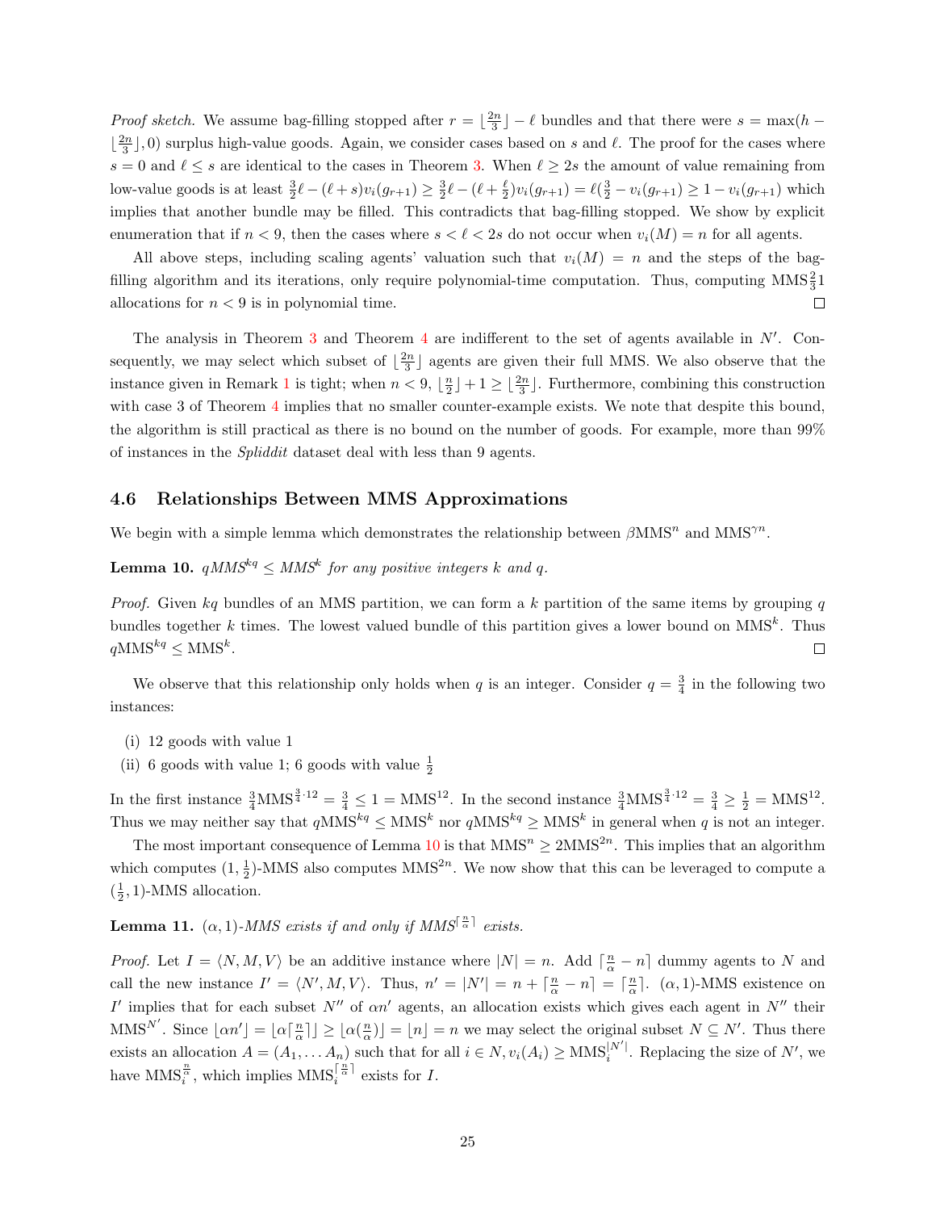*Proof sketch.* We assume bag-filling stopped after $r = \lfloor \frac{2n}{3} \rfloor - \ell$ bundles and that there were $s = \max(h - \lfloor \frac{2n}{3} \rfloor, 0)$ surplus high-value goods. Again, we consider cases based on $s$ and $\ell$. The proof for the cases where $s = 0$ and $\ell \leq s$ are identical to the cases in Theorem 3. When $\ell \geq 2s$ the amount of value remaining from low-value goods is at least $\frac{3}{2}\ell - (\ell + s)v_i(g_{r+1}) \geq \frac{3}{2}\ell - (\ell + \frac{\ell}{2})v_i(g_{r+1}) = \ell(\frac{3}{2} - v_i(g_{r+1})) \geq 1 - v_i(g_{r+1})$ which implies that another bundle may be filled. This contradicts that bag-filling stopped. We show by explicit enumeration that if $n < 9$, then the cases where $s < \ell < 2s$ do not occur when $v_i(M) = n$ for all agents.

All above steps, including scaling agents' valuation such that $v_i(M) = n$ and the steps of the bag-filling algorithm and its iterations, only require polynomial-time computation. Thus, computing $\text{MMS}^{\frac{2}{3}}_{}1$ allocations for $n < 9$ is in polynomial time. □

The analysis in Theorem 3 and Theorem 4 are indifferent to the set of agents available in $N'$. Consequently, we may select which subset of $\lfloor \frac{2n}{3} \rfloor$ agents are given their full MMS. We also observe that the instance given in Remark 1 is tight; when $n < 9$, $\lfloor \frac{n}{2} \rfloor + 1 \geq \lfloor \frac{2n}{3} \rfloor$. Furthermore, combining this construction with case 3 of Theorem 4 implies that no smaller counter-example exists. We note that despite this bound, the algorithm is still practical as there is no bound on the number of goods. For example, more than 99% of instances in the *Spliddit* dataset deal with less than 9 agents.

### 4.6 Relationships Between MMS Approximations

We begin with a simple lemma which demonstrates the relationship between $\beta\text{MMS}^n$ and $\text{MMS}^{\gamma n}$.

**Lemma 10.** *$q\text{MMS}^{kq} \leq \text{MMS}^k$ for any positive integers $k$ and $q$.*

*Proof.* Given $kq$ bundles of an MMS partition, we can form a $k$ partition of the same items by grouping $q$ bundles together $k$ times. The lowest valued bundle of this partition gives a lower bound on $\text{MMS}^k$. Thus $q\text{MMS}^{kq} \leq \text{MMS}^k$. □

We observe that this relationship only holds when $q$ is an integer. Consider $q = \frac{3}{4}$ in the following two instances:

(i) 12 goods with value 1

(ii) 6 goods with value 1; 6 goods with value $\frac{1}{2}$

In the first instance $\frac{3}{4}\text{MMS}^{\frac{3}{4}\cdot 12} = \frac{3}{4} \leq 1 = \text{MMS}^{12}$. In the second instance $\frac{3}{4}\text{MMS}^{\frac{3}{4}\cdot 12} = \frac{3}{4} \geq \frac{1}{2} = \text{MMS}^{12}$. Thus we may neither say that $q\text{MMS}^{kq} \leq \text{MMS}^k$ nor $q\text{MMS}^{kq} \geq \text{MMS}^k$ in general when $q$ is not an integer.

The most important consequence of Lemma 10 is that $\text{MMS}^n \geq 2\text{MMS}^{2n}$. This implies that an algorithm which computes $(1, \frac{1}{2})$-MMS also computes $\text{MMS}^{2n}$. We now show that this can be leveraged to compute a $(\frac{1}{2}, 1)$-MMS allocation.

**Lemma 11.** *$(\alpha, 1)$-MMS exists if and only if $\text{MMS}^{\lceil \frac{n}{\alpha} \rceil}$ exists.*

*Proof.* Let $I = \langle N, M, V \rangle$ be an additive instance where $|N| = n$. Add $\lceil \frac{n}{\alpha} - n \rceil$ dummy agents to $N$ and call the new instance $I' = \langle N', M, V \rangle$. Thus, $n' = |N'| = n + \lceil \frac{n}{\alpha} - n \rceil = \lceil \frac{n}{\alpha} \rceil$. $(\alpha, 1)$-MMS existence on $I'$ implies that for each subset $N''$ of $\alpha n'$ agents, an allocation exists which gives each agent in $N''$ their $\text{MMS}^{N'}$. Since $\lfloor \alpha n' \rfloor = \lfloor \alpha \lceil \frac{n}{\alpha} \rceil \rfloor \geq \lfloor \alpha(\frac{n}{\alpha}) \rfloor = \lfloor n \rfloor = n$ we may select the original subset $N \subseteq N'$. Thus there exists an allocation $A = (A_1, \dots A_n)$ such that for all $i \in N, v_i(A_i) \geq \text{MMS}_i^{|N'|}$. Replacing the size of $N'$, we have $\text{MMS}_i^{\frac{n}{\alpha}}$, which implies $\text{MMS}_i^{\lceil \frac{n}{\alpha} \rceil}$ exists for $I$.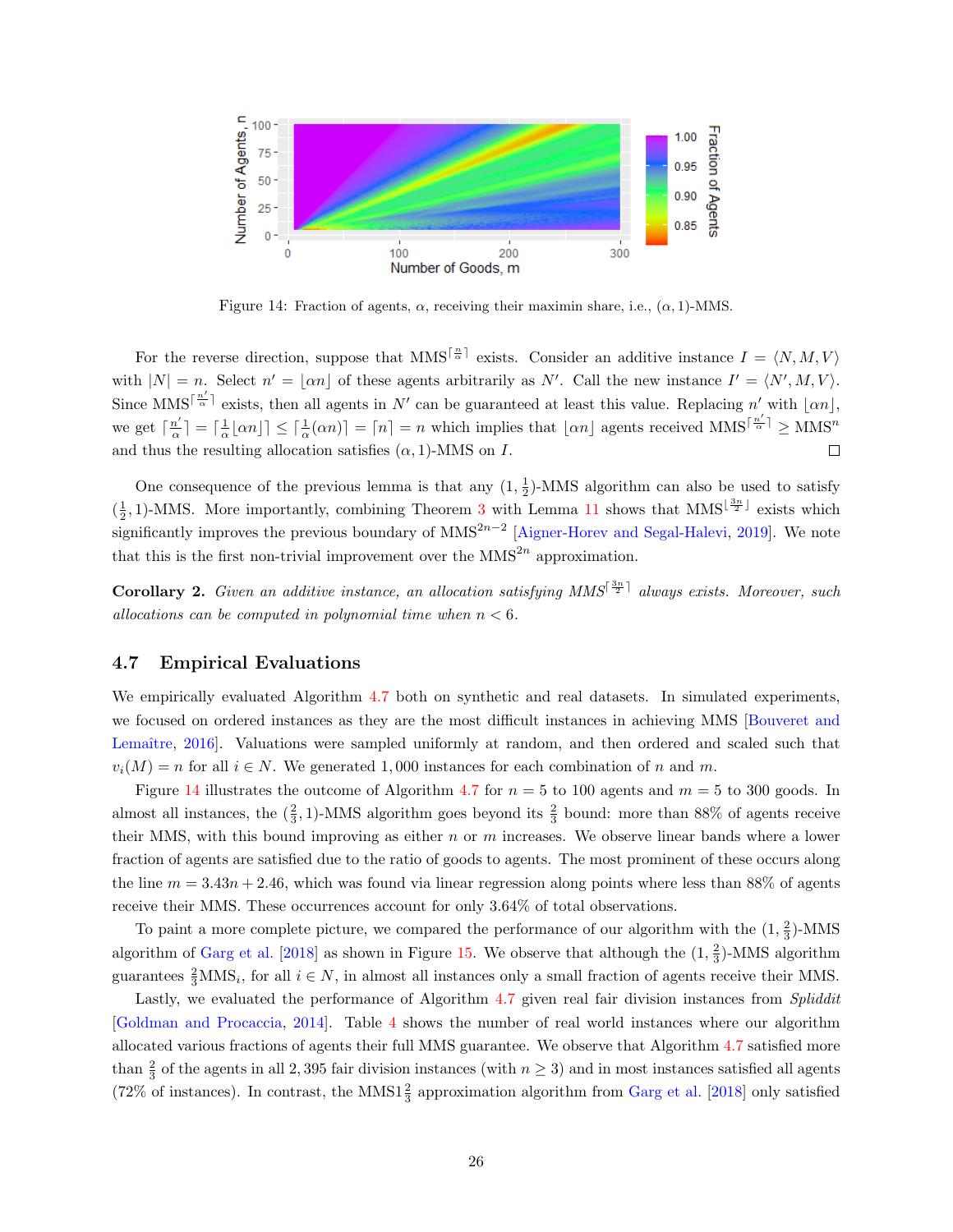Figure 14: Fraction of agents, $\alpha$, receiving their maximin share, i.e., $(\alpha, 1)$-MMS.

For the reverse direction, suppose that $\text{MMS}^{\lceil \frac{n}{\alpha} \rceil}$ exists. Consider an additive instance $I = \langle N, M, V \rangle$ with $|N| = n$. Select $n' = \lfloor \alpha n \rfloor$ of these agents arbitrarily as $N'$. Call the new instance $I' = \langle N', M, V \rangle$. Since $\text{MMS}^{\lceil \frac{n'}{\alpha} \rceil}$ exists, then all agents in $N'$ can be guaranteed at least this value. Replacing $n'$ with $\lfloor \alpha n \rfloor$, we get $\lceil \frac{n'}{\alpha} \rceil = \lceil \frac{1}{\alpha} \lfloor \alpha n \rfloor \rceil \leq \lceil \frac{1}{\alpha}(\alpha n) \rceil = \lceil n \rceil = n$ which implies that $\lfloor \alpha n \rfloor$ agents received $\text{MMS}^{\lceil \frac{n'}{\alpha} \rceil} \geq \text{MMS}^n$ and thus the resulting allocation satisfies $(\alpha, 1)$-MMS on $I$. □

One consequence of the previous lemma is that any $(1, \frac{1}{2})$-MMS algorithm can also be used to satisfy $(\frac{1}{2}, 1)$-MMS. More importantly, combining Theorem 3 with Lemma 11 shows that $\text{MMS}^{\lfloor \frac{3n}{2} \rfloor}$ exists which significantly improves the previous boundary of $\text{MMS}^{2n-2}$ [Aigner-Horev and Segal-Halevi, 2019]. We note that this is the first non-trivial improvement over the $\text{MMS}^{2n}$ approximation.

**Corollary 2.** *Given an additive instance, an allocation satisfying $\text{MMS}^{\lceil \frac{3n}{2} \rceil}$ always exists. Moreover, such allocations can be computed in polynomial time when $n < 6$.*

## 4.7 Empirical Evaluations

We empirically evaluated Algorithm 4.7 both on synthetic and real datasets. In simulated experiments, we focused on ordered instances as they are the most difficult instances in achieving MMS [Bouveret and Lemaître, 2016]. Valuations were sampled uniformly at random, and then ordered and scaled such that $v_i(M) = n$ for all $i \in N$. We generated 1,000 instances for each combination of $n$ and $m$.

Figure 14 illustrates the outcome of Algorithm 4.7 for $n = 5$ to 100 agents and $m = 5$ to 300 goods. In almost all instances, the $(\frac{2}{3}, 1)$-MMS algorithm goes beyond its $\frac{2}{3}$ bound: more than 88% of agents receive their MMS, with this bound improving as either $n$ or $m$ increases. We observe linear bands where a lower fraction of agents are satisfied due to the ratio of goods to agents. The most prominent of these occurs along the line $m = 3.43n + 2.46$, which was found via linear regression along points where less than 88% of agents receive their MMS. These occurrences account for only 3.64% of total observations.

To paint a more complete picture, we compared the performance of our algorithm with the $(1, \frac{2}{3})$-MMS algorithm of Garg et al. [2018] as shown in Figure 15. We observe that although the $(1, \frac{2}{3})$-MMS algorithm guarantees $\frac{2}{3}\text{MMS}_i$, for all $i \in N$, in almost all instances only a small fraction of agents receive their MMS.

Lastly, we evaluated the performance of Algorithm 4.7 given real fair division instances from *Spliddit* [Goldman and Procaccia, 2014]. Table 4 shows the number of real world instances where our algorithm allocated various fractions of agents their full MMS guarantee. We observe that Algorithm 4.7 satisfied more than $\frac{2}{3}$ of the agents in all 2,395 fair division instances (with $n \geq 3$) and in most instances satisfied all agents (72% of instances). In contrast, the $\text{MMS}1\frac{2}{3}$ approximation algorithm from Garg et al. [2018] only satisfied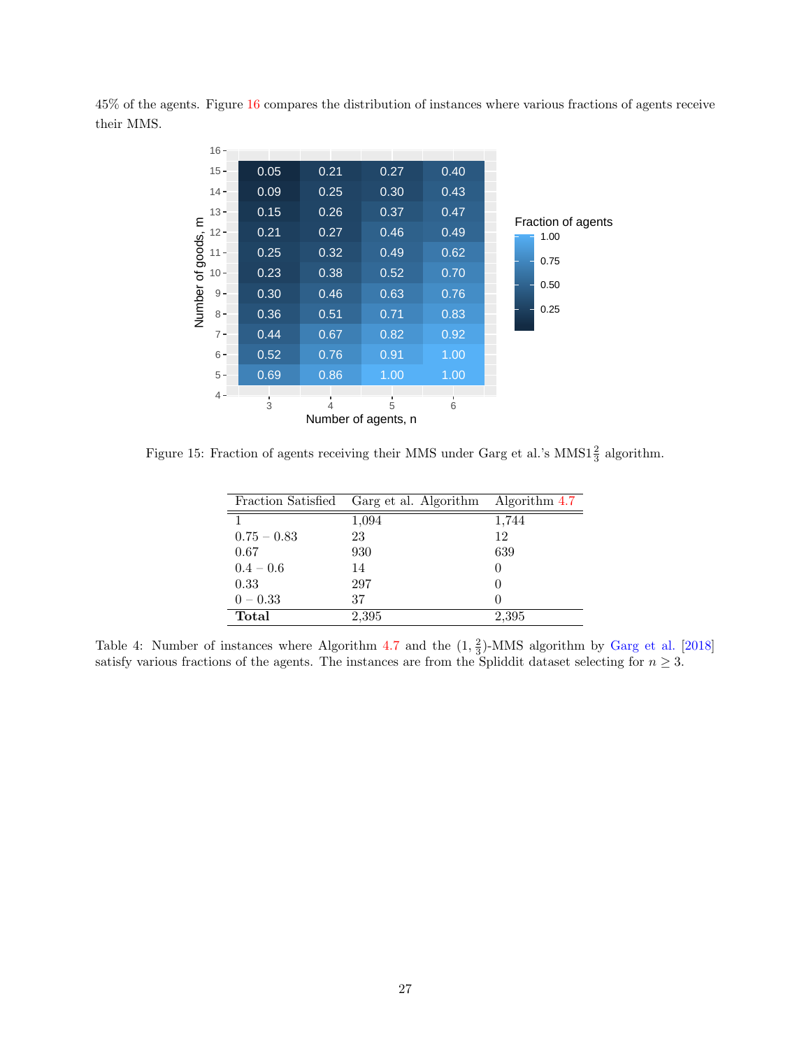45% of the agents. Figure 16 compares the distribution of instances where various fractions of agents receive their MMS.

| Number of goods, m | n = 3 | n = 4 | n = 5 | n = 6 |
|---|---|---|---|---|
| 15 | 0.05 | 0.21 | 0.27 | 0.40 |
| 14 | 0.09 | 0.25 | 0.30 | 0.43 |
| 13 | 0.15 | 0.26 | 0.37 | 0.47 |
| 12 | 0.21 | 0.27 | 0.46 | 0.49 |
| 11 | 0.25 | 0.32 | 0.49 | 0.62 |
| 10 | 0.23 | 0.38 | 0.52 | 0.70 |
| 9 | 0.30 | 0.46 | 0.63 | 0.76 |
| 8 | 0.36 | 0.51 | 0.71 | 0.83 |
| 7 | 0.44 | 0.67 | 0.82 | 0.92 |
| 6 | 0.52 | 0.76 | 0.91 | 1.00 |
| 5 | 0.69 | 0.86 | 1.00 | 1.00 |

Figure 15: Fraction of agents receiving their MMS under Garg et al.'s MMS$1\frac{2}{3}$ algorithm.

| Fraction Satisfied | Garg et al. Algorithm | Algorithm 4.7 |
|---|---|---|
| 1 | 1,094 | 1,744 |
| 0.75 – 0.83 | 23 | 12 |
| 0.67 | 930 | 639 |
| 0.4 – 0.6 | 14 | 0 |
| 0.33 | 297 | 0 |
| 0 – 0.33 | 37 | 0 |
| **Total** | 2,395 | 2,395 |

Table 4: Number of instances where Algorithm 4.7 and the $(1, \frac{2}{3})$-MMS algorithm by Garg et al. [2018] satisfy various fractions of the agents. The instances are from the Spliddit dataset selecting for $n \geq 3$.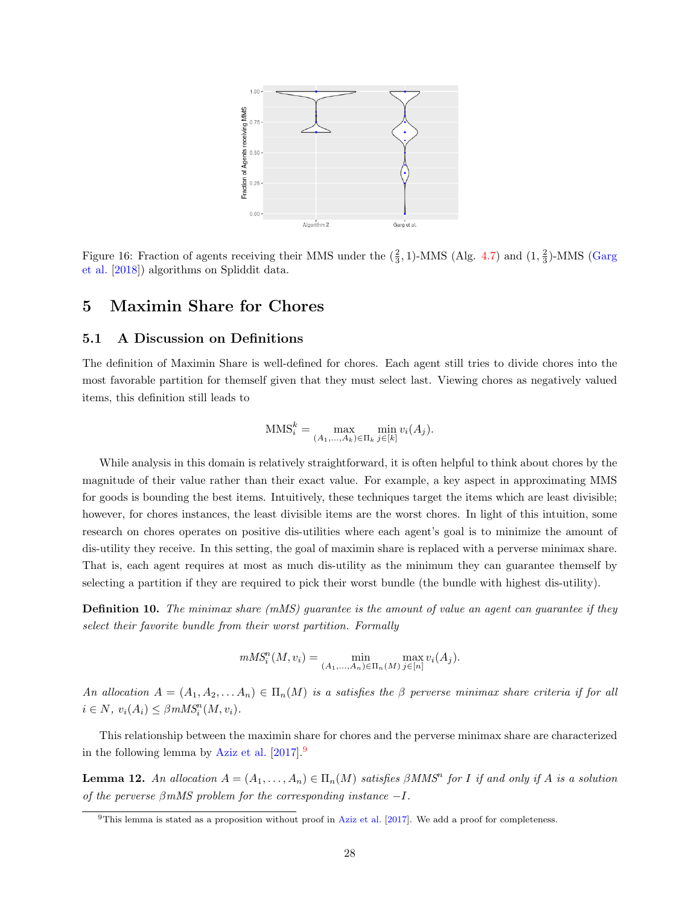Figure 16: Fraction of agents receiving their MMS under the $(\frac{2}{3}, 1)$-MMS (Alg. 4.7) and $(1, \frac{2}{3})$-MMS (Garg et al. [2018]) algorithms on Spliddit data.

## 5 Maximin Share for Chores

### 5.1 A Discussion on Definitions

The definition of Maximin Share is well-defined for chores. Each agent still tries to divide chores into the most favorable partition for themself given that they must select last. Viewing chores as negatively valued items, this definition still leads to

$$\text{MMS}_i^k = \max_{(A_1,\ldots,A_k)\in\Pi_k} \min_{j\in[k]} v_i(A_j).$$

While analysis in this domain is relatively straightforward, it is often helpful to think about chores by the magnitude of their value rather than their exact value. For example, a key aspect in approximating MMS for goods is bounding the best items. Intuitively, these techniques target the items which are least divisible; however, for chores instances, the least divisible items are the worst chores. In light of this intuition, some research on chores operates on positive dis-utilities where each agent's goal is to minimize the amount of dis-utility they receive. In this setting, the goal of maximin share is replaced with a perverse minimax share. That is, each agent requires at most as much dis-utility as the minimum they can guarantee themself by selecting a partition if they are required to pick their worst bundle (the bundle with highest dis-utility).

**Definition 10.** *The minimax share (mMS) guarantee is the amount of value an agent can guarantee if they select their favorite bundle from their worst partition. Formally*

$$mMS_i^n(M, v_i) = \min_{(A_1,\ldots,A_n)\in\Pi_n(M)} \max_{j\in[n]} v_i(A_j).$$

*An allocation $A = (A_1, A_2, \ldots A_n) \in \Pi_n(M)$ is a satisfies the $\beta$ perverse minimax share criteria if for all $i \in N$, $v_i(A_i) \leq \beta mMS_i^n(M, v_i)$.*

This relationship between the maximin share for chores and the perverse minimax share are characterized in the following lemma by Aziz et al. [2017].[9]

**Lemma 12.** *An allocation $A = (A_1, \ldots, A_n) \in \Pi_n(M)$ satisfies $\beta MMS^n$ for $I$ if and only if $A$ is a solution of the perverse $\beta mMS$ problem for the corresponding instance $-I$.*

[9] This lemma is stated as a proposition without proof in Aziz et al. [2017]. We add a proof for completeness.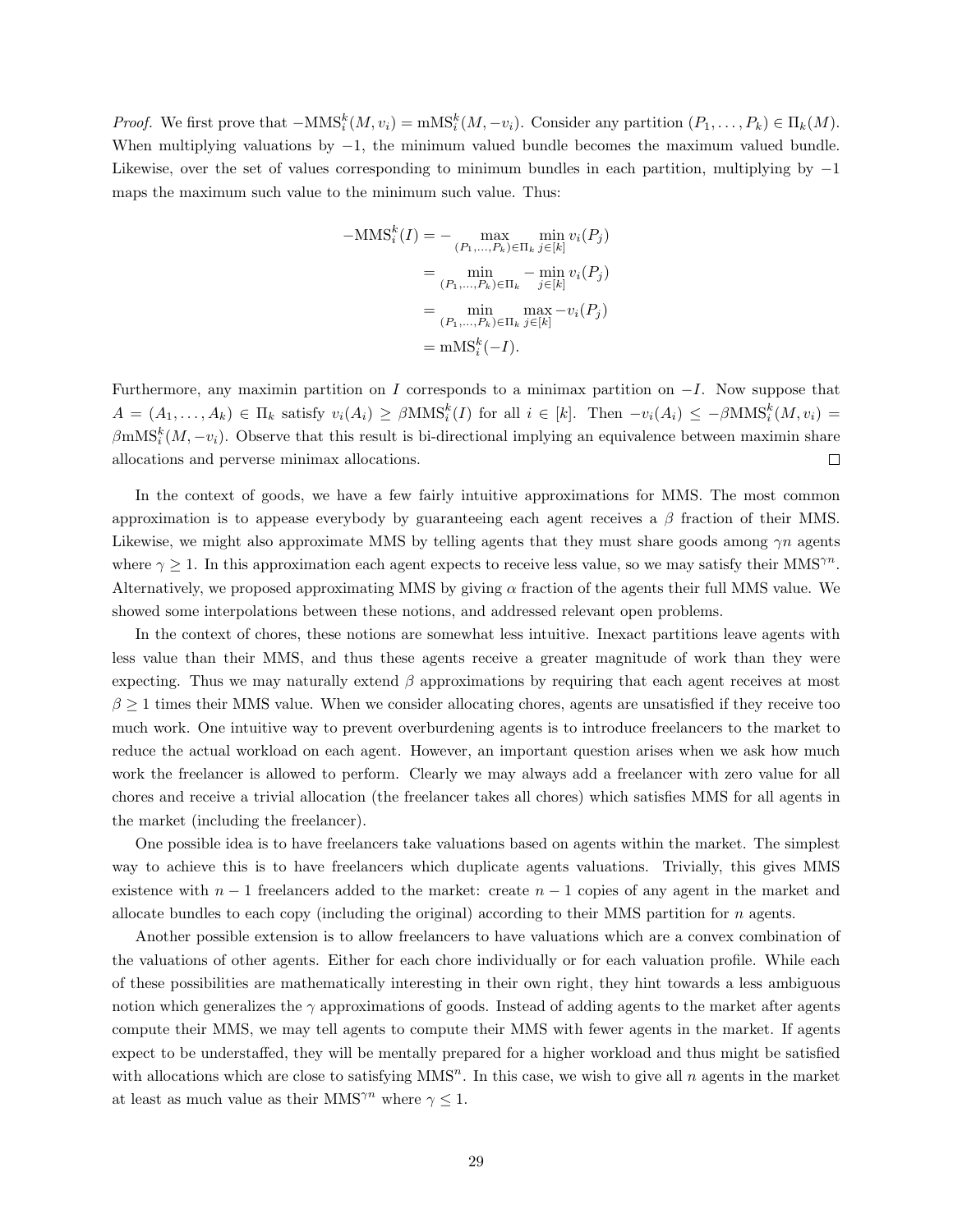*Proof.* We first prove that $-\text{MMS}_i^k(M, v_i) = \text{mMS}_i^k(M, -v_i)$. Consider any partition $(P_1, \dots, P_k) \in \Pi_k(M)$. When multiplying valuations by $-1$, the minimum valued bundle becomes the maximum valued bundle. Likewise, over the set of values corresponding to minimum bundles in each partition, multiplying by $-1$ maps the maximum such value to the minimum such value. Thus:

$$
\begin{aligned}
-\text{MMS}_i^k(I) &= -\max_{(P_1,\dots,P_k)\in\Pi_k} \min_{j\in[k]} v_i(P_j) \\
&= \min_{(P_1,\dots,P_k)\in\Pi_k} -\min_{j\in[k]} v_i(P_j) \\
&= \min_{(P_1,\dots,P_k)\in\Pi_k} \max_{j\in[k]} -v_i(P_j) \\
&= \text{mMS}_i^k(-I).
\end{aligned}
$$

Furthermore, any maximin partition on $I$ corresponds to a minimax partition on $-I$. Now suppose that $A = (A_1, \dots, A_k) \in \Pi_k$ satisfy $v_i(A_i) \geq \beta \text{MMS}_i^k(I)$ for all $i \in [k]$. Then $-v_i(A_i) \leq -\beta \text{MMS}_i^k(M, v_i) = \beta \text{mMS}_i^k(M, -v_i)$. Observe that this result is bi-directional implying an equivalence between maximin share allocations and perverse minimax allocations. $\square$

In the context of goods, we have a few fairly intuitive approximations for MMS. The most common approximation is to appease everybody by guaranteeing each agent receives a $\beta$ fraction of their MMS. Likewise, we might also approximate MMS by telling agents that they must share goods among $\gamma n$ agents where $\gamma \geq 1$. In this approximation each agent expects to receive less value, so we may satisfy their $\text{MMS}^{\gamma n}$. Alternatively, we proposed approximating MMS by giving $\alpha$ fraction of the agents their full MMS value. We showed some interpolations between these notions, and addressed relevant open problems.

In the context of chores, these notions are somewhat less intuitive. Inexact partitions leave agents with less value than their MMS, and thus these agents receive a greater magnitude of work than they were expecting. Thus we may naturally extend $\beta$ approximations by requiring that each agent receives at most $\beta \geq 1$ times their MMS value. When we consider allocating chores, agents are unsatisfied if they receive too much work. One intuitive way to prevent overburdening agents is to introduce freelancers to the market to reduce the actual workload on each agent. However, an important question arises when we ask how much work the freelancer is allowed to perform. Clearly we may always add a freelancer with zero value for all chores and receive a trivial allocation (the freelancer takes all chores) which satisfies MMS for all agents in the market (including the freelancer).

One possible idea is to have freelancers take valuations based on agents within the market. The simplest way to achieve this is to have freelancers which duplicate agents valuations. Trivially, this gives MMS existence with $n-1$ freelancers added to the market: create $n-1$ copies of any agent in the market and allocate bundles to each copy (including the original) according to their MMS partition for $n$ agents.

Another possible extension is to allow freelancers to have valuations which are a convex combination of the valuations of other agents. Either for each chore individually or for each valuation profile. While each of these possibilities are mathematically interesting in their own right, they hint towards a less ambiguous notion which generalizes the $\gamma$ approximations of goods. Instead of adding agents to the market after agents compute their MMS, we may tell agents to compute their MMS with fewer agents in the market. If agents expect to be understaffed, they will be mentally prepared for a higher workload and thus might be satisfied with allocations which are close to satisfying $\text{MMS}^n$. In this case, we wish to give all $n$ agents in the market at least as much value as their $\text{MMS}^{\gamma n}$ where $\gamma \leq 1$.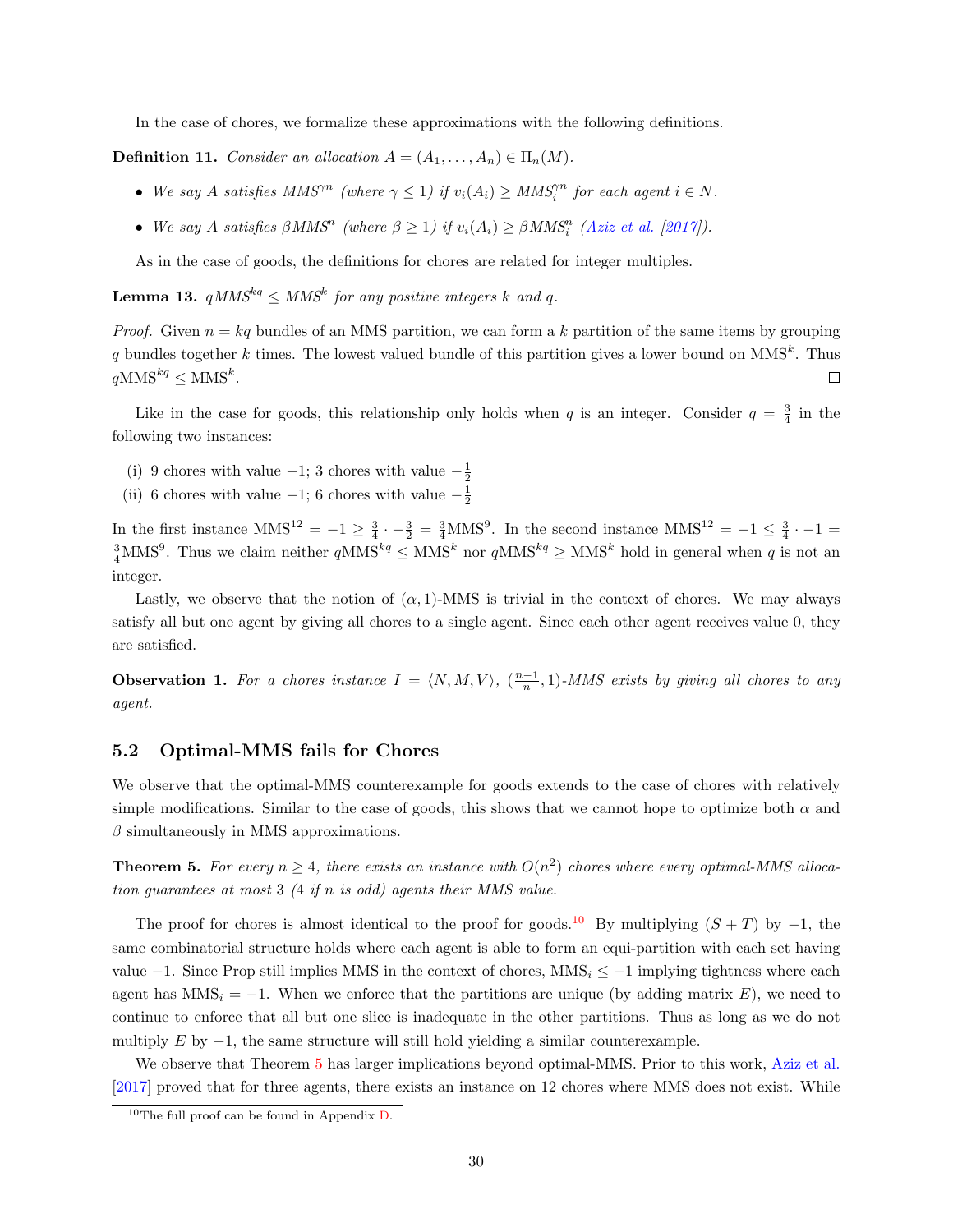In the case of chores, we formalize these approximations with the following definitions.

**Definition 11.** *Consider an allocation $A = (A_1, \ldots, A_n) \in \Pi_n(M)$.*

- *We say $A$ satisfies $\text{MMS}^{\gamma n}$ (where $\gamma \leq 1$) if $v_i(A_i) \geq \text{MMS}_i^{\gamma n}$ for each agent $i \in N$.*
- *We say $A$ satisfies $\beta\text{MMS}^n$ (where $\beta \geq 1$) if $v_i(A_i) \geq \beta\text{MMS}_i^n$ (Aziz et al. [2017]).*

As in the case of goods, the definitions for chores are related for integer multiples.

**Lemma 13.** *$q\text{MMS}^{kq} \leq \text{MMS}^k$ for any positive integers $k$ and $q$.*

*Proof.* Given $n = kq$ bundles of an MMS partition, we can form a $k$ partition of the same items by grouping $q$ bundles together $k$ times. The lowest valued bundle of this partition gives a lower bound on $\text{MMS}^k$. Thus $q\text{MMS}^{kq} \leq \text{MMS}^k$. □

Like in the case for goods, this relationship only holds when $q$ is an integer. Consider $q = \frac{3}{4}$ in the following two instances:

(i) 9 chores with value $-1$; 3 chores with value $-\frac{1}{2}$

(ii) 6 chores with value $-1$; 6 chores with value $-\frac{1}{2}$

In the first instance $\text{MMS}^{12} = -1 \geq \frac{3}{4} \cdot -\frac{3}{2} = \frac{3}{4}\text{MMS}^9$. In the second instance $\text{MMS}^{12} = -1 \leq \frac{3}{4} \cdot -1 = \frac{3}{4}\text{MMS}^9$. Thus we claim neither $q\text{MMS}^{kq} \leq \text{MMS}^k$ nor $q\text{MMS}^{kq} \geq \text{MMS}^k$ hold in general when $q$ is not an integer.

Lastly, we observe that the notion of $(\alpha, 1)$-MMS is trivial in the context of chores. We may always satisfy all but one agent by giving all chores to a single agent. Since each other agent receives value 0, they are satisfied.

**Observation 1.** *For a chores instance $I = \langle N, M, V \rangle$, $(\frac{n-1}{n}, 1)$-MMS exists by giving all chores to any agent.*

## 5.2 Optimal-MMS fails for Chores

We observe that the optimal-MMS counterexample for goods extends to the case of chores with relatively simple modifications. Similar to the case of goods, this shows that we cannot hope to optimize both $\alpha$ and $\beta$ simultaneously in MMS approximations.

**Theorem 5.** *For every $n \geq 4$, there exists an instance with $O(n^2)$ chores where every optimal-MMS allocation guarantees at most 3 (4 if $n$ is odd) agents their MMS value.*

The proof for chores is almost identical to the proof for goods.[10] By multiplying $(S + T)$ by $-1$, the same combinatorial structure holds where each agent is able to form an equi-partition with each set having value $-1$. Since Prop still implies MMS in the context of chores, $\text{MMS}_i \leq -1$ implying tightness where each agent has $\text{MMS}_i = -1$. When we enforce that the partitions are unique (by adding matrix $E$), we need to continue to enforce that all but one slice is inadequate in the other partitions. Thus as long as we do not multiply $E$ by $-1$, the same structure will still hold yielding a similar counterexample.

We observe that Theorem 5 has larger implications beyond optimal-MMS. Prior to this work, Aziz et al. [2017] proved that for three agents, there exists an instance on 12 chores where MMS does not exist. While

[10] The full proof can be found in Appendix D.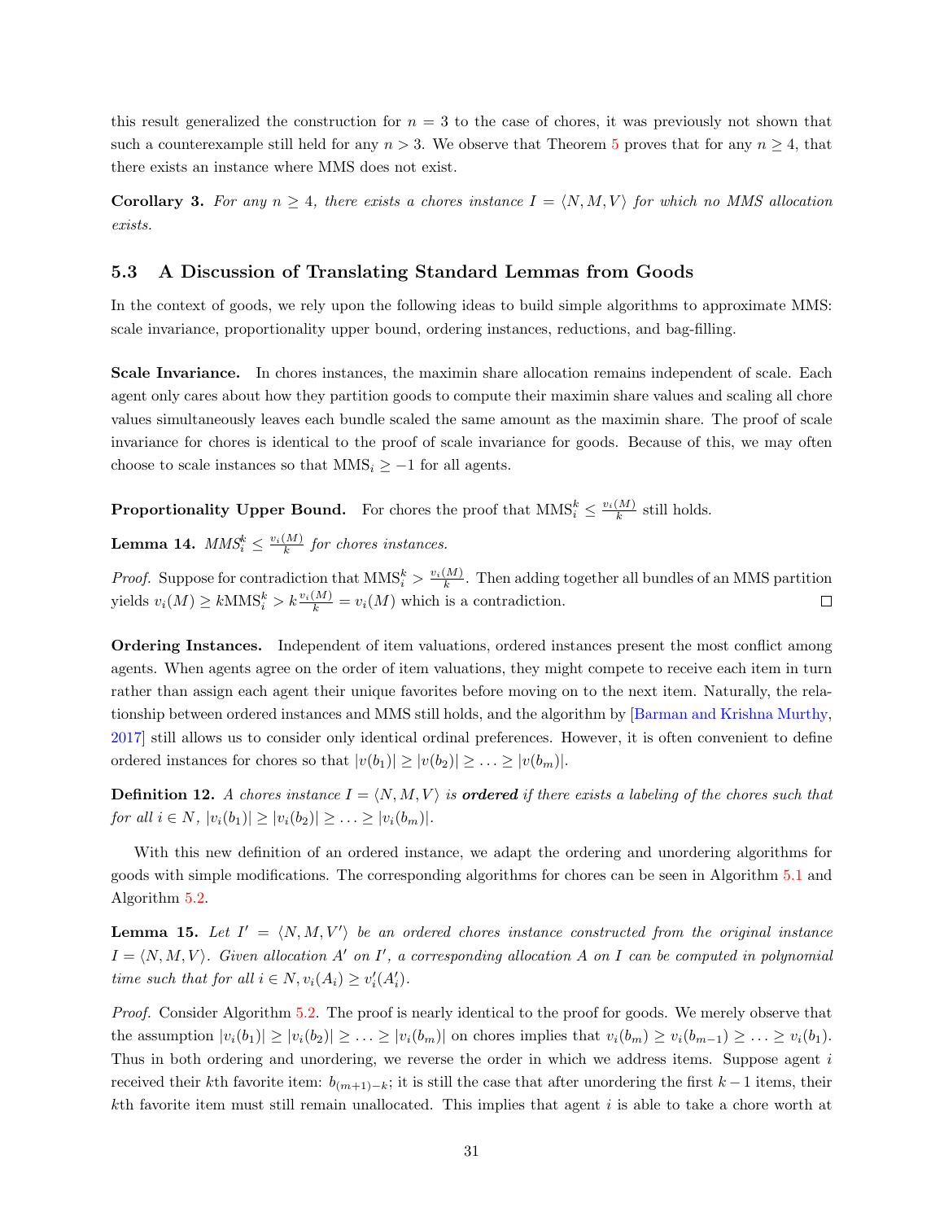this result generalized the construction for $n = 3$ to the case of chores, it was previously not shown that such a counterexample still held for any $n > 3$. We observe that Theorem 5 proves that for any $n \geq 4$, that there exists an instance where MMS does not exist.

**Corollary 3.** *For any $n \geq 4$, there exists a chores instance $I = \langle N, M, V \rangle$ for which no MMS allocation exists.*

### 5.3 A Discussion of Translating Standard Lemmas from Goods

In the context of goods, we rely upon the following ideas to build simple algorithms to approximate MMS: scale invariance, proportionality upper bound, ordering instances, reductions, and bag-filling.

**Scale Invariance.** In chores instances, the maximin share allocation remains independent of scale. Each agent only cares about how they partition goods to compute their maximin share values and scaling all chore values simultaneously leaves each bundle scaled the same amount as the maximin share. The proof of scale invariance for chores is identical to the proof of scale invariance for goods. Because of this, we may often choose to scale instances so that $\text{MMS}_i \geq -1$ for all agents.

**Proportionality Upper Bound.** For chores the proof that $\text{MMS}_i^k \leq \frac{v_i(M)}{k}$ still holds.

**Lemma 14.** *$\text{MMS}_i^k \leq \frac{v_i(M)}{k}$ for chores instances.*

*Proof.* Suppose for contradiction that $\text{MMS}_i^k > \frac{v_i(M)}{k}$. Then adding together all bundles of an MMS partition yields $v_i(M) \geq k\text{MMS}_i^k > k\frac{v_i(M)}{k} = v_i(M)$ which is a contradiction. □

**Ordering Instances.** Independent of item valuations, ordered instances present the most conflict among agents. When agents agree on the order of item valuations, they might compete to receive each item in turn rather than assign each agent their unique favorites before moving on to the next item. Naturally, the relationship between ordered instances and MMS still holds, and the algorithm by [Barman and Krishna Murthy, 2017] still allows us to consider only identical ordinal preferences. However, it is often convenient to define ordered instances for chores so that $|v(b_1)| \geq |v(b_2)| \geq \ldots \geq |v(b_m)|$.

**Definition 12.** *A chores instance $I = \langle N, M, V \rangle$ is **ordered** if there exists a labeling of the chores such that for all $i \in N$, $|v_i(b_1)| \geq |v_i(b_2)| \geq \ldots \geq |v_i(b_m)|$.*

With this new definition of an ordered instance, we adapt the ordering and unordering algorithms for goods with simple modifications. The corresponding algorithms for chores can be seen in Algorithm 5.1 and Algorithm 5.2.

**Lemma 15.** *Let $I' = \langle N, M, V' \rangle$ be an ordered chores instance constructed from the original instance $I = \langle N, M, V \rangle$. Given allocation $A'$ on $I'$, a corresponding allocation $A$ on $I$ can be computed in polynomial time such that for all $i \in N$, $v_i(A_i) \geq v_i'(A_i')$.*

*Proof.* Consider Algorithm 5.2. The proof is nearly identical to the proof for goods. We merely observe that the assumption $|v_i(b_1)| \geq |v_i(b_2)| \geq \ldots \geq |v_i(b_m)|$ on chores implies that $v_i(b_m) \geq v_i(b_{m-1}) \geq \ldots \geq v_i(b_1)$. Thus in both ordering and unordering, we reverse the order in which we address items. Suppose agent $i$ received their $k$th favorite item: $b_{(m+1)-k}$; it is still the case that after unordering the first $k-1$ items, their $k$th favorite item must still remain unallocated. This implies that agent $i$ is able to take a chore worth at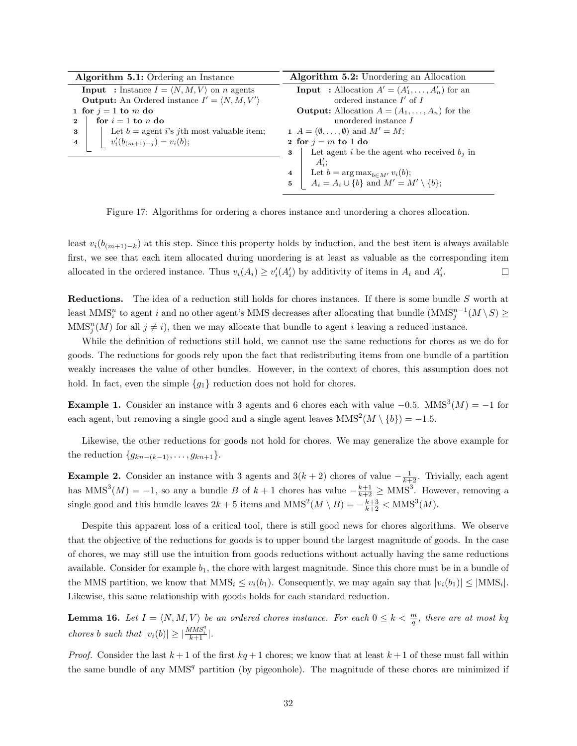**Algorithm 5.1:** Ordering an Instance

```
Input  : Instance I = ⟨N, M, V⟩ on n agents
Output: An Ordered instance I' = ⟨N, M, V'⟩
1 for j = 1 to m do
2     for i = 1 to n do
3         Let b = agent i's jth most valuable item;
4         v'_i(b_{(m+1)-j}) = v_i(b);
```

**Algorithm 5.2:** Unordering an Allocation

```
Input  : Allocation A' = (A'_1, ..., A'_n) for an
         ordered instance I' of I
Output: Allocation A = (A_1, ..., A_n) for the
         unordered instance I
1 A = (∅, ..., ∅) and M' = M;
2 for j = m to 1 do
3     Let agent i be the agent who received b_j in
      A'_i;
4     Let b = arg max_{b∈M'} v_i(b);
5     A_i = A_i ∪ {b} and M' = M' \ {b};
```

Figure 17: Algorithms for ordering a chores instance and unordering a chores allocation.

least $v_i(b_{(m+1)-k})$ at this step. Since this property holds by induction, and the best item is always available first, we see that each item allocated during unordering is at least as valuable as the corresponding item allocated in the ordered instance. Thus $v_i(A_i) \geq v_i'(A_i')$ by additivity of items in $A_i$ and $A_i'$. □

**Reductions.** The idea of a reduction still holds for chores instances. If there is some bundle $S$ worth at least $\text{MMS}_i^n$ to agent $i$ and no other agent's MMS decreases after allocating that bundle ($\text{MMS}_j^{n-1}(M \setminus S) \geq \text{MMS}_j^n(M)$ for all $j \neq i$), then we may allocate that bundle to agent $i$ leaving a reduced instance.

While the definition of reductions still hold, we cannot use the same reductions for chores as we do for goods. The reductions for goods rely upon the fact that redistributing items from one bundle of a partition weakly increases the value of other bundles. However, in the context of chores, this assumption does not hold. In fact, even the simple $\{g_1\}$ reduction does not hold for chores.

**Example 1.** Consider an instance with 3 agents and 6 chores each with value $-0.5$. $\text{MMS}^3(M) = -1$ for each agent, but removing a single good and a single agent leaves $\text{MMS}^2(M \setminus \{b\}) = -1.5$.

Likewise, the other reductions for goods not hold for chores. We may generalize the above example for the reduction $\{g_{kn-(k-1)}, \ldots, g_{kn+1}\}$.

**Example 2.** Consider an instance with 3 agents and $3(k+2)$ chores of value $-\frac{1}{k+2}$. Trivially, each agent has $\text{MMS}^3(M) = -1$, so any a bundle $B$ of $k+1$ chores has value $-\frac{k+1}{k+2} \geq \text{MMS}^3$. However, removing a single good and this bundle leaves $2k+5$ items and $\text{MMS}^2(M \setminus B) = -\frac{k+3}{k+2} < \text{MMS}^3(M)$.

Despite this apparent loss of a critical tool, there is still good news for chores algorithms. We observe that the objective of the reductions for goods is to upper bound the largest magnitude of goods. In the case of chores, we may still use the intuition from goods reductions without actually having the same reductions available. Consider for example $b_1$, the chore with largest magnitude. Since this chore must be in a bundle of the MMS partition, we know that $\text{MMS}_i \leq v_i(b_1)$. Consequently, we may again say that $|v_i(b_1)| \leq |\text{MMS}_i|$. Likewise, this same relationship with goods holds for each standard reduction.

**Lemma 16.** *Let $I = \langle N, M, V \rangle$ be an ordered chores instance. For each $0 \leq k < \frac{m}{q}$, there are at most $kq$ chores $b$ such that $|v_i(b)| \geq |\frac{MMS_i^q}{k+1}|$.*

*Proof.* Consider the last $k+1$ of the first $kq+1$ chores; we know that at least $k+1$ of these must fall within the same bundle of any $\text{MMS}^q$ partition (by pigeonhole). The magnitude of these chores are minimized if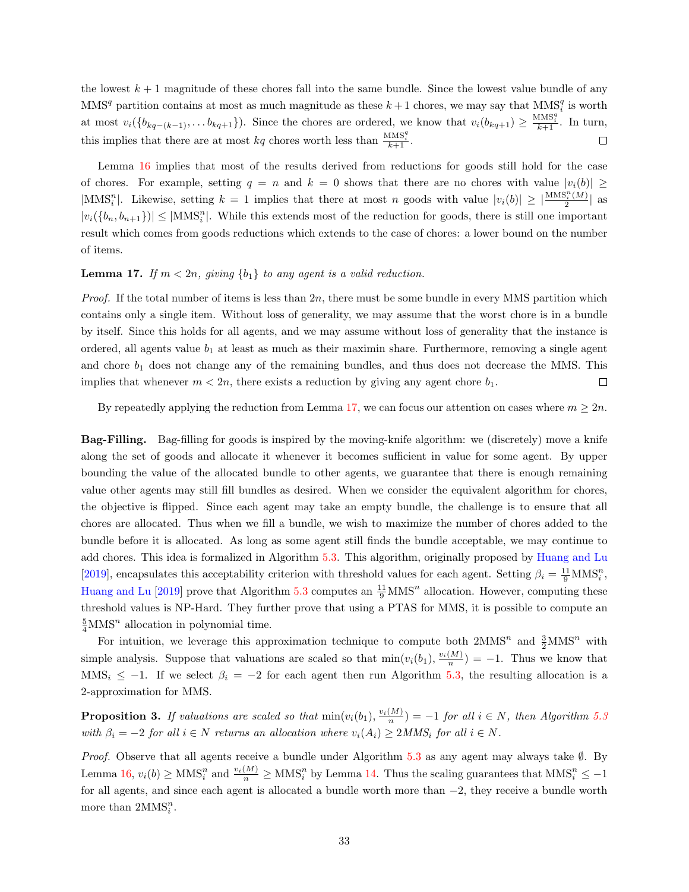the lowest $k+1$ magnitude of these chores fall into the same bundle. Since the lowest value bundle of any $\text{MMS}^q$ partition contains at most as much magnitude as these $k+1$ chores, we may say that $\text{MMS}_i^q$ is worth at most $v_i(\{b_{kq-(k-1)}, \dots b_{kq+1}\})$. Since the chores are ordered, we know that $v_i(b_{kq+1}) \geq \frac{\text{MMS}_i^q}{k+1}$. In turn, this implies that there are at most $kq$ chores worth less than $\frac{\text{MMS}_i^q}{k+1}$. $\square$

Lemma 16 implies that most of the results derived from reductions for goods still hold for the case of chores. For example, setting $q = n$ and $k = 0$ shows that there are no chores with value $|v_i(b)| \geq |\text{MMS}_i^n|$. Likewise, setting $k = 1$ implies that there at most $n$ goods with value $|v_i(b)| \geq |\frac{\text{MMS}_i^n(M)}{2}|$ as $|v_i(\{b_n, b_{n+1}\})| \leq |\text{MMS}_i^n|$. While this extends most of the reduction for goods, there is still one important result which comes from goods reductions which extends to the case of chores: a lower bound on the number of items.

**Lemma 17.** *If $m < 2n$, giving $\{b_1\}$ to any agent is a valid reduction.*

*Proof.* If the total number of items is less than $2n$, there must be some bundle in every MMS partition which contains only a single item. Without loss of generality, we may assume that the worst chore is in a bundle by itself. Since this holds for all agents, and we may assume without loss of generality that the instance is ordered, all agents value $b_1$ at least as much as their maximin share. Furthermore, removing a single agent and chore $b_1$ does not change any of the remaining bundles, and thus does not decrease the MMS. This implies that whenever $m < 2n$, there exists a reduction by giving any agent chore $b_1$. $\square$

By repeatedly applying the reduction from Lemma 17, we can focus our attention on cases where $m \geq 2n$.

**Bag-Filling.** Bag-filling for goods is inspired by the moving-knife algorithm: we (discretely) move a knife along the set of goods and allocate it whenever it becomes sufficient in value for some agent. By upper bounding the value of the allocated bundle to other agents, we guarantee that there is enough remaining value other agents may still fill bundles as desired. When we consider the equivalent algorithm for chores, the objective is flipped. Since each agent may take an empty bundle, the challenge is to ensure that all chores are allocated. Thus when we fill a bundle, we wish to maximize the number of chores added to the bundle before it is allocated. As long as some agent still finds the bundle acceptable, we may continue to add chores. This idea is formalized in Algorithm 5.3. This algorithm, originally proposed by Huang and Lu [2019], encapsulates this acceptability criterion with threshold values for each agent. Setting $\beta_i = \frac{11}{9}\text{MMS}_i^n$, Huang and Lu [2019] prove that Algorithm 5.3 computes an $\frac{11}{9}\text{MMS}^n$ allocation. However, computing these threshold values is NP-Hard. They further prove that using a PTAS for MMS, it is possible to compute an $\frac{5}{4}\text{MMS}^n$ allocation in polynomial time.

For intuition, we leverage this approximation technique to compute both $2\text{MMS}^n$ and $\frac{3}{2}\text{MMS}^n$ with simple analysis. Suppose that valuations are scaled so that $\min(v_i(b_1), \frac{v_i(M)}{n}) = -1$. Thus we know that $\text{MMS}_i \leq -1$. If we select $\beta_i = -2$ for each agent then run Algorithm 5.3, the resulting allocation is a 2-approximation for MMS.

**Proposition 3.** *If valuations are scaled so that $\min(v_i(b_1), \frac{v_i(M)}{n}) = -1$ for all $i \in N$, then Algorithm 5.3 with $\beta_i = -2$ for all $i \in N$ returns an allocation where $v_i(A_i) \geq 2MMS_i$ for all $i \in N$.*

*Proof.* Observe that all agents receive a bundle under Algorithm 5.3 as any agent may always take $\emptyset$. By Lemma 16, $v_i(b) \geq \text{MMS}_i^n$ and $\frac{v_i(M)}{n} \geq \text{MMS}_i^n$ by Lemma 14. Thus the scaling guarantees that $\text{MMS}_i^n \leq -1$ for all agents, and since each agent is allocated a bundle worth more than $-2$, they receive a bundle worth more than $2\text{MMS}_i^n$.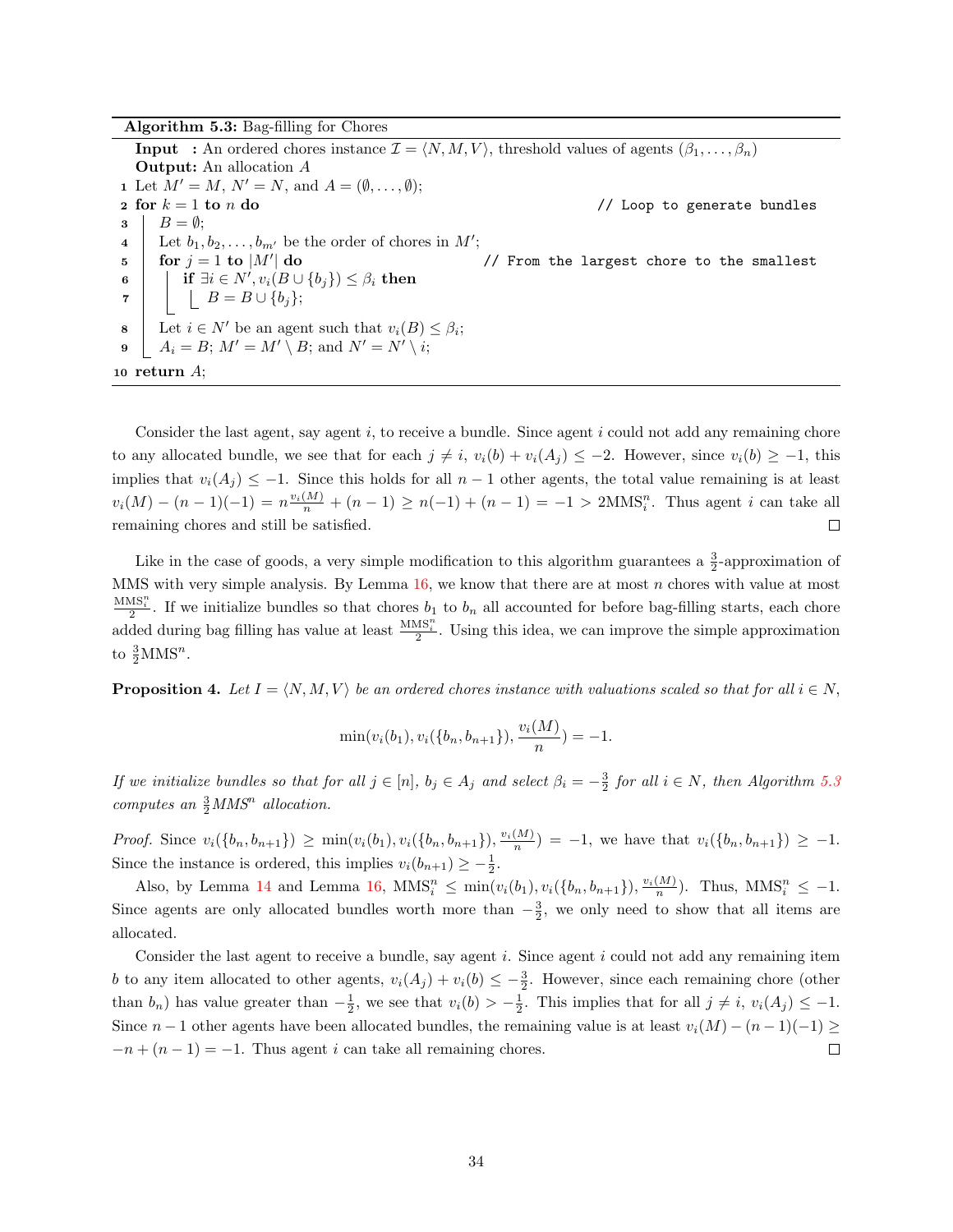**Algorithm 5.3:** Bag-filling for Chores

```
Input  : An ordered chores instance I = ⟨N, M, V⟩, threshold values of agents (β_1, ..., β_n)
Output: An allocation A
1  Let M' = M, N' = N, and A = (∅, ..., ∅);
2  for k = 1 to n do                                          // Loop to generate bundles
3      B = ∅;
4      Let b_1, b_2, ..., b_{m'} be the order of chores in M';
5      for j = 1 to |M'| do                        // From the largest chore to the smallest
6          if ∃i ∈ N', v_i(B ∪ {b_j}) ≤ β_i then
7              B = B ∪ {b_j};
8      Let i ∈ N' be an agent such that v_i(B) ≤ β_i;
9      A_i = B; M' = M' \ B; and N' = N' \ i;
10 return A;
```

Consider the last agent, say agent $i$, to receive a bundle. Since agent $i$ could not add any remaining chore to any allocated bundle, we see that for each $j \neq i$, $v_i(b) + v_i(A_j) \leq -2$. However, since $v_i(b) \geq -1$, this implies that $v_i(A_j) \leq -1$. Since this holds for all $n-1$ other agents, the total value remaining is at least $v_i(M) - (n-1)(-1) = n\frac{v_i(M)}{n} + (n-1) \geq n(-1) + (n-1) = -1 > 2\text{MMS}_i^n$. Thus agent $i$ can take all remaining chores and still be satisfied. ☐

Like in the case of goods, a very simple modification to this algorithm guarantees a $\frac{3}{2}$-approximation of MMS with very simple analysis. By Lemma 16, we know that there are at most $n$ chores with value at most $\frac{\text{MMS}_i^n}{2}$. If we initialize bundles so that chores $b_1$ to $b_n$ all accounted for before bag-filling starts, each chore added during bag filling has value at least $\frac{\text{MMS}_i^n}{2}$. Using this idea, we can improve the simple approximation to $\frac{3}{2}\text{MMS}^n$.

**Proposition 4.** *Let $I = \langle N, M, V\rangle$ be an ordered chores instance with valuations scaled so that for all $i \in N$,*

$$\min(v_i(b_1), v_i(\{b_n, b_{n+1}\}), \frac{v_i(M)}{n}) = -1.$$

*If we initialize bundles so that for all $j \in [n]$, $b_j \in A_j$ and select $\beta_i = -\frac{3}{2}$ for all $i \in N$, then Algorithm 5.3 computes an $\frac{3}{2}$MMS$^n$ allocation.*

*Proof.* Since $v_i(\{b_n, b_{n+1}\}) \geq \min(v_i(b_1), v_i(\{b_n, b_{n+1}\}), \frac{v_i(M)}{n}) = -1$, we have that $v_i(\{b_n, b_{n+1}\}) \geq -1$. Since the instance is ordered, this implies $v_i(b_{n+1}) \geq -\frac{1}{2}$.

Also, by Lemma 14 and Lemma 16, $\text{MMS}_i^n \leq \min(v_i(b_1), v_i(\{b_n, b_{n+1}\}), \frac{v_i(M)}{n})$. Thus, $\text{MMS}_i^n \leq -1$. Since agents are only allocated bundles worth more than $-\frac{3}{2}$, we only need to show that all items are allocated.

Consider the last agent to receive a bundle, say agent $i$. Since agent $i$ could not add any remaining item $b$ to any item allocated to other agents, $v_i(A_j) + v_i(b) \leq -\frac{3}{2}$. However, since each remaining chore (other than $b_n$) has value greater than $-\frac{1}{2}$, we see that $v_i(b) > -\frac{1}{2}$. This implies that for all $j \neq i$, $v_i(A_j) \leq -1$. Since $n-1$ other agents have been allocated bundles, the remaining value is at least $v_i(M) - (n-1)(-1) \geq -n + (n-1) = -1$. Thus agent $i$ can take all remaining chores. ☐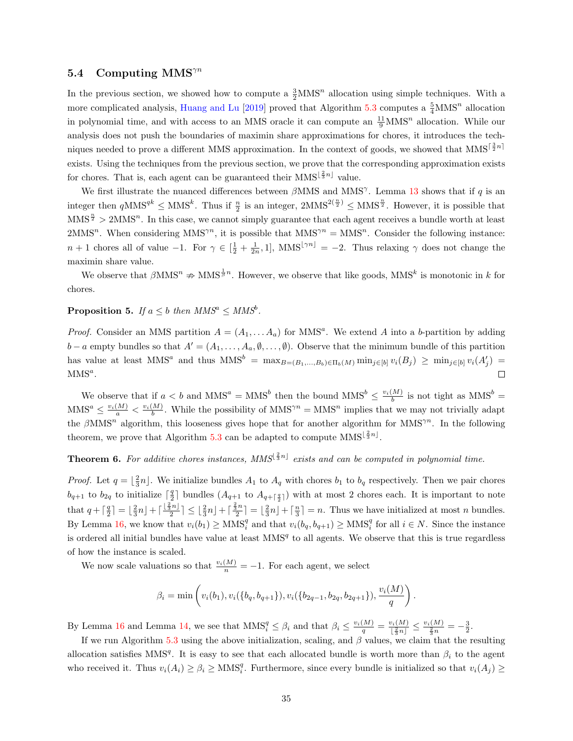### 5.4 Computing MMS$^{\gamma n}$

In the previous section, we showed how to compute a $\frac{3}{2}$MMS$^n$ allocation using simple techniques. With a more complicated analysis, Huang and Lu [2019] proved that Algorithm 5.3 computes a $\frac{5}{4}$MMS$^n$ allocation in polynomial time, and with access to an MMS oracle it can compute an $\frac{11}{9}$MMS$^n$ allocation. While our analysis does not push the boundaries of maximin share approximations for chores, it introduces the techniques needed to prove a different MMS approximation. In the context of goods, we showed that MMS$^{\lceil \frac{3}{2}n \rceil}$ exists. Using the techniques from the previous section, we prove that the corresponding approximation exists for chores. That is, each agent can be guaranteed their MMS$^{\lfloor \frac{2}{3}n \rfloor}$ value.

We first illustrate the nuanced differences between $\beta$MMS and MMS$^\gamma$. Lemma 13 shows that if $q$ is an integer then $q$MMS$^{qk} \leq$ MMS$^k$. Thus if $\frac{n}{2}$ is an integer, 2MMS$^{2(\frac{n}{2})} \leq$ MMS$^{\frac{n}{2}}$. However, it is possible that MMS$^{\frac{n}{2}} >$ 2MMS$^n$. In this case, we cannot simply guarantee that each agent receives a bundle worth at least 2MMS$^n$. When considering MMS$^{\gamma n}$, it is possible that MMS$^{\gamma n} =$ MMS$^n$. Consider the following instance: $n+1$ chores all of value $-1$. For $\gamma \in [\frac{1}{2} + \frac{1}{2n}, 1]$, MMS$^{\lfloor \gamma n \rfloor} = -2$. Thus relaxing $\gamma$ does not change the maximin share value.

We observe that $\beta$MMS$^n \not\Rightarrow$ MMS$^{\frac{1}{\beta}n}$. However, we observe that like goods, MMS$^k$ is monotonic in $k$ for chores.

**Proposition 5.** *If $a \leq b$ then MMS$^a \leq$ MMS$^b$.*

*Proof.* Consider an MMS partition $A = (A_1, \ldots A_a)$ for MMS$^a$. We extend $A$ into a $b$-partition by adding $b - a$ empty bundles so that $A' = (A_1, \ldots, A_a, \emptyset, \ldots, \emptyset)$. Observe that the minimum bundle of this partition has value at least MMS$^a$ and thus MMS$^b = \max_{B=(B_1,\ldots,B_b)\in\Pi_b(M)} \min_{j\in[b]} v_i(B_j) \geq \min_{j\in[b]} v_i(A'_j) =$ MMS$^a$. $\square$

We observe that if $a < b$ and MMS$^a =$ MMS$^b$ then the bound MMS$^b \leq \frac{v_i(M)}{b}$ is not tight as MMS$^b =$ MMS$^a \leq \frac{v_i(M)}{a} < \frac{v_i(M)}{b}$. While the possibility of MMS$^{\gamma n} =$ MMS$^n$ implies that we may not trivially adapt the $\beta$MMS$^n$ algorithm, this looseness gives hope that for another algorithm for MMS$^{\gamma n}$. In the following theorem, we prove that Algorithm 5.3 can be adapted to compute MMS$^{\lfloor \frac{2}{3}n \rfloor}$.

**Theorem 6.** *For additive chores instances, MMS$^{\lfloor \frac{2}{3}n \rfloor}$ exists and can be computed in polynomial time.*

*Proof.* Let $q = \lfloor \frac{2}{3}n \rfloor$. We initialize bundles $A_1$ to $A_q$ with chores $b_1$ to $b_q$ respectively. Then we pair chores $b_{q+1}$ to $b_{2q}$ to initialize $\lceil \frac{q}{2} \rceil$ bundles ($A_{q+1}$ to $A_{q+\lceil \frac{q}{2} \rceil}$) with at most 2 chores each. It is important to note that $q + \lceil \frac{q}{2} \rceil = \lfloor \frac{2}{3}n \rfloor + \lceil \frac{\lfloor \frac{2}{3}n \rfloor}{2} \rceil \leq \lfloor \frac{2}{3}n \rfloor + \lceil \frac{\frac{2}{3}n}{2} \rceil = \lfloor \frac{2}{3}n \rfloor + \lceil \frac{n}{3} \rceil = n$. Thus we have initialized at most $n$ bundles. By Lemma 16, we know that $v_i(b_1) \geq$ MMS$_i^q$ and that $v_i(b_q, b_{q+1}) \geq$ MMS$_i^q$ for all $i \in N$. Since the instance is ordered all initial bundles have value at least MMS$^q$ to all agents. We observe that this is true regardless of how the instance is scaled.

We now scale valuations so that $\frac{v_i(M)}{n} = -1$. For each agent, we select

$$\beta_i = \min\left(v_i(b_1), v_i(\{b_q, b_{q+1}\}), v_i(\{b_{2q-1}, b_{2q}, b_{2q+1}\}), \frac{v_i(M)}{q}\right).$$

By Lemma 16 and Lemma 14, we see that MMS$_i^q \leq \beta_i$ and that $\beta_i \leq \frac{v_i(M)}{q} = \frac{v_i(M)}{\lfloor \frac{2}{3}n \rfloor} \leq \frac{v_i(M)}{\frac{2}{3}n} = -\frac{3}{2}$.

If we run Algorithm 5.3 using the above initialization, scaling, and $\beta$ values, we claim that the resulting allocation satisfies MMS$^q$. It is easy to see that each allocated bundle is worth more than $\beta_i$ to the agent who received it. Thus $v_i(A_i) \geq \beta_i \geq$ MMS$_i^q$. Furthermore, since every bundle is initialized so that $v_i(A_j) \geq$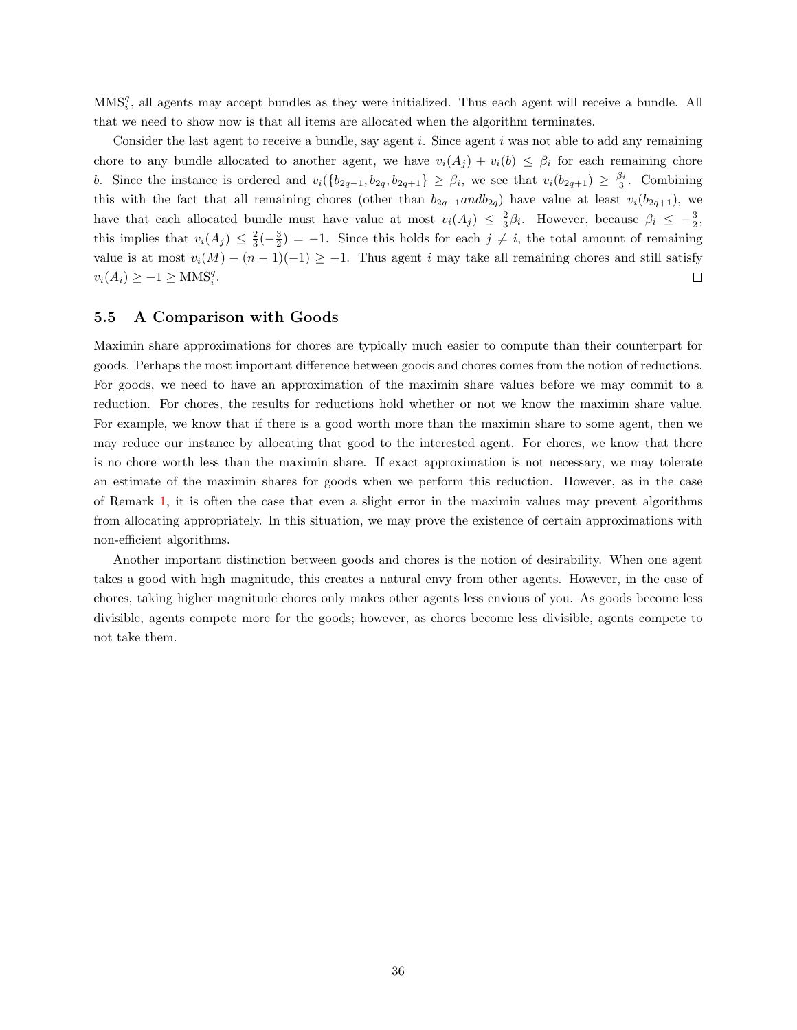$\text{MMS}_i^q$, all agents may accept bundles as they were initialized. Thus each agent will receive a bundle. All that we need to show now is that all items are allocated when the algorithm terminates.

Consider the last agent to receive a bundle, say agent $i$. Since agent $i$ was not able to add any remaining chore to any bundle allocated to another agent, we have $v_i(A_j) + v_i(b) \leq \beta_i$ for each remaining chore $b$. Since the instance is ordered and $v_i(\{b_{2q-1}, b_{2q}, b_{2q+1}\} \geq \beta_i$, we see that $v_i(b_{2q+1}) \geq \frac{\beta_i}{3}$. Combining this with the fact that all remaining chores (other than $b_{2q-1} and b_{2q}$) have value at least $v_i(b_{2q+1})$, we have that each allocated bundle must have value at most $v_i(A_j) \leq \frac{2}{3}\beta_i$. However, because $\beta_i \leq -\frac{3}{2}$, this implies that $v_i(A_j) \leq \frac{2}{3}(-\frac{3}{2}) = -1$. Since this holds for each $j \neq i$, the total amount of remaining value is at most $v_i(M) - (n-1)(-1) \geq -1$. Thus agent $i$ may take all remaining chores and still satisfy $v_i(A_i) \geq -1 \geq \text{MMS}_i^q$. □

### 5.5 A Comparison with Goods

Maximin share approximations for chores are typically much easier to compute than their counterpart for goods. Perhaps the most important difference between goods and chores comes from the notion of reductions. For goods, we need to have an approximation of the maximin share values before we may commit to a reduction. For chores, the results for reductions hold whether or not we know the maximin share value. For example, we know that if there is a good worth more than the maximin share to some agent, then we may reduce our instance by allocating that good to the interested agent. For chores, we know that there is no chore worth less than the maximin share. If exact approximation is not necessary, we may tolerate an estimate of the maximin shares for goods when we perform this reduction. However, as in the case of Remark 1, it is often the case that even a slight error in the maximin values may prevent algorithms from allocating appropriately. In this situation, we may prove the existence of certain approximations with non-efficient algorithms.

Another important distinction between goods and chores is the notion of desirability. When one agent takes a good with high magnitude, this creates a natural envy from other agents. However, in the case of chores, taking higher magnitude chores only makes other agents less envious of you. As goods become less divisible, agents compete more for the goods; however, as chores become less divisible, agents compete to not take them.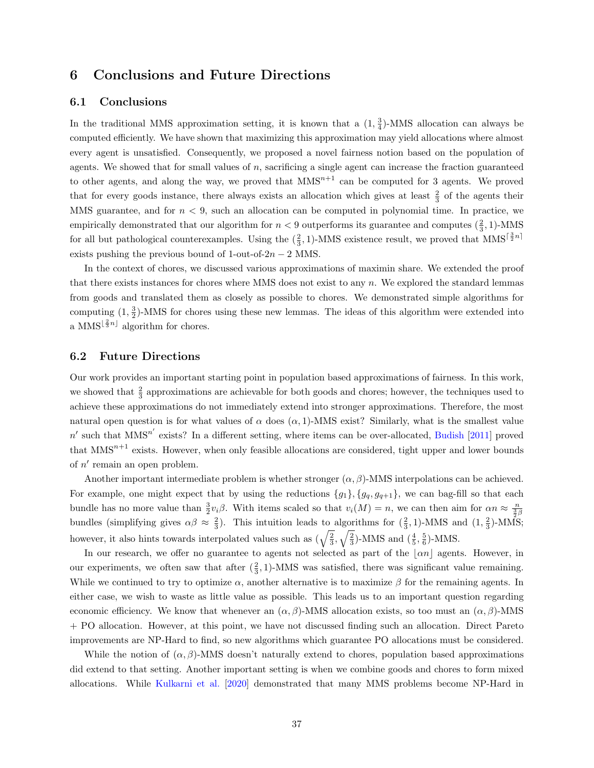# 6 Conclusions and Future Directions

## 6.1 Conclusions

In the traditional MMS approximation setting, it is known that a $(1, \frac{3}{4})$-MMS allocation can always be computed efficiently. We have shown that maximizing this approximation may yield allocations where almost every agent is unsatisfied. Consequently, we proposed a novel fairness notion based on the population of agents. We showed that for small values of $n$, sacrificing a single agent can increase the fraction guaranteed to other agents, and along the way, we proved that $\text{MMS}^{n+1}$ can be computed for 3 agents. We proved that for every goods instance, there always exists an allocation which gives at least $\frac{2}{3}$ of the agents their MMS guarantee, and for $n < 9$, such an allocation can be computed in polynomial time. In practice, we empirically demonstrated that our algorithm for $n < 9$ outperforms its guarantee and computes $(\frac{2}{3}, 1)$-MMS for all but pathological counterexamples. Using the $(\frac{2}{3}, 1)$-MMS existence result, we proved that $\text{MMS}^{\lceil \frac{3}{2}n \rceil}$ exists pushing the previous bound of 1-out-of-$2n-2$ MMS.

In the context of chores, we discussed various approximations of maximin share. We extended the proof that there exists instances for chores where MMS does not exist to any $n$. We explored the standard lemmas from goods and translated them as closely as possible to chores. We demonstrated simple algorithms for computing $(1, \frac{3}{2})$-MMS for chores using these new lemmas. The ideas of this algorithm were extended into a $\text{MMS}^{\lfloor \frac{2}{3}n \rfloor}$ algorithm for chores.

## 6.2 Future Directions

Our work provides an important starting point in population based approximations of fairness. In this work, we showed that $\frac{2}{3}$ approximations are achievable for both goods and chores; however, the techniques used to achieve these approximations do not immediately extend into stronger approximations. Therefore, the most natural open question is for what values of $\alpha$ does $(\alpha, 1)$-MMS exist? Similarly, what is the smallest value $n'$ such that $\text{MMS}^{n'}$ exists? In a different setting, where items can be over-allocated, Budish [2011] proved that $\text{MMS}^{n+1}$ exists. However, when only feasible allocations are considered, tight upper and lower bounds of $n'$ remain an open problem.

Another important intermediate problem is whether stronger $(\alpha, \beta)$-MMS interpolations can be achieved. For example, one might expect that by using the reductions $\{g_1\}, \{g_q, g_{q+1}\}$, we can bag-fill so that each bundle has no more value than $\frac{3}{2}v_i\beta$. With items scaled so that $v_i(M) = n$, we can then aim for $\alpha n \approx \frac{n}{\frac{3}{2}\beta}$ bundles (simplifying gives $\alpha\beta \approx \frac{2}{3}$). This intuition leads to algorithms for $(\frac{2}{3}, 1)$-MMS and $(1, \frac{2}{3})$-MMS; however, it also hints towards interpolated values such as $(\sqrt{\frac{2}{3}}, \sqrt{\frac{2}{3}})$-MMS and $(\frac{4}{5}, \frac{5}{6})$-MMS.

In our research, we offer no guarantee to agents not selected as part of the $\lfloor \alpha n \rfloor$ agents. However, in our experiments, we often saw that after $(\frac{2}{3}, 1)$-MMS was satisfied, there was significant value remaining. While we continued to try to optimize $\alpha$, another alternative is to maximize $\beta$ for the remaining agents. In either case, we wish to waste as little value as possible. This leads us to an important question regarding economic efficiency. We know that whenever an $(\alpha, \beta)$-MMS allocation exists, so too must an $(\alpha, \beta)$-MMS + PO allocation. However, at this point, we have not discussed finding such an allocation. Direct Pareto improvements are NP-Hard to find, so new algorithms which guarantee PO allocations must be considered.

While the notion of $(\alpha, \beta)$-MMS doesn't naturally extend to chores, population based approximations did extend to that setting. Another important setting is when we combine goods and chores to form mixed allocations. While Kulkarni et al. [2020] demonstrated that many MMS problems become NP-Hard in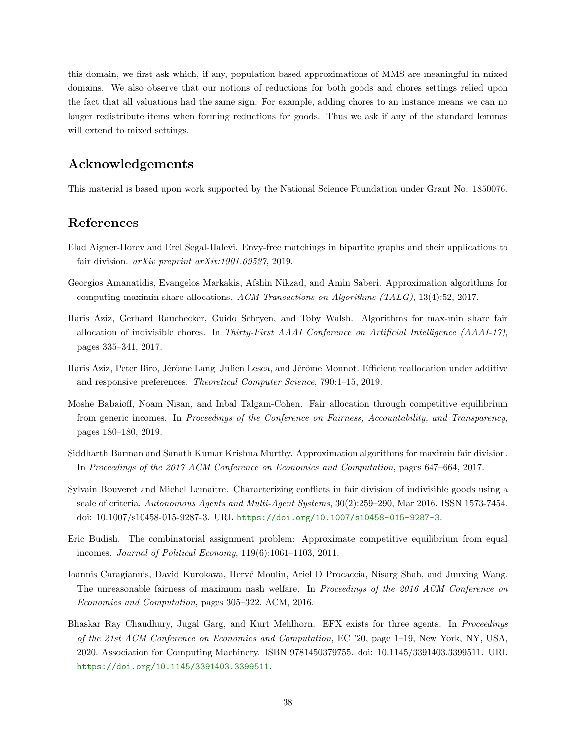this domain, we first ask which, if any, population based approximations of MMS are meaningful in mixed domains. We also observe that our notions of reductions for both goods and chores settings relied upon the fact that all valuations had the same sign. For example, adding chores to an instance means we can no longer redistribute items when forming reductions for goods. Thus we ask if any of the standard lemmas will extend to mixed settings.

## Acknowledgements

This material is based upon work supported by the National Science Foundation under Grant No. 1850076.

## References

Elad Aigner-Horev and Erel Segal-Halevi. Envy-free matchings in bipartite graphs and their applications to fair division. *arXiv preprint arXiv:1901.09527*, 2019.

Georgios Amanatidis, Evangelos Markakis, Afshin Nikzad, and Amin Saberi. Approximation algorithms for computing maximin share allocations. *ACM Transactions on Algorithms (TALG)*, 13(4):52, 2017.

Haris Aziz, Gerhard Rauchecker, Guido Schryen, and Toby Walsh. Algorithms for max-min share fair allocation of indivisible chores. In *Thirty-First AAAI Conference on Artificial Intelligence (AAAI-17)*, pages 335–341, 2017.

Haris Aziz, Peter Biro, Jérôme Lang, Julien Lesca, and Jérôme Monnot. Efficient reallocation under additive and responsive preferences. *Theoretical Computer Science*, 790:1–15, 2019.

Moshe Babaioff, Noam Nisan, and Inbal Talgam-Cohen. Fair allocation through competitive equilibrium from generic incomes. In *Proceedings of the Conference on Fairness, Accountability, and Transparency*, pages 180–180, 2019.

Siddharth Barman and Sanath Kumar Krishna Murthy. Approximation algorithms for maximin fair division. In *Proceedings of the 2017 ACM Conference on Economics and Computation*, pages 647–664, 2017.

Sylvain Bouveret and Michel Lemaître. Characterizing conflicts in fair division of indivisible goods using a scale of criteria. *Autonomous Agents and Multi-Agent Systems*, 30(2):259–290, Mar 2016. ISSN 1573-7454. doi: 10.1007/s10458-015-9287-3. URL https://doi.org/10.1007/s10458-015-9287-3.

Eric Budish. The combinatorial assignment problem: Approximate competitive equilibrium from equal incomes. *Journal of Political Economy*, 119(6):1061–1103, 2011.

Ioannis Caragiannis, David Kurokawa, Hervé Moulin, Ariel D Procaccia, Nisarg Shah, and Junxing Wang. The unreasonable fairness of maximum nash welfare. In *Proceedings of the 2016 ACM Conference on Economics and Computation*, pages 305–322. ACM, 2016.

Bhaskar Ray Chaudhury, Jugal Garg, and Kurt Mehlhorn. EFX exists for three agents. In *Proceedings of the 21st ACM Conference on Economics and Computation*, EC '20, page 1–19, New York, NY, USA, 2020. Association for Computing Machinery. ISBN 9781450379755. doi: 10.1145/3391403.3399511. URL https://doi.org/10.1145/3391403.3399511.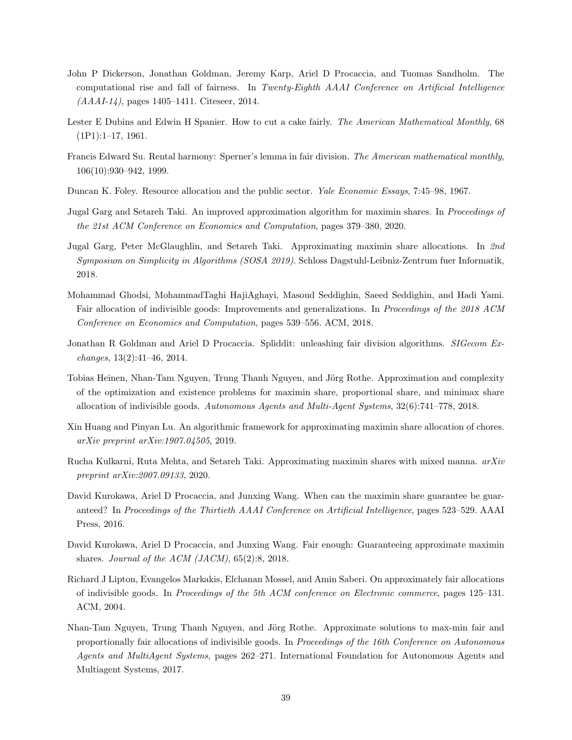John P Dickerson, Jonathan Goldman, Jeremy Karp, Ariel D Procaccia, and Tuomas Sandholm. The computational rise and fall of fairness. In *Twenty-Eighth AAAI Conference on Artificial Intelligence (AAAI-14)*, pages 1405–1411. Citeseer, 2014.

Lester E Dubins and Edwin H Spanier. How to cut a cake fairly. *The American Mathematical Monthly*, 68 (1P1):1–17, 1961.

Francis Edward Su. Rental harmony: Sperner's lemma in fair division. *The American mathematical monthly*, 106(10):930–942, 1999.

Duncan K. Foley. Resource allocation and the public sector. *Yale Economic Essays*, 7:45–98, 1967.

Jugal Garg and Setareh Taki. An improved approximation algorithm for maximin shares. In *Proceedings of the 21st ACM Conference on Economics and Computation*, pages 379–380, 2020.

Jugal Garg, Peter McGlaughlin, and Setareh Taki. Approximating maximin share allocations. In *2nd Symposium on Simplicity in Algorithms (SOSA 2019)*. Schloss Dagstuhl-Leibniz-Zentrum fuer Informatik, 2018.

Mohammad Ghodsi, MohammadTaghi HajiAghayi, Masoud Seddighin, Saeed Seddighin, and Hadi Yami. Fair allocation of indivisible goods: Improvements and generalizations. In *Proceedings of the 2018 ACM Conference on Economics and Computation*, pages 539–556. ACM, 2018.

Jonathan R Goldman and Ariel D Procaccia. Spliddit: unleashing fair division algorithms. *SIGecom Exchanges*, 13(2):41–46, 2014.

Tobias Heinen, Nhan-Tam Nguyen, Trung Thanh Nguyen, and Jörg Rothe. Approximation and complexity of the optimization and existence problems for maximin share, proportional share, and minimax share allocation of indivisible goods. *Autonomous Agents and Multi-Agent Systems*, 32(6):741–778, 2018.

Xin Huang and Pinyan Lu. An algorithmic framework for approximating maximin share allocation of chores. *arXiv preprint arXiv:1907.04505*, 2019.

Rucha Kulkarni, Ruta Mehta, and Setareh Taki. Approximating maximin shares with mixed manna. *arXiv preprint arXiv:2007.09133*, 2020.

David Kurokawa, Ariel D Procaccia, and Junxing Wang. When can the maximin share guarantee be guaranteed? In *Proceedings of the Thirtieth AAAI Conference on Artificial Intelligence*, pages 523–529. AAAI Press, 2016.

David Kurokawa, Ariel D Procaccia, and Junxing Wang. Fair enough: Guaranteeing approximate maximin shares. *Journal of the ACM (JACM)*, 65(2):8, 2018.

Richard J Lipton, Evangelos Markakis, Elchanan Mossel, and Amin Saberi. On approximately fair allocations of indivisible goods. In *Proceedings of the 5th ACM conference on Electronic commerce*, pages 125–131. ACM, 2004.

Nhan-Tam Nguyen, Trung Thanh Nguyen, and Jörg Rothe. Approximate solutions to max-min fair and proportionally fair allocations of indivisible goods. In *Proceedings of the 16th Conference on Autonomous Agents and MultiAgent Systems*, pages 262–271. International Foundation for Autonomous Agents and Multiagent Systems, 2017.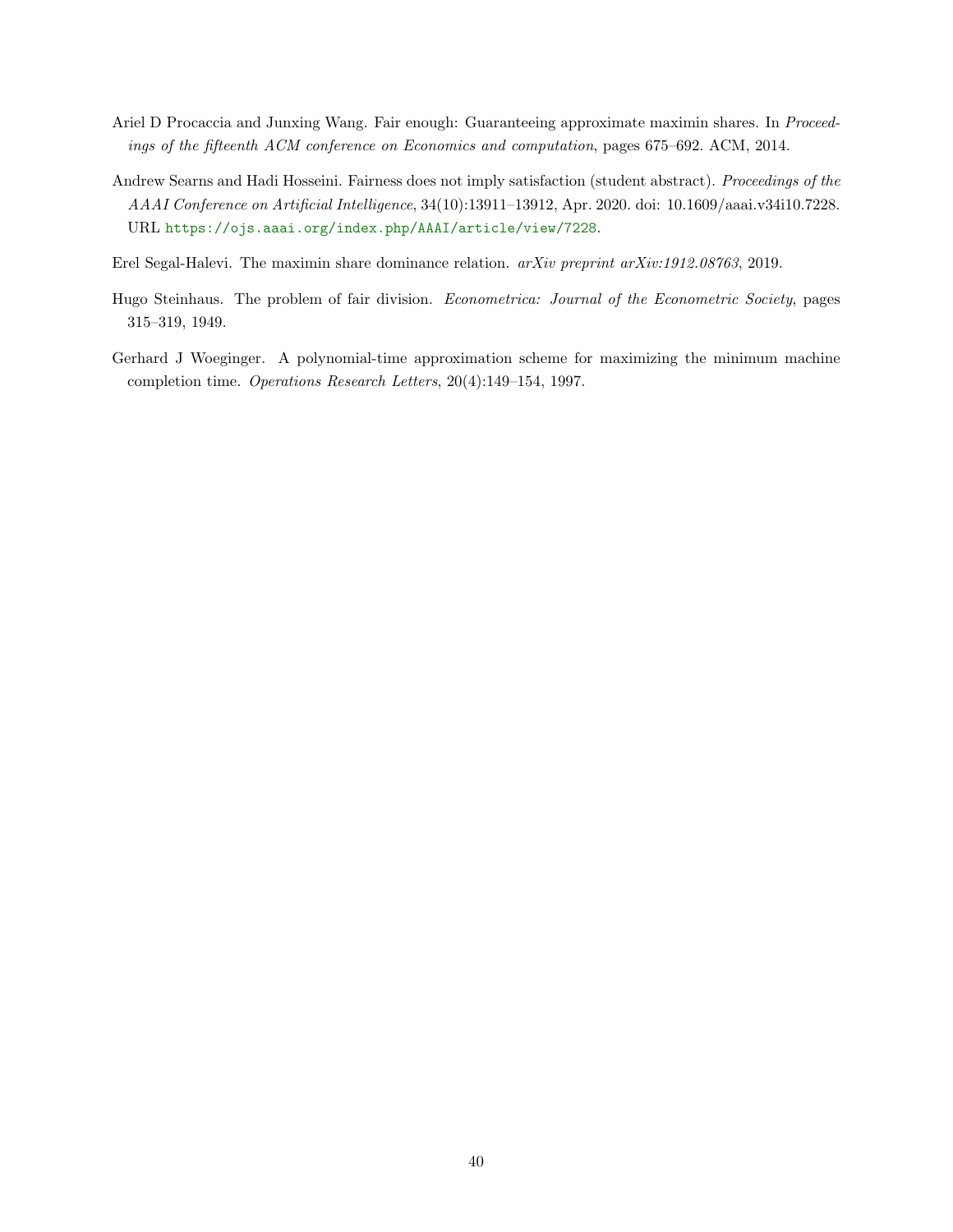Ariel D Procaccia and Junxing Wang. Fair enough: Guaranteeing approximate maximin shares. In *Proceedings of the fifteenth ACM conference on Economics and computation*, pages 675–692. ACM, 2014.

Andrew Searns and Hadi Hosseini. Fairness does not imply satisfaction (student abstract). *Proceedings of the AAAI Conference on Artificial Intelligence*, 34(10):13911–13912, Apr. 2020. doi: 10.1609/aaai.v34i10.7228. URL https://ojs.aaai.org/index.php/AAAI/article/view/7228.

Erel Segal-Halevi. The maximin share dominance relation. *arXiv preprint arXiv:1912.08763*, 2019.

Hugo Steinhaus. The problem of fair division. *Econometrica: Journal of the Econometric Society*, pages 315–319, 1949.

Gerhard J Woeginger. A polynomial-time approximation scheme for maximizing the minimum machine completion time. *Operations Research Letters*, 20(4):149–154, 1997.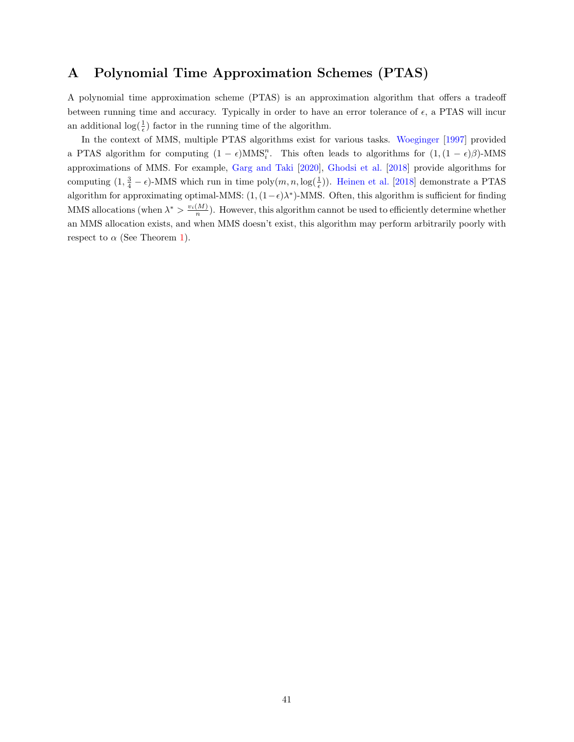# A Polynomial Time Approximation Schemes (PTAS)

A polynomial time approximation scheme (PTAS) is an approximation algorithm that offers a tradeoff between running time and accuracy. Typically in order to have an error tolerance of $\epsilon$, a PTAS will incur an additional $\log(\frac{1}{\epsilon})$ factor in the running time of the algorithm.

In the context of MMS, multiple PTAS algorithms exist for various tasks. Woeginger [1997] provided a PTAS algorithm for computing $(1-\epsilon)\text{MMS}_i^n$. This often leads to algorithms for $(1,(1-\epsilon)\beta)$-MMS approximations of MMS. For example, Garg and Taki [2020], Ghodsi et al. [2018] provide algorithms for computing $(1, \frac{3}{4}-\epsilon)$-MMS which run in time $\text{poly}(m, n, \log(\frac{1}{\epsilon}))$. Heinen et al. [2018] demonstrate a PTAS algorithm for approximating optimal-MMS: $(1,(1-\epsilon)\lambda^*)$-MMS. Often, this algorithm is sufficient for finding MMS allocations (when $\lambda^* > \frac{v_i(M)}{n}$). However, this algorithm cannot be used to efficiently determine whether an MMS allocation exists, and when MMS doesn't exist, this algorithm may perform arbitrarily poorly with respect to $\alpha$ (See Theorem 1).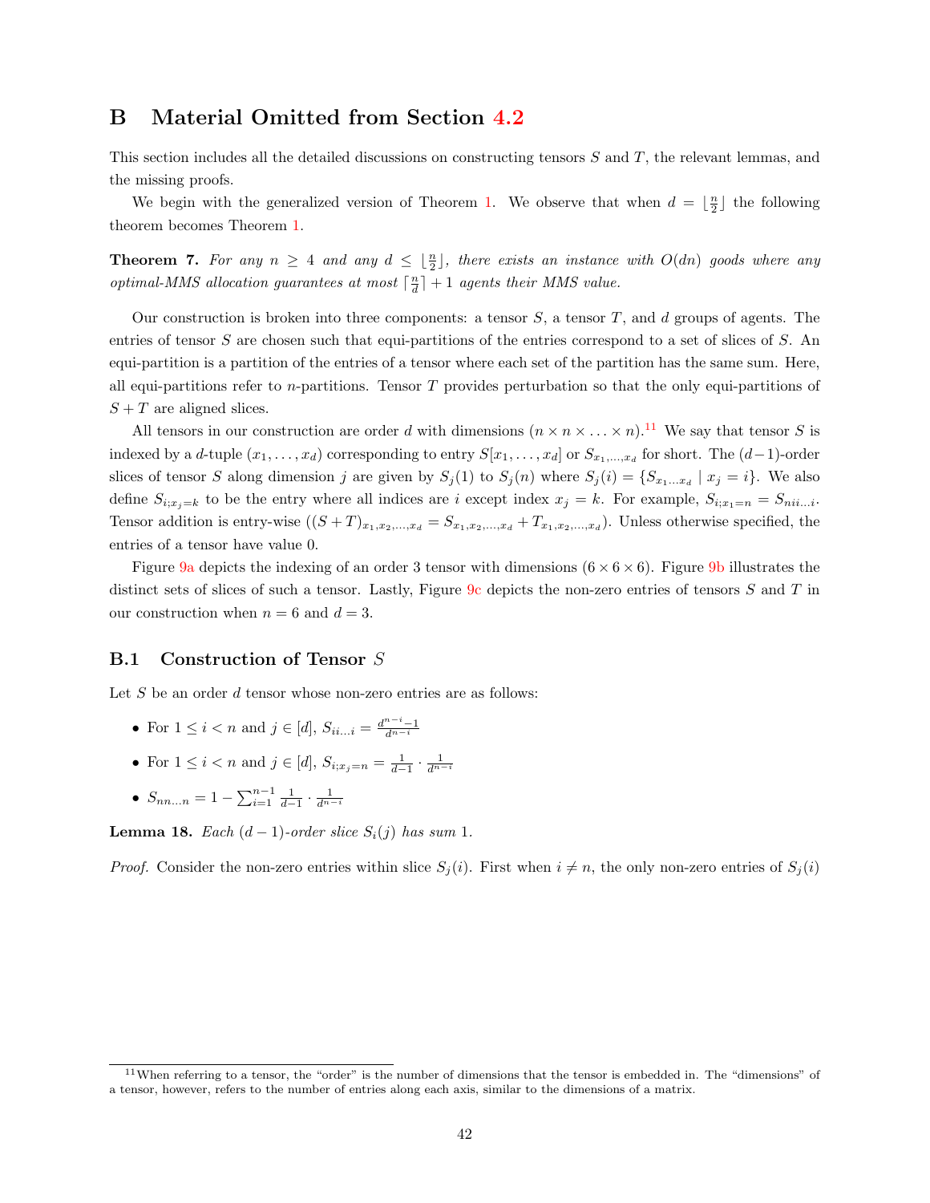# B Material Omitted from Section 4.2

This section includes all the detailed discussions on constructing tensors $S$ and $T$, the relevant lemmas, and the missing proofs.

We begin with the generalized version of Theorem 1. We observe that when $d = \lfloor \frac{n}{2} \rfloor$ the following theorem becomes Theorem 1.

**Theorem 7.** *For any $n \geq 4$ and any $d \leq \lfloor \frac{n}{2} \rfloor$, there exists an instance with $O(dn)$ goods where any optimal-MMS allocation guarantees at most $\lceil \frac{n}{d} \rceil + 1$ agents their MMS value.*

Our construction is broken into three components: a tensor $S$, a tensor $T$, and $d$ groups of agents. The entries of tensor $S$ are chosen such that equi-partitions of the entries correspond to a set of slices of $S$. An equi-partition is a partition of the entries of a tensor where each set of the partition has the same sum. Here, all equi-partitions refer to $n$-partitions. Tensor $T$ provides perturbation so that the only equi-partitions of $S + T$ are aligned slices.

All tensors in our construction are order $d$ with dimensions $(n \times n \times \ldots \times n)$.[11] We say that tensor $S$ is indexed by a $d$-tuple $(x_1, \ldots, x_d)$ corresponding to entry $S[x_1, \ldots, x_d]$ or $S_{x_1,\ldots,x_d}$ for short. The $(d-1)$-order slices of tensor $S$ along dimension $j$ are given by $S_j(1)$ to $S_j(n)$ where $S_j(i) = \{S_{x_1 \ldots x_d} \mid x_j = i\}$. We also define $S_{i;x_j=k}$ to be the entry where all indices are $i$ except index $x_j = k$. For example, $S_{i;x_1=n} = S_{nii\ldots i}$. Tensor addition is entry-wise ($(S+T)_{x_1,x_2,\ldots,x_d} = S_{x_1,x_2,\ldots,x_d} + T_{x_1,x_2,\ldots,x_d}$). Unless otherwise specified, the entries of a tensor have value 0.

Figure 9a depicts the indexing of an order 3 tensor with dimensions $(6 \times 6 \times 6)$. Figure 9b illustrates the distinct sets of slices of such a tensor. Lastly, Figure 9c depicts the non-zero entries of tensors $S$ and $T$ in our construction when $n = 6$ and $d = 3$.

## B.1 Construction of Tensor $S$

Let $S$ be an order $d$ tensor whose non-zero entries are as follows:

- For $1 \leq i < n$ and $j \in [d]$, $S_{ii\ldots i} = \frac{d^{n-i}-1}{d^{n-i}}$
- For $1 \leq i < n$ and $j \in [d]$, $S_{i;x_j=n} = \frac{1}{d-1} \cdot \frac{1}{d^{n-i}}$
- $S_{nn\ldots n} = 1 - \sum_{i=1}^{n-1} \frac{1}{d-1} \cdot \frac{1}{d^{n-i}}$

**Lemma 18.** *Each $(d-1)$-order slice $S_i(j)$ has sum 1.*

*Proof.* Consider the non-zero entries within slice $S_j(i)$. First when $i \neq n$, the only non-zero entries of $S_j(i)$

[11] When referring to a tensor, the "order" is the number of dimensions that the tensor is embedded in. The "dimensions" of a tensor, however, refers to the number of entries along each axis, similar to the dimensions of a matrix.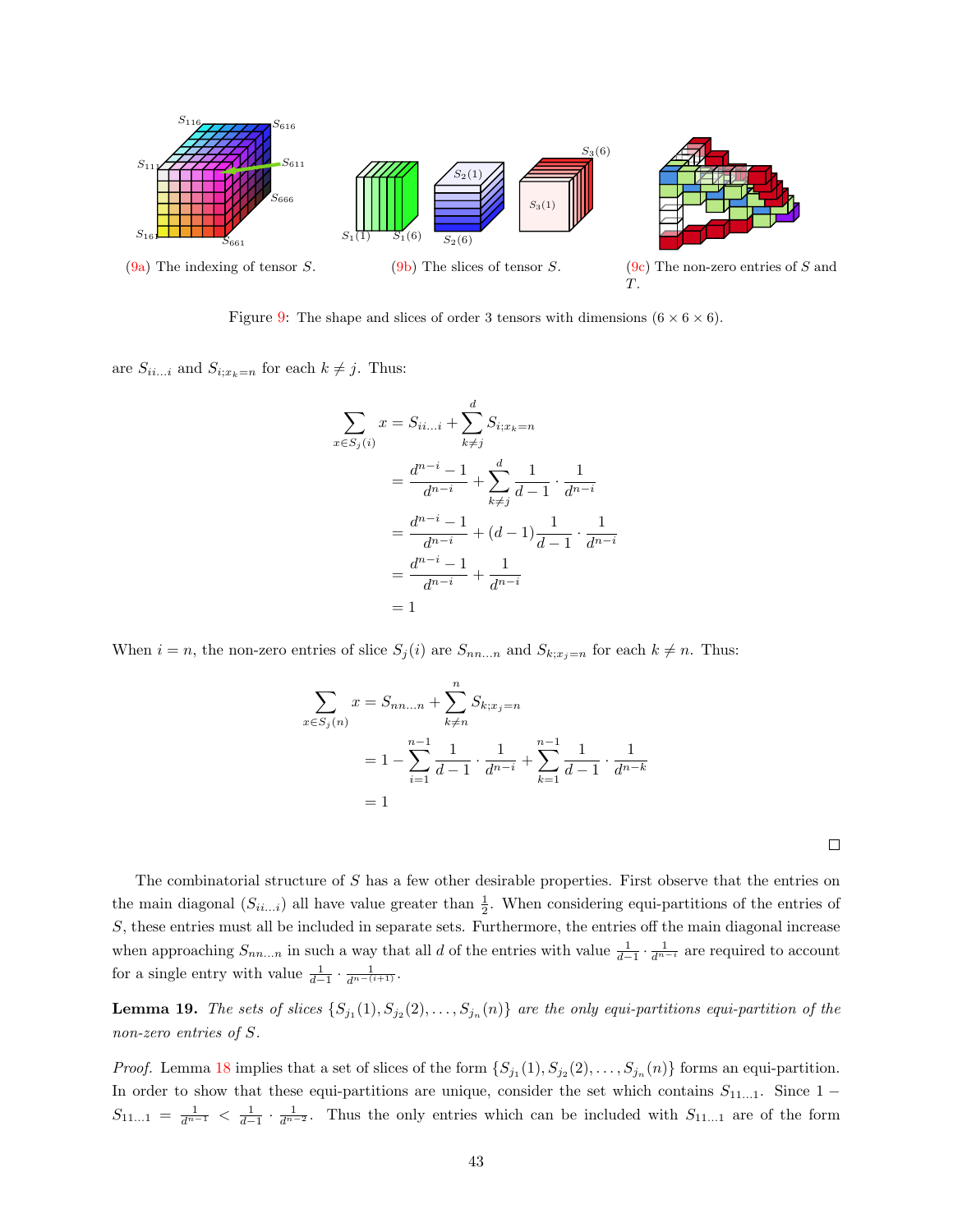(9a) The indexing of tensor $S$.

(9b) The slices of tensor $S$.

(9c) The non-zero entries of $S$ and $T$.

Figure 9: The shape and slices of order 3 tensors with dimensions $(6 \times 6 \times 6)$.

are $S_{ii\ldots i}$ and $S_{i;x_k=n}$ for each $k \neq j$. Thus:

$$
\begin{aligned}
\sum_{x \in S_j(i)} x &= S_{ii\ldots i} + \sum_{k \neq j}^{d} S_{i;x_k=n} \\
&= \frac{d^{n-i}-1}{d^{n-i}} + \sum_{k \neq j}^{d} \frac{1}{d-1} \cdot \frac{1}{d^{n-i}} \\
&= \frac{d^{n-i}-1}{d^{n-i}} + (d-1)\frac{1}{d-1} \cdot \frac{1}{d^{n-i}} \\
&= \frac{d^{n-i}-1}{d^{n-i}} + \frac{1}{d^{n-i}} \\
&= 1
\end{aligned}
$$

When $i = n$, the non-zero entries of slice $S_j(i)$ are $S_{nn\ldots n}$ and $S_{k;x_j=n}$ for each $k \neq n$. Thus:

$$
\begin{aligned}
\sum_{x \in S_j(n)} x &= S_{nn\ldots n} + \sum_{k \neq n}^{n} S_{k;x_j=n} \\
&= 1 - \sum_{i=1}^{n-1} \frac{1}{d-1} \cdot \frac{1}{d^{n-i}} + \sum_{k=1}^{n-1} \frac{1}{d-1} \cdot \frac{1}{d^{n-k}} \\
&= 1
\end{aligned}
$$

□

The combinatorial structure of $S$ has a few other desirable properties. First observe that the entries on the main diagonal ($S_{ii\ldots i}$) all have value greater than $\frac{1}{2}$. When considering equi-partitions of the entries of $S$, these entries must all be included in separate sets. Furthermore, the entries off the main diagonal increase when approaching $S_{nn\ldots n}$ in such a way that all $d$ of the entries with value $\frac{1}{d-1} \cdot \frac{1}{d^{n-i}}$ are required to account for a single entry with value $\frac{1}{d-1} \cdot \frac{1}{d^{n-(i+1)}}$.

**Lemma 19.** *The sets of slices $\{S_{j_1}(1), S_{j_2}(2), \ldots, S_{j_n}(n)\}$ are the only equi-partitions equi-partition of the non-zero entries of $S$.*

*Proof.* Lemma 18 implies that a set of slices of the form $\{S_{j_1}(1), S_{j_2}(2), \ldots, S_{j_n}(n)\}$ forms an equi-partition. In order to show that these equi-partitions are unique, consider the set which contains $S_{11\ldots 1}$. Since $1 - S_{11\ldots 1} = \frac{1}{d^{n-1}} < \frac{1}{d-1} \cdot \frac{1}{d^{n-2}}$. Thus the only entries which can be included with $S_{11\ldots 1}$ are of the form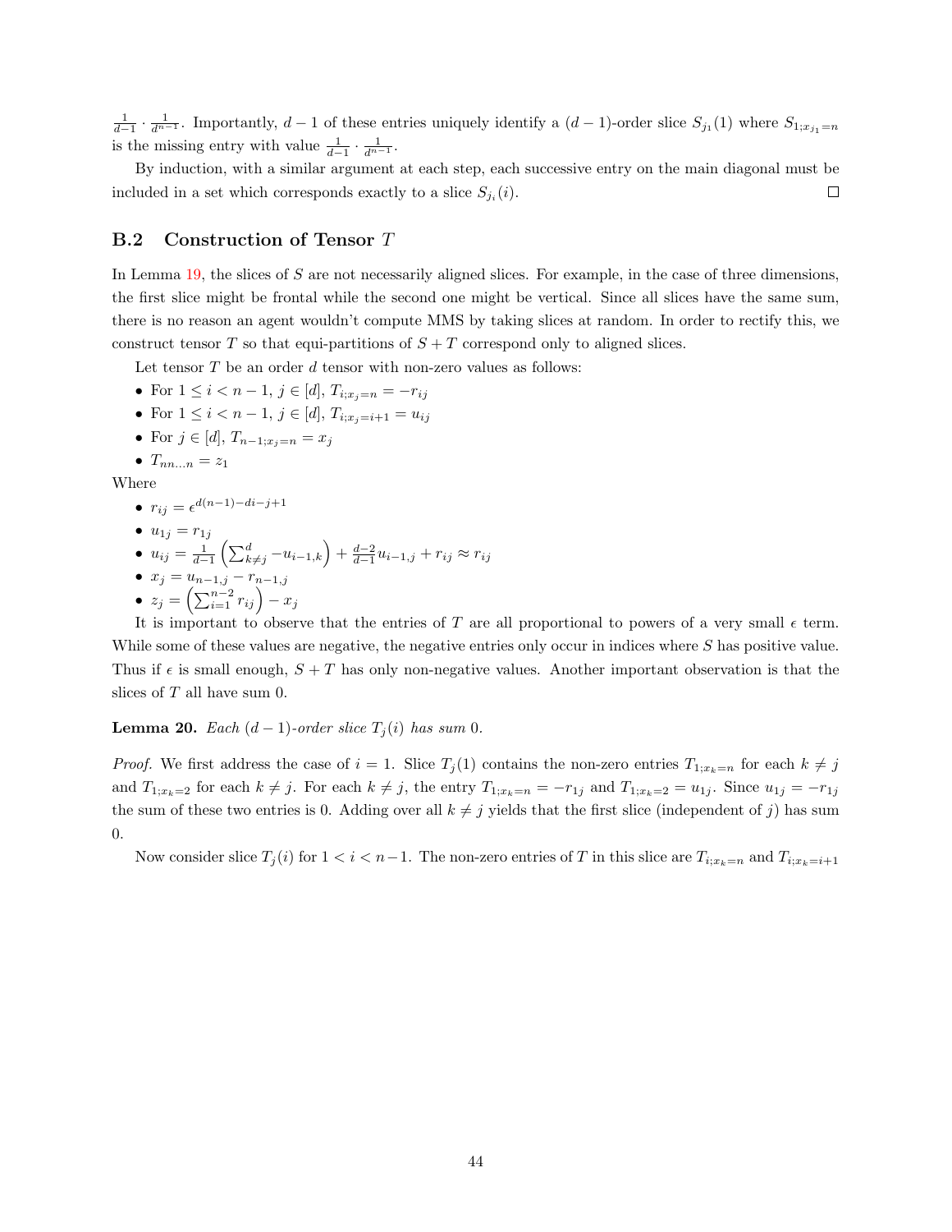$\frac{1}{d-1} \cdot \frac{1}{d^{n-1}}$. Importantly, $d-1$ of these entries uniquely identify a $(d-1)$-order slice $S_{j_1}(1)$ where $S_{1;x_{j_1}=n}$ is the missing entry with value $\frac{1}{d-1} \cdot \frac{1}{d^{n-1}}$.

By induction, with a similar argument at each step, each successive entry on the main diagonal must be included in a set which corresponds exactly to a slice $S_{j_i}(i)$. ☐

## B.2 Construction of Tensor $T$

In Lemma 19, the slices of $S$ are not necessarily aligned slices. For example, in the case of three dimensions, the first slice might be frontal while the second one might be vertical. Since all slices have the same sum, there is no reason an agent wouldn't compute MMS by taking slices at random. In order to rectify this, we construct tensor $T$ so that equi-partitions of $S+T$ correspond only to aligned slices.

Let tensor $T$ be an order $d$ tensor with non-zero values as follows:

- For $1 \le i < n-1$, $j \in [d]$, $T_{i;x_j=n} = -r_{ij}$
- For $1 \le i < n-1$, $j \in [d]$, $T_{i;x_j=i+1} = u_{ij}$
- For $j \in [d]$, $T_{n-1;x_j=n} = x_j$
- $T_{nn\ldots n} = z_1$

Where

- $r_{ij} = \epsilon^{d(n-1)-di-j+1}$
- $u_{1j} = r_{1j}$
- $u_{ij} = \frac{1}{d-1}\left(\sum_{k \ne j}^{d} -u_{i-1,k}\right) + \frac{d-2}{d-1} u_{i-1,j} + r_{ij} \approx r_{ij}$
- $x_j = u_{n-1,j} - r_{n-1,j}$
- $z_j = \left(\sum_{i=1}^{n-2} r_{ij}\right) - x_j$

It is important to observe that the entries of $T$ are all proportional to powers of a very small $\epsilon$ term. While some of these values are negative, the negative entries only occur in indices where $S$ has positive value. Thus if $\epsilon$ is small enough, $S+T$ has only non-negative values. Another important observation is that the slices of $T$ all have sum 0.

**Lemma 20.** *Each $(d-1)$-order slice $T_j(i)$ has sum 0.*

*Proof.* We first address the case of $i=1$. Slice $T_j(1)$ contains the non-zero entries $T_{1;x_k=n}$ for each $k \ne j$ and $T_{1;x_k=2}$ for each $k \ne j$. For each $k \ne j$, the entry $T_{1;x_k=n} = -r_{1j}$ and $T_{1;x_k=2} = u_{1j}$. Since $u_{1j} = -r_{1j}$ the sum of these two entries is 0. Adding over all $k \ne j$ yields that the first slice (independent of $j$) has sum 0.

Now consider slice $T_j(i)$ for $1 < i < n-1$. The non-zero entries of $T$ in this slice are $T_{i;x_k=n}$ and $T_{i;x_k=i+1}$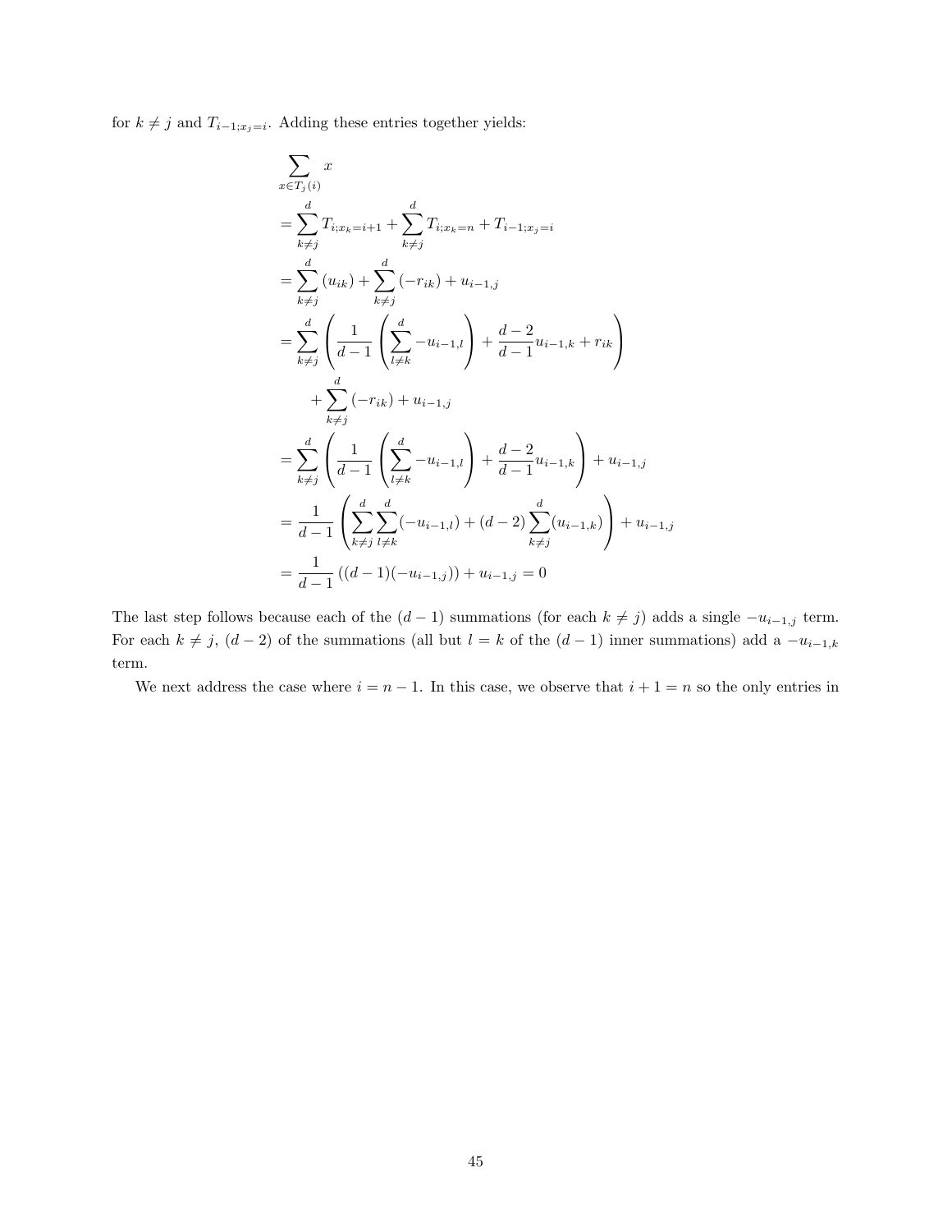for $k \neq j$ and $T_{i-1;x_j=i}$. Adding these entries together yields:

$$
\begin{aligned}
&\sum_{x \in T_j(i)} x \\
&= \sum_{k \neq j}^{d} T_{i;x_k=i+1} + \sum_{k \neq j}^{d} T_{i;x_k=n} + T_{i-1;x_j=i} \\
&= \sum_{k \neq j}^{d} (u_{ik}) + \sum_{k \neq j}^{d} (-r_{ik}) + u_{i-1,j} \\
&= \sum_{k \neq j}^{d} \left( \frac{1}{d-1} \left( \sum_{l \neq k}^{d} -u_{i-1,l} \right) + \frac{d-2}{d-1} u_{i-1,k} + r_{ik} \right) \\
&\quad + \sum_{k \neq j}^{d} (-r_{ik}) + u_{i-1,j} \\
&= \sum_{k \neq j}^{d} \left( \frac{1}{d-1} \left( \sum_{l \neq k}^{d} -u_{i-1,l} \right) + \frac{d-2}{d-1} u_{i-1,k} \right) + u_{i-1,j} \\
&= \frac{1}{d-1} \left( \sum_{k \neq j}^{d} \sum_{l \neq k}^{d} (-u_{i-1,l}) + (d-2) \sum_{k \neq j}^{d} (u_{i-1,k}) \right) + u_{i-1,j} \\
&= \frac{1}{d-1} \left( (d-1)(-u_{i-1,j}) \right) + u_{i-1,j} = 0
\end{aligned}
$$

The last step follows because each of the $(d-1)$ summations (for each $k \neq j$) adds a single $-u_{i-1,j}$ term. For each $k \neq j$, $(d-2)$ of the summations (all but $l = k$ of the $(d-1)$ inner summations) add a $-u_{i-1,k}$ term.

We next address the case where $i = n-1$. In this case, we observe that $i+1 = n$ so the only entries in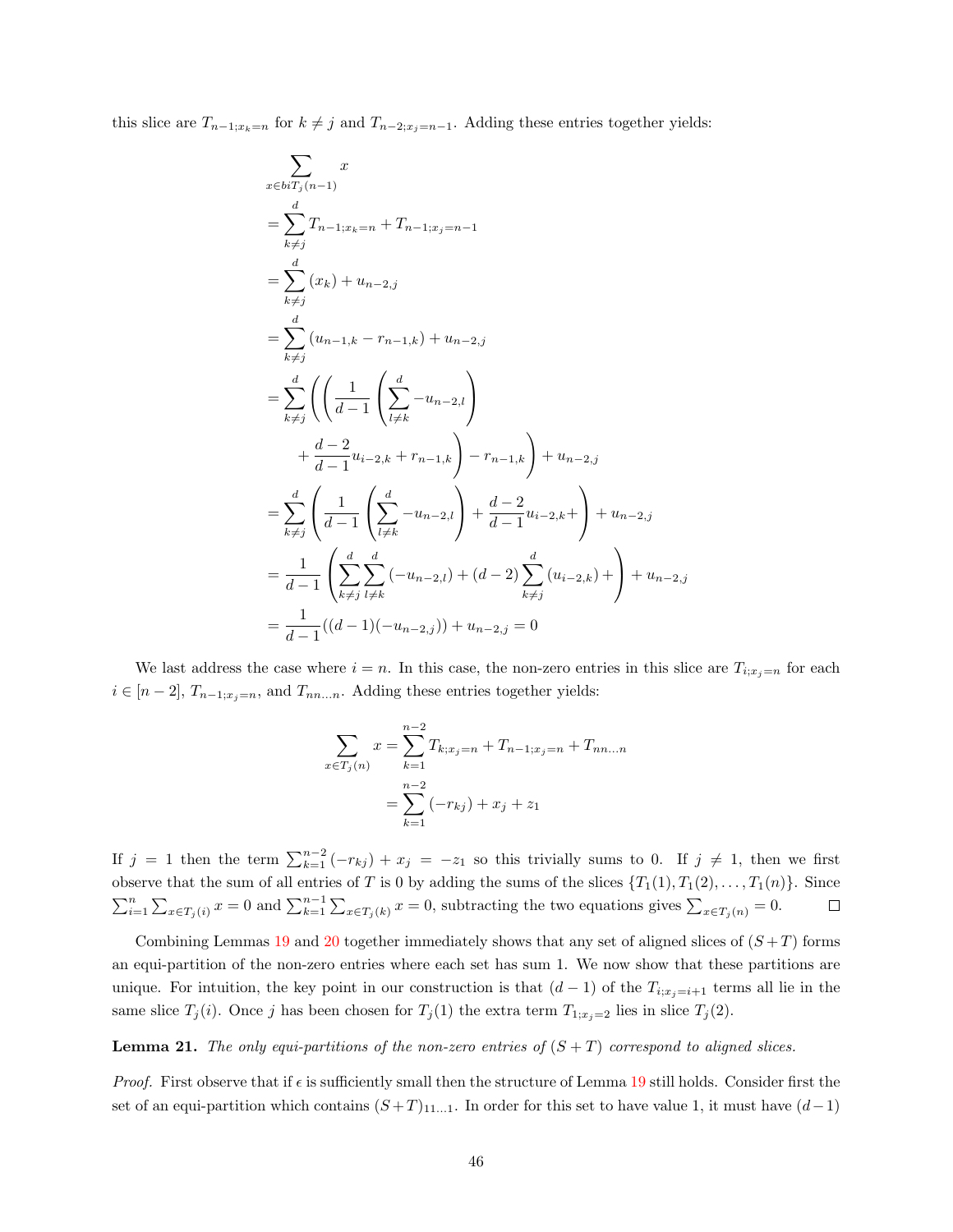this slice are $T_{n-1;x_k=n}$ for $k \neq j$ and $T_{n-2;x_j=n-1}$. Adding these entries together yields:

$$
\begin{aligned}
&\sum_{x \in biT_j(n-1)} x \\
&= \sum_{k \neq j}^{d} T_{n-1;x_k=n} + T_{n-1;x_j=n-1} \\
&= \sum_{k \neq j}^{d} (x_k) + u_{n-2,j} \\
&= \sum_{k \neq j}^{d} (u_{n-1,k} - r_{n-1,k}) + u_{n-2,j} \\
&= \sum_{k \neq j}^{d} \left( \left( \frac{1}{d-1} \left( \sum_{l \neq k}^{d} -u_{n-2,l} \right) \right.\right. \\
&\qquad \left.\left. + \frac{d-2}{d-1} u_{i-2,k} + r_{n-1,k} \right) - r_{n-1,k} \right) + u_{n-2,j} \\
&= \sum_{k \neq j}^{d} \left( \frac{1}{d-1} \left( \sum_{l \neq k}^{d} -u_{n-2,l} \right) + \frac{d-2}{d-1} u_{i-2,k} + \right) + u_{n-2,j} \\
&= \frac{1}{d-1} \left( \sum_{k \neq j}^{d} \sum_{l \neq k}^{d} (-u_{n-2,l}) + (d-2) \sum_{k \neq j}^{d} (u_{i-2,k}) + \right) + u_{n-2,j} \\
&= \frac{1}{d-1}((d-1)(-u_{n-2,j})) + u_{n-2,j} = 0
\end{aligned}
$$

We last address the case where $i = n$. In this case, the non-zero entries in this slice are $T_{i;x_j=n}$ for each $i \in [n-2]$, $T_{n-1;x_j=n}$, and $T_{nn\ldots n}$. Adding these entries together yields:

$$
\begin{aligned}
\sum_{x \in T_j(n)} x &= \sum_{k=1}^{n-2} T_{k;x_j=n} + T_{n-1;x_j=n} + T_{nn\ldots n} \\
&= \sum_{k=1}^{n-2} (-r_{kj}) + x_j + z_1
\end{aligned}
$$

If $j = 1$ then the term $\sum_{k=1}^{n-2}(-r_{kj}) + x_j = -z_1$ so this trivially sums to 0. If $j \neq 1$, then we first observe that the sum of all entries of $T$ is 0 by adding the sums of the slices $\{T_1(1), T_1(2), \ldots, T_1(n)\}$. Since $\sum_{i=1}^{n} \sum_{x \in T_j(i)} x = 0$ and $\sum_{k=1}^{n-1} \sum_{x \in T_j(k)} x = 0$, subtracting the two equations gives $\sum_{x \in T_j(n)} = 0$. □

Combining Lemmas 19 and 20 together immediately shows that any set of aligned slices of $(S+T)$ forms an equi-partition of the non-zero entries where each set has sum 1. We now show that these partitions are unique. For intuition, the key point in our construction is that $(d-1)$ of the $T_{i;x_j=i+1}$ terms all lie in the same slice $T_j(i)$. Once $j$ has been chosen for $T_j(1)$ the extra term $T_{1;x_j=2}$ lies in slice $T_j(2)$.

**Lemma 21.** *The only equi-partitions of the non-zero entries of $(S+T)$ correspond to aligned slices.*

*Proof.* First observe that if $\epsilon$ is sufficiently small then the structure of Lemma 19 still holds. Consider first the set of an equi-partition which contains $(S+T)_{11\ldots1}$. In order for this set to have value 1, it must have $(d-1)$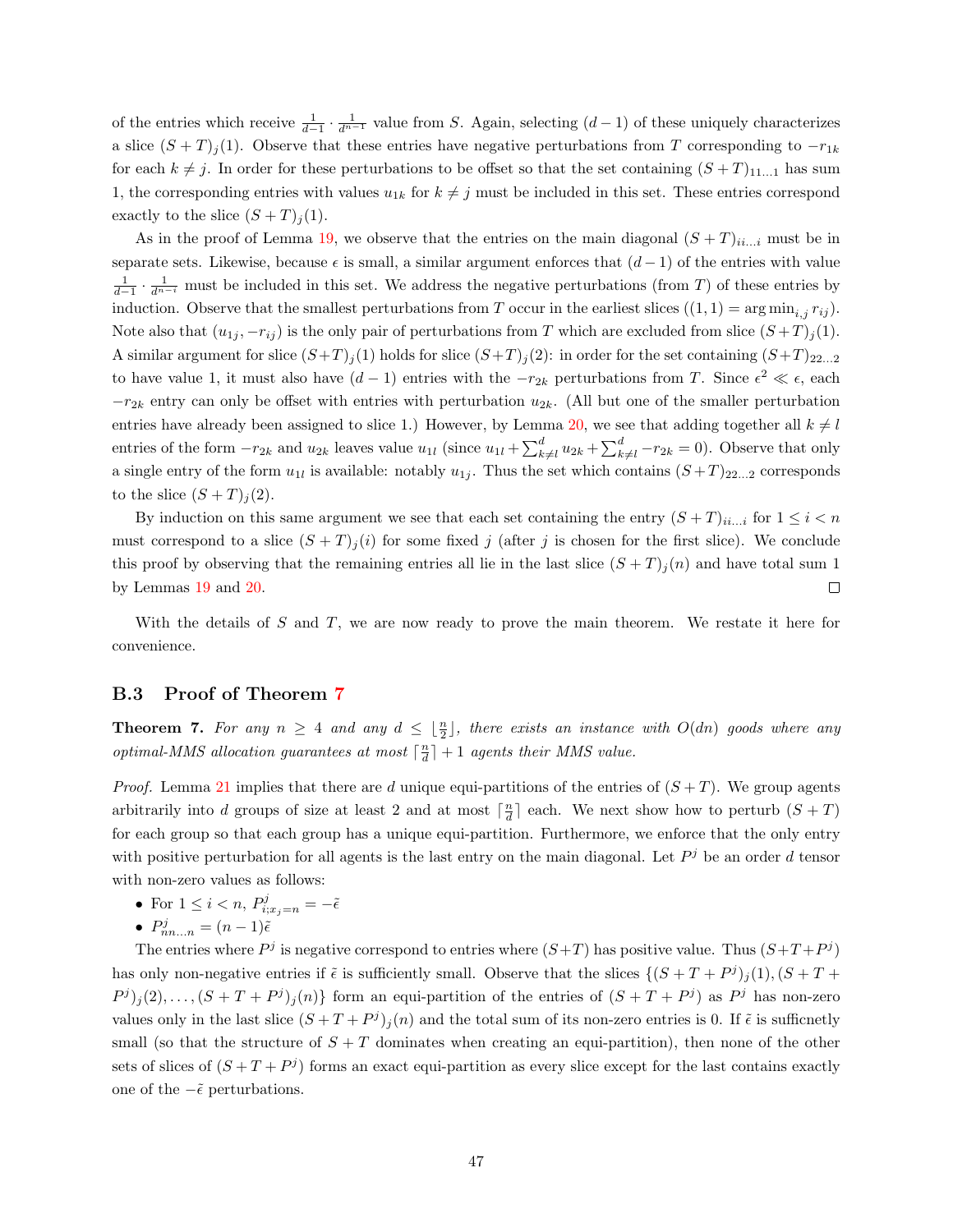of the entries which receive $\frac{1}{d-1} \cdot \frac{1}{d^{n-1}}$ value from $S$. Again, selecting $(d-1)$ of these uniquely characterizes a slice $(S+T)_j(1)$. Observe that these entries have negative perturbations from $T$ corresponding to $-r_{1k}$ for each $k \neq j$. In order for these perturbations to be offset so that the set containing $(S+T)_{11\ldots1}$ has sum 1, the corresponding entries with values $u_{1k}$ for $k \neq j$ must be included in this set. These entries correspond exactly to the slice $(S+T)_j(1)$.

As in the proof of Lemma 19, we observe that the entries on the main diagonal $(S+T)_{ii\ldots i}$ must be in separate sets. Likewise, because $\epsilon$ is small, a similar argument enforces that $(d-1)$ of the entries with value $\frac{1}{d-1} \cdot \frac{1}{d^{n-i}}$ must be included in this set. We address the negative perturbations (from $T$) of these entries by induction. Observe that the smallest perturbations from $T$ occur in the earliest slices ($(1,1) = \arg\min_{i,j} r_{ij}$). Note also that $(u_{1j}, -r_{ij})$ is the only pair of perturbations from $T$ which are excluded from slice $(S+T)_j(1)$. A similar argument for slice $(S+T)_j(1)$ holds for slice $(S+T)_j(2)$: in order for the set containing $(S+T)_{22\ldots2}$ to have value 1, it must also have $(d-1)$ entries with the $-r_{2k}$ perturbations from $T$. Since $\epsilon^2 \ll \epsilon$, each $-r_{2k}$ entry can only be offset with entries with perturbation $u_{2k}$. (All but one of the smaller perturbation entries have already been assigned to slice 1.) However, by Lemma 20, we see that adding together all $k \neq l$ entries of the form $-r_{2k}$ and $u_{2k}$ leaves value $u_{1l}$ (since $u_{1l} + \sum_{k\neq l}^{d} u_{2k} + \sum_{k\neq l}^{d} -r_{2k} = 0$). Observe that only a single entry of the form $u_{1l}$ is available: notably $u_{1j}$. Thus the set which contains $(S+T)_{22\ldots2}$ corresponds to the slice $(S+T)_j(2)$.

By induction on this same argument we see that each set containing the entry $(S+T)_{ii\ldots i}$ for $1 \leq i < n$ must correspond to a slice $(S+T)_j(i)$ for some fixed $j$ (after $j$ is chosen for the first slice). We conclude this proof by observing that the remaining entries all lie in the last slice $(S+T)_j(n)$ and have total sum 1 by Lemmas 19 and 20. ◻

With the details of $S$ and $T$, we are now ready to prove the main theorem. We restate it here for convenience.

### B.3 Proof of Theorem 7

**Theorem 7.** *For any $n \geq 4$ and any $d \leq \lfloor \frac{n}{2} \rfloor$, there exists an instance with $O(dn)$ goods where any optimal-MMS allocation guarantees at most $\lceil \frac{n}{d} \rceil + 1$ agents their MMS value.*

*Proof.* Lemma 21 implies that there are $d$ unique equi-partitions of the entries of $(S+T)$. We group agents arbitrarily into $d$ groups of size at least 2 and at most $\lceil \frac{n}{d} \rceil$ each. We next show how to perturb $(S+T)$ for each group so that each group has a unique equi-partition. Furthermore, we enforce that the only entry with positive perturbation for all agents is the last entry on the main diagonal. Let $P^j$ be an order $d$ tensor with non-zero values as follows:

- For $1 \leq i < n$, $P^j_{i;x_j=n} = -\tilde{\epsilon}$
- $P^j_{nn\ldots n} = (n-1)\tilde{\epsilon}$

The entries where $P^j$ is negative correspond to entries where $(S+T)$ has positive value. Thus $(S+T+P^j)$ has only non-negative entries if $\tilde{\epsilon}$ is sufficiently small. Observe that the slices $\{(S+T+P^j)_j(1), (S+T+P^j)_j(2), \ldots, (S+T+P^j)_j(n)\}$ form an equi-partition of the entries of $(S+T+P^j)$ as $P^j$ has non-zero values only in the last slice $(S+T+P^j)_j(n)$ and the total sum of its non-zero entries is 0. If $\tilde{\epsilon}$ is sufficnetly small (so that the structure of $S+T$ dominates when creating an equi-partition), then none of the other sets of slices of $(S+T+P^j)$ forms an exact equi-partition as every slice except for the last contains exactly one of the $-\tilde{\epsilon}$ perturbations.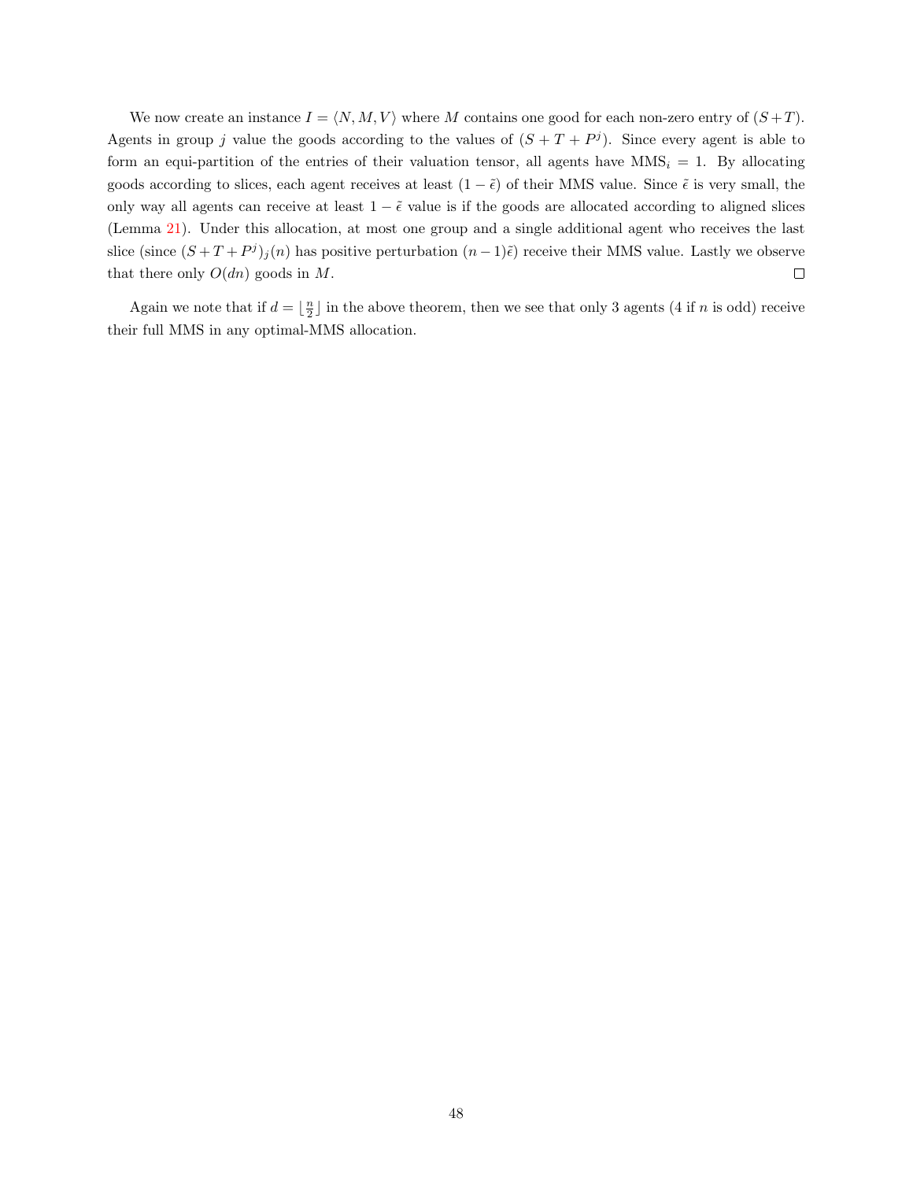We now create an instance $I = \langle N, M, V \rangle$ where $M$ contains one good for each non-zero entry of $(S+T)$. Agents in group $j$ value the goods according to the values of $(S + T + P^j)$. Since every agent is able to form an equi-partition of the entries of their valuation tensor, all agents have $\text{MMS}_i = 1$. By allocating goods according to slices, each agent receives at least $(1 - \tilde{\epsilon})$ of their MMS value. Since $\tilde{\epsilon}$ is very small, the only way all agents can receive at least $1 - \tilde{\epsilon}$ value is if the goods are allocated according to aligned slices (Lemma 21). Under this allocation, at most one group and a single additional agent who receives the last slice (since $(S + T + P^j)_j(n)$ has positive perturbation $(n-1)\tilde{\epsilon}$) receive their MMS value. Lastly we observe that there only $O(dn)$ goods in $M$. □

Again we note that if $d = \lfloor \frac{n}{2} \rfloor$ in the above theorem, then we see that only 3 agents (4 if $n$ is odd) receive their full MMS in any optimal-MMS allocation.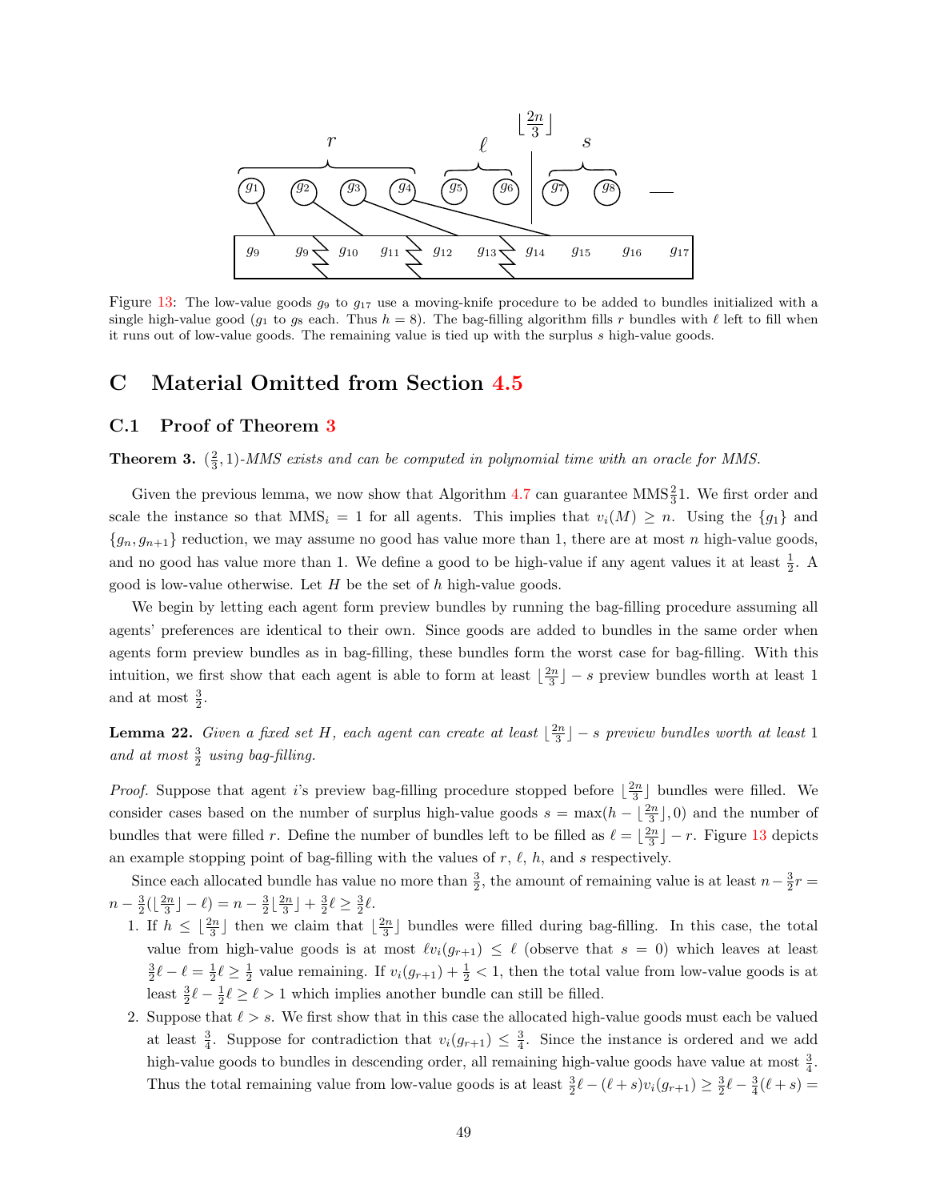Figure 13: The low-value goods $g_9$ to $g_{17}$ use a moving-knife procedure to be added to bundles initialized with a single high-value good ($g_1$ to $g_8$ each. Thus $h = 8$). The bag-filling algorithm fills $r$ bundles with $\ell$ left to fill when it runs out of low-value goods. The remaining value is tied up with the surplus $s$ high-value goods.

# C Material Omitted from Section 4.5

## C.1 Proof of Theorem 3

**Theorem 3.** *$(\frac{2}{3}, 1)$-MMS exists and can be computed in polynomial time with an oracle for MMS.*

Given the previous lemma, we now show that Algorithm 4.7 can guarantee $\text{MMS}\frac{2}{3}1$. We first order and scale the instance so that $\text{MMS}_i = 1$ for all agents. This implies that $v_i(M) \geq n$. Using the $\{g_1\}$ and $\{g_n, g_{n+1}\}$ reduction, we may assume no good has value more than 1, there are at most $n$ high-value goods, and no good has value more than 1. We define a good to be high-value if any agent values it at least $\frac{1}{2}$. A good is low-value otherwise. Let $H$ be the set of $h$ high-value goods.

We begin by letting each agent form preview bundles by running the bag-filling procedure assuming all agents' preferences are identical to their own. Since goods are added to bundles in the same order when agents form preview bundles as in bag-filling, these bundles form the worst case for bag-filling. With this intuition, we first show that each agent is able to form at least $\lfloor \frac{2n}{3} \rfloor - s$ preview bundles worth at least 1 and at most $\frac{3}{2}$.

**Lemma 22.** *Given a fixed set $H$, each agent can create at least $\lfloor \frac{2n}{3} \rfloor - s$ preview bundles worth at least 1 and at most $\frac{3}{2}$ using bag-filling.*

*Proof.* Suppose that agent $i$'s preview bag-filling procedure stopped before $\lfloor \frac{2n}{3} \rfloor$ bundles were filled. We consider cases based on the number of surplus high-value goods $s = \max(h - \lfloor \frac{2n}{3} \rfloor, 0)$ and the number of bundles that were filled $r$. Define the number of bundles left to be filled as $\ell = \lfloor \frac{2n}{3} \rfloor - r$. Figure 13 depicts an example stopping point of bag-filling with the values of $r$, $\ell$, $h$, and $s$ respectively.

Since each allocated bundle has value no more than $\frac{3}{2}$, the amount of remaining value is at least $n - \frac{3}{2}r = n - \frac{3}{2}(\lfloor \frac{2n}{3} \rfloor - \ell) = n - \frac{3}{2}\lfloor \frac{2n}{3} \rfloor + \frac{3}{2}\ell \geq \frac{3}{2}\ell$.

1. If $h \leq \lfloor \frac{2n}{3} \rfloor$ then we claim that $\lfloor \frac{2n}{3} \rfloor$ bundles were filled during bag-filling. In this case, the total value from high-value goods is at most $\ell v_i(g_{r+1}) \leq \ell$ (observe that $s = 0$) which leaves at least $\frac{3}{2}\ell - \ell = \frac{1}{2}\ell \geq \frac{1}{2}$ value remaining. If $v_i(g_{r+1}) + \frac{1}{2} < 1$, then the total value from low-value goods is at least $\frac{3}{2}\ell - \frac{1}{2}\ell \geq \ell > 1$ which implies another bundle can still be filled.
2. Suppose that $\ell > s$. We first show that in this case the allocated high-value goods must each be valued at least $\frac{3}{4}$. Suppose for contradiction that $v_i(g_{r+1}) \leq \frac{3}{4}$. Since the instance is ordered and we add high-value goods to bundles in descending order, all remaining high-value goods have value at most $\frac{3}{4}$. Thus the total remaining value from low-value goods is at least $\frac{3}{2}\ell - (\ell + s)v_i(g_{r+1}) \geq \frac{3}{2}\ell - \frac{3}{4}(\ell + s) =$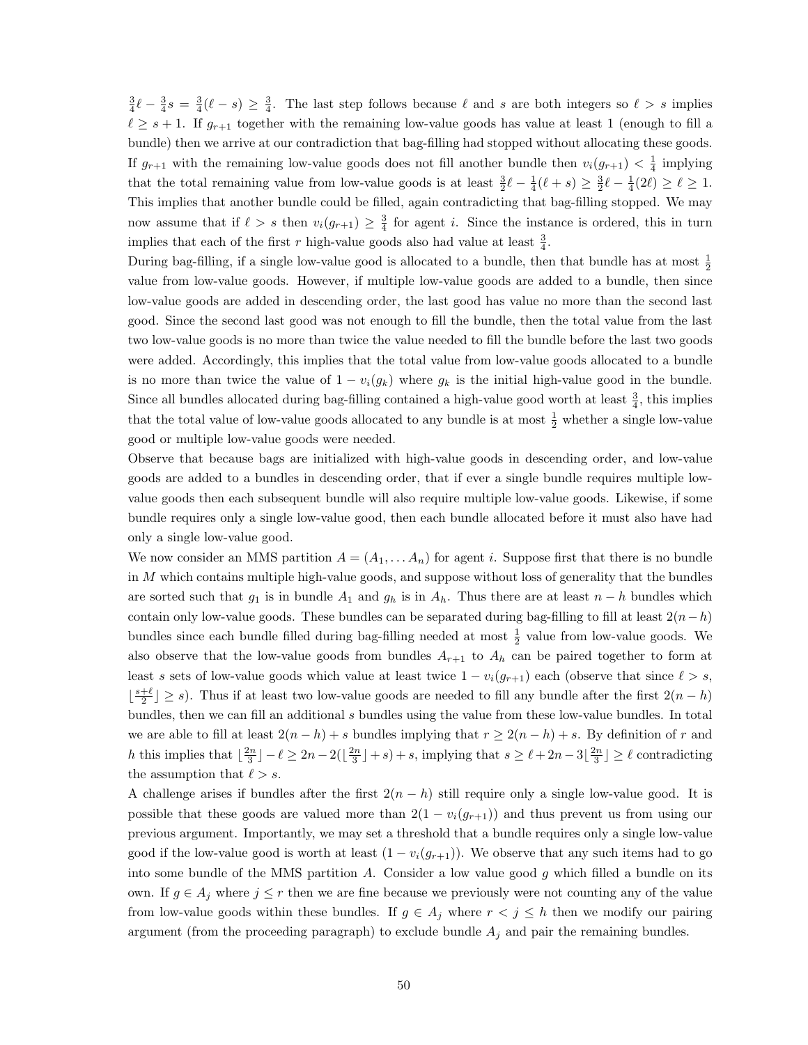$\frac{3}{4}\ell - \frac{3}{4}s = \frac{3}{4}(\ell - s) \geq \frac{3}{4}$. The last step follows because $\ell$ and $s$ are both integers so $\ell > s$ implies $\ell \geq s+1$. If $g_{r+1}$ together with the remaining low-value goods has value at least 1 (enough to fill a bundle) then we arrive at our contradiction that bag-filling had stopped without allocating these goods. If $g_{r+1}$ with the remaining low-value goods does not fill another bundle then $v_i(g_{r+1}) < \frac{1}{4}$ implying that the total remaining value from low-value goods is at least $\frac{3}{2}\ell - \frac{1}{4}(\ell + s) \geq \frac{3}{2}\ell - \frac{1}{4}(2\ell) \geq \ell \geq 1$. This implies that another bundle could be filled, again contradicting that bag-filling stopped. We may now assume that if $\ell > s$ then $v_i(g_{r+1}) \geq \frac{3}{4}$ for agent $i$. Since the instance is ordered, this in turn implies that each of the first $r$ high-value goods also had value at least $\frac{3}{4}$.

During bag-filling, if a single low-value good is allocated to a bundle, then that bundle has at most $\frac{1}{2}$ value from low-value goods. However, if multiple low-value goods are added to a bundle, then since low-value goods are added in descending order, the last good has value no more than the second last good. Since the second last good was not enough to fill the bundle, then the total value from the last two low-value goods is no more than twice the value needed to fill the bundle before the last two goods were added. Accordingly, this implies that the total value from low-value goods allocated to a bundle is no more than twice the value of $1 - v_i(g_k)$ where $g_k$ is the initial high-value good in the bundle. Since all bundles allocated during bag-filling contained a high-value good worth at least $\frac{3}{4}$, this implies that the total value of low-value goods allocated to any bundle is at most $\frac{1}{2}$ whether a single low-value good or multiple low-value goods were needed.

Observe that because bags are initialized with high-value goods in descending order, and low-value goods are added to a bundles in descending order, that if ever a single bundle requires multiple low-value goods then each subsequent bundle will also require multiple low-value goods. Likewise, if some bundle requires only a single low-value good, then each bundle allocated before it must also have had only a single low-value good.

We now consider an MMS partition $A = (A_1, \ldots A_n)$ for agent $i$. Suppose first that there is no bundle in $M$ which contains multiple high-value goods, and suppose without loss of generality that the bundles are sorted such that $g_1$ is in bundle $A_1$ and $g_h$ is in $A_h$. Thus there are at least $n - h$ bundles which contain only low-value goods. These bundles can be separated during bag-filling to fill at least $2(n-h)$ bundles since each bundle filled during bag-filling needed at most $\frac{1}{2}$ value from low-value goods. We also observe that the low-value goods from bundles $A_{r+1}$ to $A_h$ can be paired together to form at least $s$ sets of low-value goods which value at least twice $1 - v_i(g_{r+1})$ each (observe that since $\ell > s$, $\lfloor \frac{s+\ell}{2} \rfloor \geq s$). Thus if at least two low-value goods are needed to fill any bundle after the first $2(n-h)$ bundles, then we can fill an additional $s$ bundles using the value from these low-value bundles. In total we are able to fill at least $2(n-h) + s$ bundles implying that $r \geq 2(n-h) + s$. By definition of $r$ and $h$ this implies that $\lfloor \frac{2n}{3} \rfloor - \ell \geq 2n - 2(\lfloor \frac{2n}{3} \rfloor + s) + s$, implying that $s \geq \ell + 2n - 3\lfloor \frac{2n}{3} \rfloor \geq \ell$ contradicting the assumption that $\ell > s$.

A challenge arises if bundles after the first $2(n-h)$ still require only a single low-value good. It is possible that these goods are valued more than $2(1 - v_i(g_{r+1}))$ and thus prevent us from using our previous argument. Importantly, we may set a threshold that a bundle requires only a single low-value good if the low-value good is worth at least $(1 - v_i(g_{r+1}))$. We observe that any such items had to go into some bundle of the MMS partition $A$. Consider a low value good $g$ which filled a bundle on its own. If $g \in A_j$ where $j \leq r$ then we are fine because we previously were not counting any of the value from low-value goods within these bundles. If $g \in A_j$ where $r < j \leq h$ then we modify our pairing argument (from the proceeding paragraph) to exclude bundle $A_j$ and pair the remaining bundles.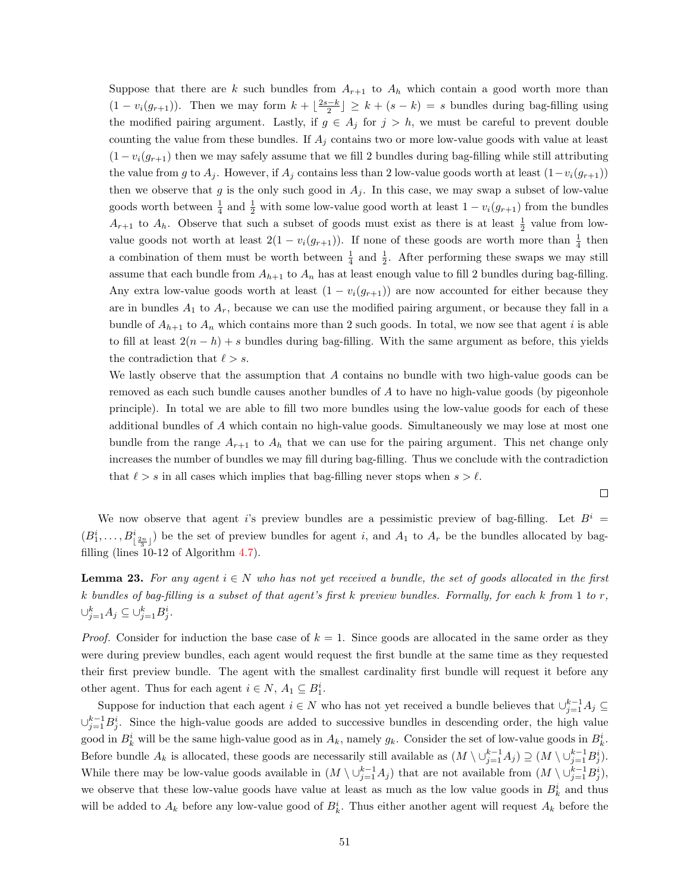Suppose that there are $k$ such bundles from $A_{r+1}$ to $A_h$ which contain a good worth more than $(1 - v_i(g_{r+1}))$. Then we may form $k + \lfloor \frac{2s-k}{2} \rfloor \geq k + (s-k) = s$ bundles during bag-filling using the modified pairing argument. Lastly, if $g \in A_j$ for $j > h$, we must be careful to prevent double counting the value from these bundles. If $A_j$ contains two or more low-value goods with value at least $(1 - v_i(g_{r+1})$ then we may safely assume that we fill 2 bundles during bag-filling while still attributing the value from $g$ to $A_j$. However, if $A_j$ contains less than 2 low-value goods worth at least $(1-v_i(g_{r+1}))$ then we observe that $g$ is the only such good in $A_j$. In this case, we may swap a subset of low-value goods worth between $\frac{1}{4}$ and $\frac{1}{2}$ with some low-value good worth at least $1 - v_i(g_{r+1})$ from the bundles $A_{r+1}$ to $A_h$. Observe that such a subset of goods must exist as there is at least $\frac{1}{2}$ value from low-value goods not worth at least $2(1 - v_i(g_{r+1}))$. If none of these goods are worth more than $\frac{1}{4}$ then a combination of them must be worth between $\frac{1}{4}$ and $\frac{1}{2}$. After performing these swaps we may still assume that each bundle from $A_{h+1}$ to $A_n$ has at least enough value to fill 2 bundles during bag-filling. Any extra low-value goods worth at least $(1 - v_i(g_{r+1}))$ are now accounted for either because they are in bundles $A_1$ to $A_r$, because we can use the modified pairing argument, or because they fall in a bundle of $A_{h+1}$ to $A_n$ which contains more than 2 such goods. In total, we now see that agent $i$ is able to fill at least $2(n-h)+s$ bundles during bag-filling. With the same argument as before, this yields the contradiction that $\ell > s$.

We lastly observe that the assumption that $A$ contains no bundle with two high-value goods can be removed as each such bundle causes another bundles of $A$ to have no high-value goods (by pigeonhole principle). In total we are able to fill two more bundles using the low-value goods for each of these additional bundles of $A$ which contain no high-value goods. Simultaneously we may lose at most one bundle from the range $A_{r+1}$ to $A_h$ that we can use for the pairing argument. This net change only increases the number of bundles we may fill during bag-filling. Thus we conclude with the contradiction that $\ell > s$ in all cases which implies that bag-filling never stops when $s > \ell$. $\square$

We now observe that agent $i$'s preview bundles are a pessimistic preview of bag-filling. Let $B^i = (B^i_1, \ldots, B^i_{\lfloor \frac{2n}{3} \rfloor})$ be the set of preview bundles for agent $i$, and $A_1$ to $A_r$ be the bundles allocated by bag-filling (lines 10-12 of Algorithm 4.7).

**Lemma 23.** *For any agent $i \in N$ who has not yet received a bundle, the set of goods allocated in the first $k$ bundles of bag-filling is a subset of that agent's first $k$ preview bundles. Formally, for each $k$ from 1 to $r$, $\cup_{j=1}^{k} A_j \subseteq \cup_{j=1}^{k} B^i_j$.*

*Proof.* Consider for induction the base case of $k = 1$. Since goods are allocated in the same order as they were during preview bundles, each agent would request the first bundle at the same time as they requested their first preview bundle. The agent with the smallest cardinality first bundle will request it before any other agent. Thus for each agent $i \in N$, $A_1 \subseteq B^i_1$.

Suppose for induction that each agent $i \in N$ who has not yet received a bundle believes that $\cup_{j=1}^{k-1} A_j \subseteq \cup_{j=1}^{k-1} B^i_j$. Since the high-value goods are added to successive bundles in descending order, the high value good in $B^i_k$ will be the same high-value good as in $A_k$, namely $g_k$. Consider the set of low-value goods in $B^i_k$. Before bundle $A_k$ is allocated, these goods are necessarily still available as $(M \setminus \cup_{j=1}^{k-1} A_j) \supseteq (M \setminus \cup_{j=1}^{k-1} B^i_j)$. While there may be low-value goods available in $(M \setminus \cup_{j=1}^{k-1} A_j)$ that are not available from $(M \setminus \cup_{j=1}^{k-1} B^i_j)$, we observe that these low-value goods have value at least as much as the low value goods in $B^i_k$ and thus will be added to $A_k$ before any low-value good of $B^i_k$. Thus either another agent will request $A_k$ before the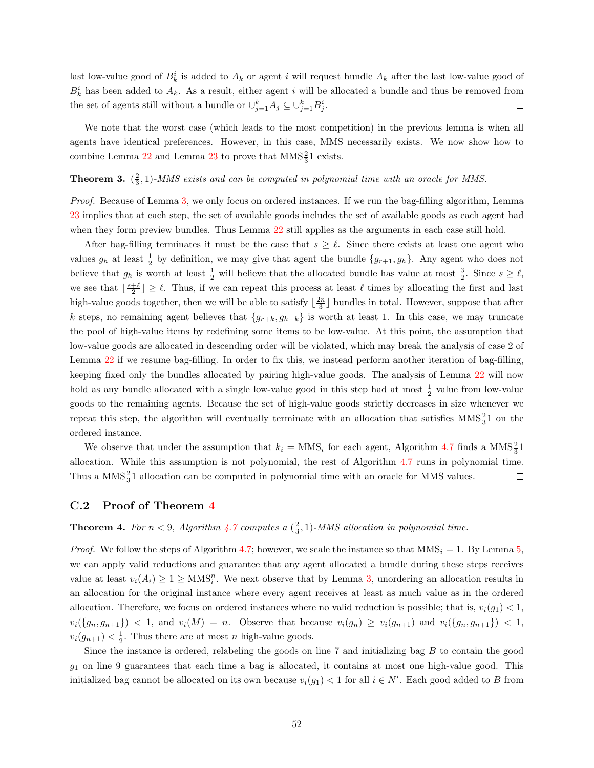last low-value good of $B_k^i$ is added to $A_k$ or agent $i$ will request bundle $A_k$ after the last low-value good of $B_k^i$ has been added to $A_k$. As a result, either agent $i$ will be allocated a bundle and thus be removed from the set of agents still without a bundle or $\cup_{j=1}^k A_j \subseteq \cup_{j=1}^k B_j^i$. □

We note that the worst case (which leads to the most competition) in the previous lemma is when all agents have identical preferences. However, in this case, MMS necessarily exists. We now show how to combine Lemma 22 and Lemma 23 to prove that MMS$\frac{2}{3}$1 exists.

**Theorem 3.** *$(\frac{2}{3}, 1)$-MMS exists and can be computed in polynomial time with an oracle for MMS.*

*Proof.* Because of Lemma 3, we only focus on ordered instances. If we run the bag-filling algorithm, Lemma 23 implies that at each step, the set of available goods includes the set of available goods as each agent had when they form preview bundles. Thus Lemma 22 still applies as the arguments in each case still hold.

After bag-filling terminates it must be the case that $s \geq \ell$. Since there exists at least one agent who values $g_h$ at least $\frac{1}{2}$ by definition, we may give that agent the bundle $\{g_{r+1}, g_h\}$. Any agent who does not believe that $g_h$ is worth at least $\frac{1}{2}$ will believe that the allocated bundle has value at most $\frac{3}{2}$. Since $s \geq \ell$, we see that $\lfloor \frac{s+\ell}{2} \rfloor \geq \ell$. Thus, if we can repeat this process at least $\ell$ times by allocating the first and last high-value goods together, then we will be able to satisfy $\lfloor \frac{2n}{3} \rfloor$ bundles in total. However, suppose that after $k$ steps, no remaining agent believes that $\{g_{r+k}, g_{h-k}\}$ is worth at least 1. In this case, we may truncate the pool of high-value items by redefining some items to be low-value. At this point, the assumption that low-value goods are allocated in descending order will be violated, which may break the analysis of case 2 of Lemma 22 if we resume bag-filling. In order to fix this, we instead perform another iteration of bag-filling, keeping fixed only the bundles allocated by pairing high-value goods. The analysis of Lemma 22 will now hold as any bundle allocated with a single low-value good in this step had at most $\frac{1}{2}$ value from low-value goods to the remaining agents. Because the set of high-value goods strictly decreases in size whenever we repeat this step, the algorithm will eventually terminate with an allocation that satisfies MMS$\frac{2}{3}$1 on the ordered instance.

We observe that under the assumption that $k_i = \text{MMS}_i$ for each agent, Algorithm 4.7 finds a MMS$\frac{2}{3}$1 allocation. While this assumption is not polynomial, the rest of Algorithm 4.7 runs in polynomial time. Thus a MMS$\frac{2}{3}$1 allocation can be computed in polynomial time with an oracle for MMS values. □

## C.2 Proof of Theorem 4

**Theorem 4.** *For $n < 9$, Algorithm 4.7 computes a $(\frac{2}{3}, 1)$-MMS allocation in polynomial time.*

*Proof.* We follow the steps of Algorithm 4.7; however, we scale the instance so that $\text{MMS}_i = 1$. By Lemma 5, we can apply valid reductions and guarantee that any agent allocated a bundle during these steps receives value at least $v_i(A_i) \geq 1 \geq \text{MMS}_i^n$. We next observe that by Lemma 3, unordering an allocation results in an allocation for the original instance where every agent receives at least as much value as in the ordered allocation. Therefore, we focus on ordered instances where no valid reduction is possible; that is, $v_i(g_1) < 1$, $v_i(\{g_n, g_{n+1}\}) < 1$, and $v_i(M) = n$. Observe that because $v_i(g_n) \geq v_i(g_{n+1})$ and $v_i(\{g_n, g_{n+1}\}) < 1$, $v_i(g_{n+1}) < \frac{1}{2}$. Thus there are at most $n$ high-value goods.

Since the instance is ordered, relabeling the goods on line 7 and initializing bag $B$ to contain the good $g_1$ on line 9 guarantees that each time a bag is allocated, it contains at most one high-value good. This initialized bag cannot be allocated on its own because $v_i(g_1) < 1$ for all $i \in N'$. Each good added to $B$ from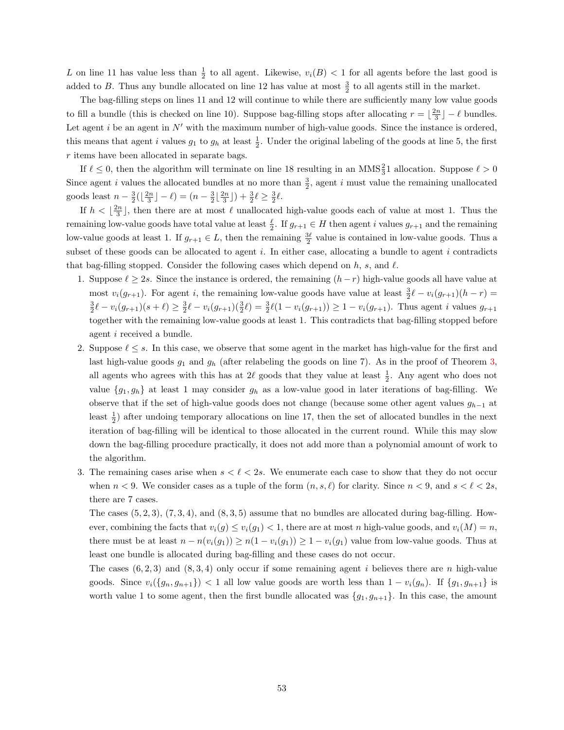$L$ on line 11 has value less than $\frac{1}{2}$ to all agent. Likewise, $v_i(B) < 1$ for all agents before the last good is added to $B$. Thus any bundle allocated on line 12 has value at most $\frac{3}{2}$ to all agents still in the market.

The bag-filling steps on lines 11 and 12 will continue to while there are sufficiently many low value goods to fill a bundle (this is checked on line 10). Suppose bag-filling stops after allocating $r = \lfloor \frac{2n}{3} \rfloor - \ell$ bundles. Let agent $i$ be an agent in $N'$ with the maximum number of high-value goods. Since the instance is ordered, this means that agent $i$ values $g_1$ to $g_h$ at least $\frac{1}{2}$. Under the original labeling of the goods at line 5, the first $r$ items have been allocated in separate bags.

If $\ell \leq 0$, then the algorithm will terminate on line 18 resulting in an MMS$\frac{2}{3}$1 allocation. Suppose $\ell > 0$ Since agent $i$ values the allocated bundles at no more than $\frac{3}{2}$, agent $i$ must value the remaining unallocated goods least $n - \frac{3}{2}(\lfloor \frac{2n}{3} \rfloor - \ell) = (n - \frac{3}{2}\lfloor \frac{2n}{3} \rfloor) + \frac{3}{2}\ell \geq \frac{3}{2}\ell$.

If $h < \lfloor \frac{2n}{3} \rfloor$, then there are at most $\ell$ unallocated high-value goods each of value at most 1. Thus the remaining low-value goods have total value at least $\frac{\ell}{2}$. If $g_{r+1} \in H$ then agent $i$ values $g_{r+1}$ and the remaining low-value goods at least 1. If $g_{r+1} \in L$, then the remaining $\frac{3\ell}{2}$ value is contained in low-value goods. Thus a subset of these goods can be allocated to agent $i$. In either case, allocating a bundle to agent $i$ contradicts that bag-filling stopped. Consider the following cases which depend on $h$, $s$, and $\ell$.

1. Suppose $\ell \geq 2s$. Since the instance is ordered, the remaining $(h-r)$ high-value goods all have value at most $v_i(g_{r+1})$. For agent $i$, the remaining low-value goods have value at least $\frac{3}{2}\ell - v_i(g_{r+1})(h-r) = \frac{3}{2}\ell - v_i(g_{r+1})(s+\ell) \geq \frac{3}{2}\ell - v_i(g_{r+1})(\frac{3}{2}\ell) = \frac{3}{2}\ell(1 - v_i(g_{r+1})) \geq 1 - v_i(g_{r+1})$. Thus agent $i$ values $g_{r+1}$ together with the remaining low-value goods at least 1. This contradicts that bag-filling stopped before agent $i$ received a bundle.

2. Suppose $\ell \leq s$. In this case, we observe that some agent in the market has high-value for the first and last high-value goods $g_1$ and $g_h$ (after relabeling the goods on line 7). As in the proof of Theorem 3, all agents who agrees with this has at $2\ell$ goods that they value at least $\frac{1}{2}$. Any agent who does not value $\{g_1, g_h\}$ at least 1 may consider $g_h$ as a low-value good in later iterations of bag-filling. We observe that if the set of high-value goods does not change (because some other agent values $g_{h-1}$ at least $\frac{1}{2}$) after undoing temporary allocations on line 17, then the set of allocated bundles in the next iteration of bag-filling will be identical to those allocated in the current round. While this may slow down the bag-filling procedure practically, it does not add more than a polynomial amount of work to the algorithm.

3. The remaining cases arise when $s < \ell < 2s$. We enumerate each case to show that they do not occur when $n < 9$. We consider cases as a tuple of the form $(n, s, \ell)$ for clarity. Since $n < 9$, and $s < \ell < 2s$, there are 7 cases.

   The cases $(5, 2, 3)$, $(7, 3, 4)$, and $(8, 3, 5)$ assume that no bundles are allocated during bag-filling. However, combining the facts that $v_i(g) \leq v_i(g_1) < 1$, there are at most $n$ high-value goods, and $v_i(M) = n$, there must be at least $n - n(v_i(g_1)) \geq n(1 - v_i(g_1)) \geq 1 - v_i(g_1)$ value from low-value goods. Thus at least one bundle is allocated during bag-filling and these cases do not occur.

   The cases $(6, 2, 3)$ and $(8, 3, 4)$ only occur if some remaining agent $i$ believes there are $n$ high-value goods. Since $v_i(\{g_n, g_{n+1}\}) < 1$ all low value goods are worth less than $1 - v_i(g_n)$. If $\{g_1, g_{n+1}\}$ is worth value 1 to some agent, then the first bundle allocated was $\{g_1, g_{n+1}\}$. In this case, the amount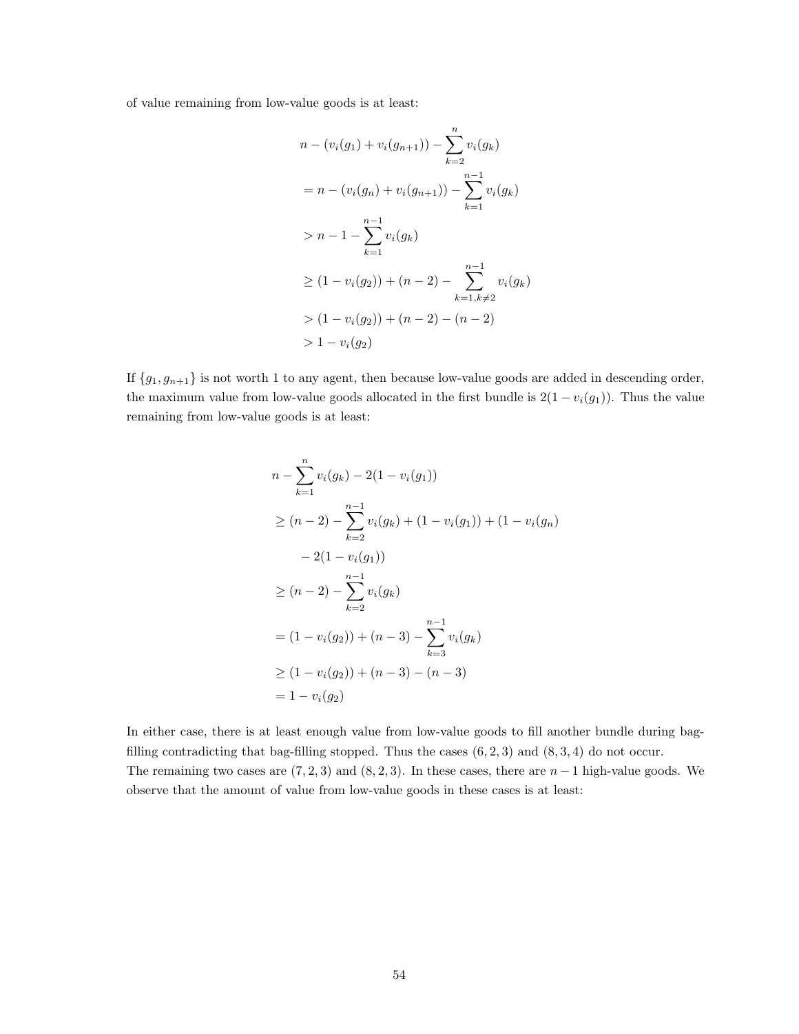of value remaining from low-value goods is at least:

$$
\begin{aligned}
& n - (v_i(g_1) + v_i(g_{n+1})) - \sum_{k=2}^{n} v_i(g_k) \\
& = n - (v_i(g_n) + v_i(g_{n+1})) - \sum_{k=1}^{n-1} v_i(g_k) \\
& > n - 1 - \sum_{k=1}^{n-1} v_i(g_k) \\
& \geq (1 - v_i(g_2)) + (n-2) - \sum_{k=1, k \neq 2}^{n-1} v_i(g_k) \\
& > (1 - v_i(g_2)) + (n-2) - (n-2) \\
& > 1 - v_i(g_2)
\end{aligned}
$$

If $\{g_1, g_{n+1}\}$ is not worth 1 to any agent, then because low-value goods are added in descending order, the maximum value from low-value goods allocated in the first bundle is $2(1 - v_i(g_1))$. Thus the value remaining from low-value goods is at least:

$$
\begin{aligned}
& n - \sum_{k=1}^{n} v_i(g_k) - 2(1 - v_i(g_1)) \\
& \geq (n-2) - \sum_{k=2}^{n-1} v_i(g_k) + (1 - v_i(g_1)) + (1 - v_i(g_n) \\
& \quad - 2(1 - v_i(g_1)) \\
& \geq (n-2) - \sum_{k=2}^{n-1} v_i(g_k) \\
& = (1 - v_i(g_2)) + (n-3) - \sum_{k=3}^{n-1} v_i(g_k) \\
& \geq (1 - v_i(g_2)) + (n-3) - (n-3) \\
& = 1 - v_i(g_2)
\end{aligned}
$$

In either case, there is at least enough value from low-value goods to fill another bundle during bag-filling contradicting that bag-filling stopped. Thus the cases $(6, 2, 3)$ and $(8, 3, 4)$ do not occur.
The remaining two cases are $(7, 2, 3)$ and $(8, 2, 3)$. In these cases, there are $n - 1$ high-value goods. We observe that the amount of value from low-value goods in these cases is at least: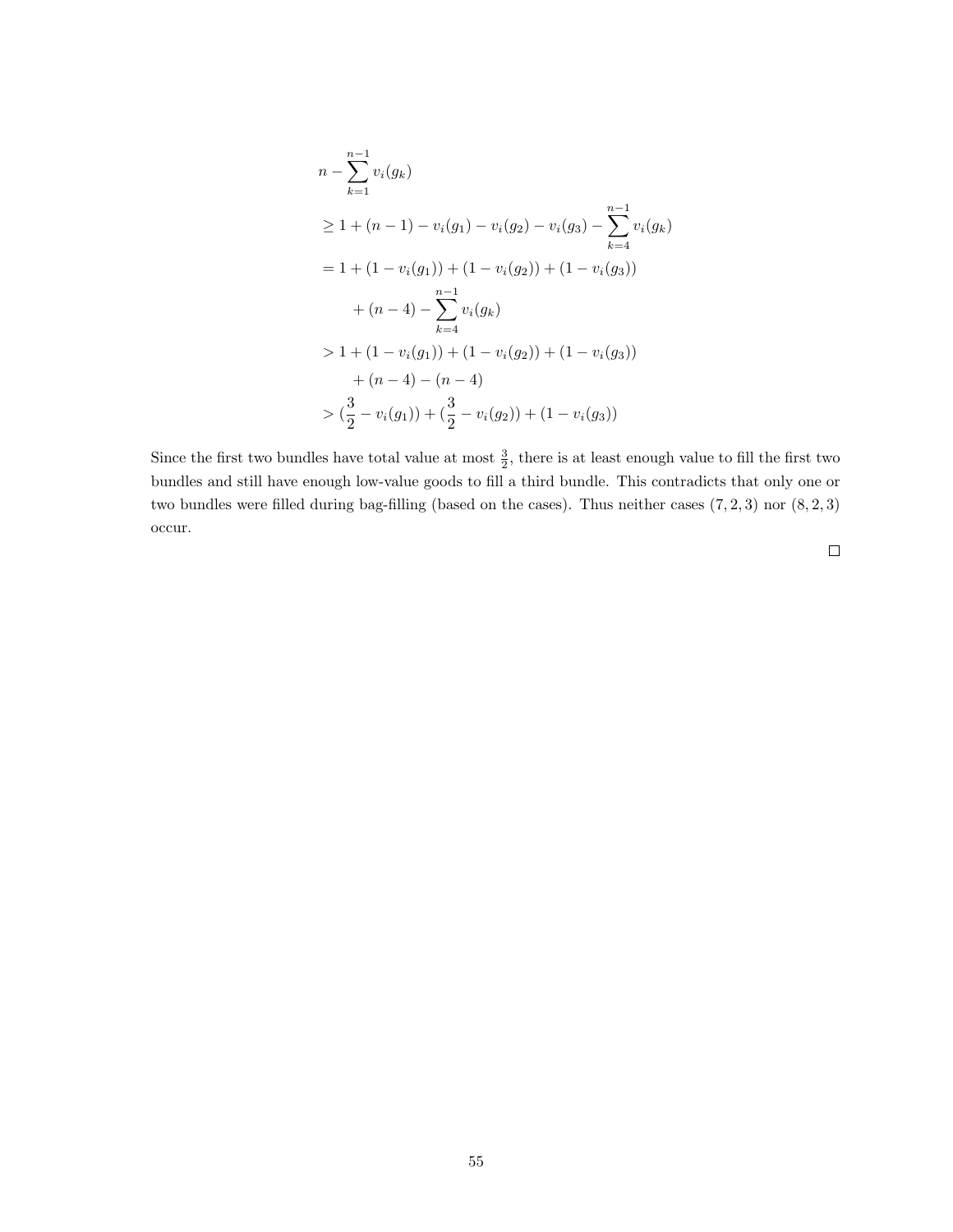$$
\begin{aligned}
& n - \sum_{k=1}^{n-1} v_i(g_k) \\
& \geq 1 + (n-1) - v_i(g_1) - v_i(g_2) - v_i(g_3) - \sum_{k=4}^{n-1} v_i(g_k) \\
& = 1 + (1 - v_i(g_1)) + (1 - v_i(g_2)) + (1 - v_i(g_3)) \\
& \quad + (n-4) - \sum_{k=4}^{n-1} v_i(g_k) \\
& > 1 + (1 - v_i(g_1)) + (1 - v_i(g_2)) + (1 - v_i(g_3)) \\
& \quad + (n-4) - (n-4) \\
& > (\frac{3}{2} - v_i(g_1)) + (\frac{3}{2} - v_i(g_2)) + (1 - v_i(g_3))
\end{aligned}
$$

Since the first two bundles have total value at most $\frac{3}{2}$, there is at least enough value to fill the first two bundles and still have enough low-value goods to fill a third bundle. This contradicts that only one or two bundles were filled during bag-filling (based on the cases). Thus neither cases $(7, 2, 3)$ nor $(8, 2, 3)$ occur.

□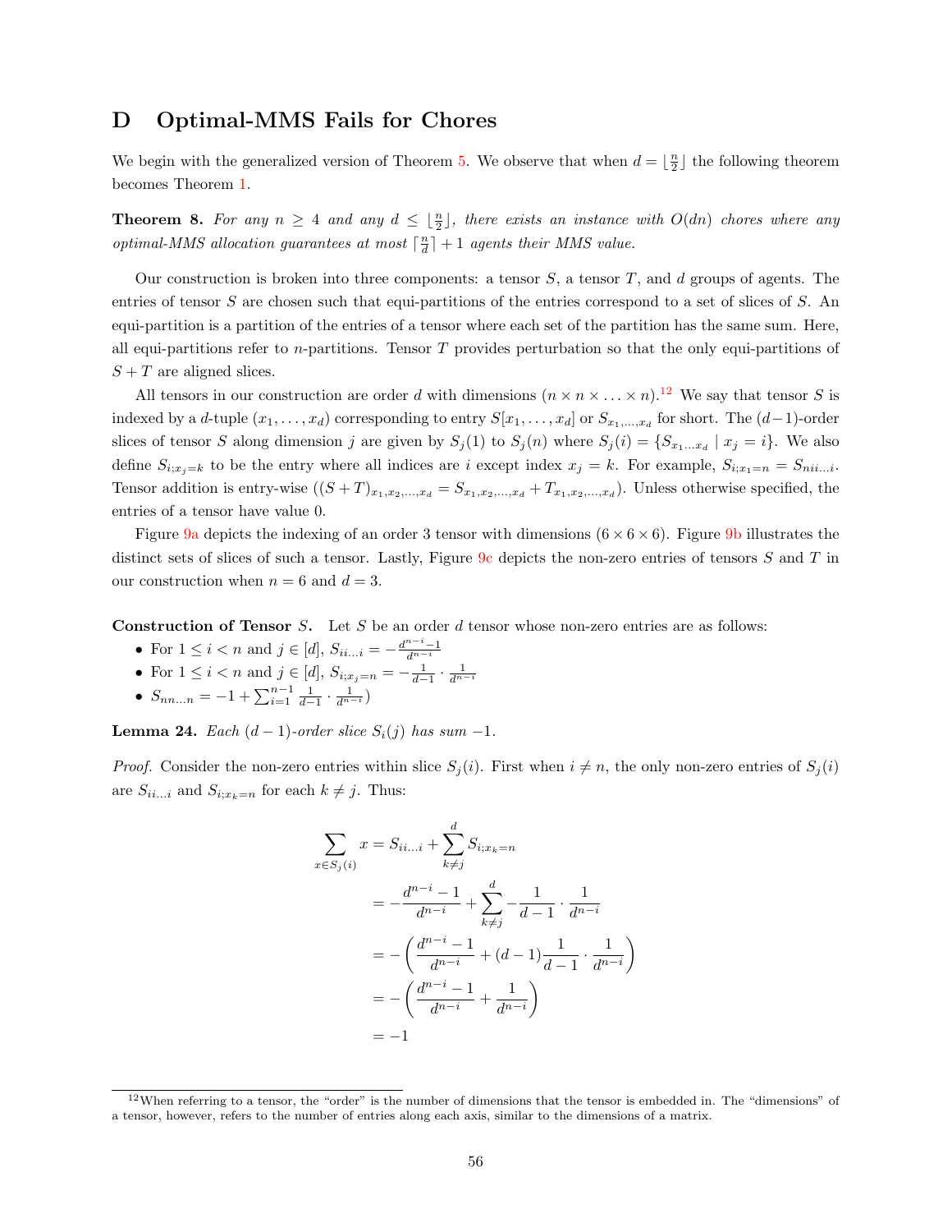# D Optimal-MMS Fails for Chores

We begin with the generalized version of Theorem 5. We observe that when $d = \lfloor \frac{n}{2} \rfloor$ the following theorem becomes Theorem 1.

**Theorem 8.** *For any $n \geq 4$ and any $d \leq \lfloor \frac{n}{2} \rfloor$, there exists an instance with $O(dn)$ chores where any optimal-MMS allocation guarantees at most $\lceil \frac{n}{d} \rceil + 1$ agents their MMS value.*

Our construction is broken into three components: a tensor $S$, a tensor $T$, and $d$ groups of agents. The entries of tensor $S$ are chosen such that equi-partitions of the entries correspond to a set of slices of $S$. An equi-partition is a partition of the entries of a tensor where each set of the partition has the same sum. Here, all equi-partitions refer to $n$-partitions. Tensor $T$ provides perturbation so that the only equi-partitions of $S + T$ are aligned slices.

All tensors in our construction are order $d$ with dimensions $(n \times n \times \ldots \times n)$.[12] We say that tensor $S$ is indexed by a $d$-tuple $(x_1, \ldots, x_d)$ corresponding to entry $S[x_1, \ldots, x_d]$ or $S_{x_1,\ldots,x_d}$ for short. The $(d-1)$-order slices of tensor $S$ along dimension $j$ are given by $S_j(1)$ to $S_j(n)$ where $S_j(i) = \{S_{x_1 \ldots x_d} \mid x_j = i\}$. We also define $S_{i;x_j=k}$ to be the entry where all indices are $i$ except index $x_j = k$. For example, $S_{i;x_1=n} = S_{nii\ldots i}$. Tensor addition is entry-wise ($(S+T)_{x_1,x_2,\ldots,x_d} = S_{x_1,x_2,\ldots,x_d} + T_{x_1,x_2,\ldots,x_d}$). Unless otherwise specified, the entries of a tensor have value 0.

Figure 9a depicts the indexing of an order 3 tensor with dimensions $(6 \times 6 \times 6)$. Figure 9b illustrates the distinct sets of slices of such a tensor. Lastly, Figure 9c depicts the non-zero entries of tensors $S$ and $T$ in our construction when $n = 6$ and $d = 3$.

**Construction of Tensor $S$.** Let $S$ be an order $d$ tensor whose non-zero entries are as follows:

- For $1 \leq i < n$ and $j \in [d]$, $S_{ii\ldots i} = -\frac{d^{n-i}-1}{d^{n-i}}$
- For $1 \leq i < n$ and $j \in [d]$, $S_{i;x_j=n} = -\frac{1}{d-1} \cdot \frac{1}{d^{n-i}}$
- $S_{nn\ldots n} = -1 + \sum_{i=1}^{n-1} \frac{1}{d-1} \cdot \frac{1}{d^{n-i}})$

**Lemma 24.** *Each $(d-1)$-order slice $S_i(j)$ has sum $-1$.*

*Proof.* Consider the non-zero entries within slice $S_j(i)$. First when $i \neq n$, the only non-zero entries of $S_j(i)$ are $S_{ii\ldots i}$ and $S_{i;x_k=n}$ for each $k \neq j$. Thus:

$$
\begin{aligned}
\sum_{x \in S_j(i)} x &= S_{ii\ldots i} + \sum_{k \neq j}^{d} S_{i;x_k=n} \\
&= -\frac{d^{n-i}-1}{d^{n-i}} + \sum_{k \neq j}^{d} -\frac{1}{d-1} \cdot \frac{1}{d^{n-i}} \\
&= -\left( \frac{d^{n-i}-1}{d^{n-i}} + (d-1)\frac{1}{d-1} \cdot \frac{1}{d^{n-i}} \right) \\
&= -\left( \frac{d^{n-i}-1}{d^{n-i}} + \frac{1}{d^{n-i}} \right) \\
&= -1
\end{aligned}
$$

[12] When referring to a tensor, the "order" is the number of dimensions that the tensor is embedded in. The "dimensions" of a tensor, however, refers to the number of entries along each axis, similar to the dimensions of a matrix.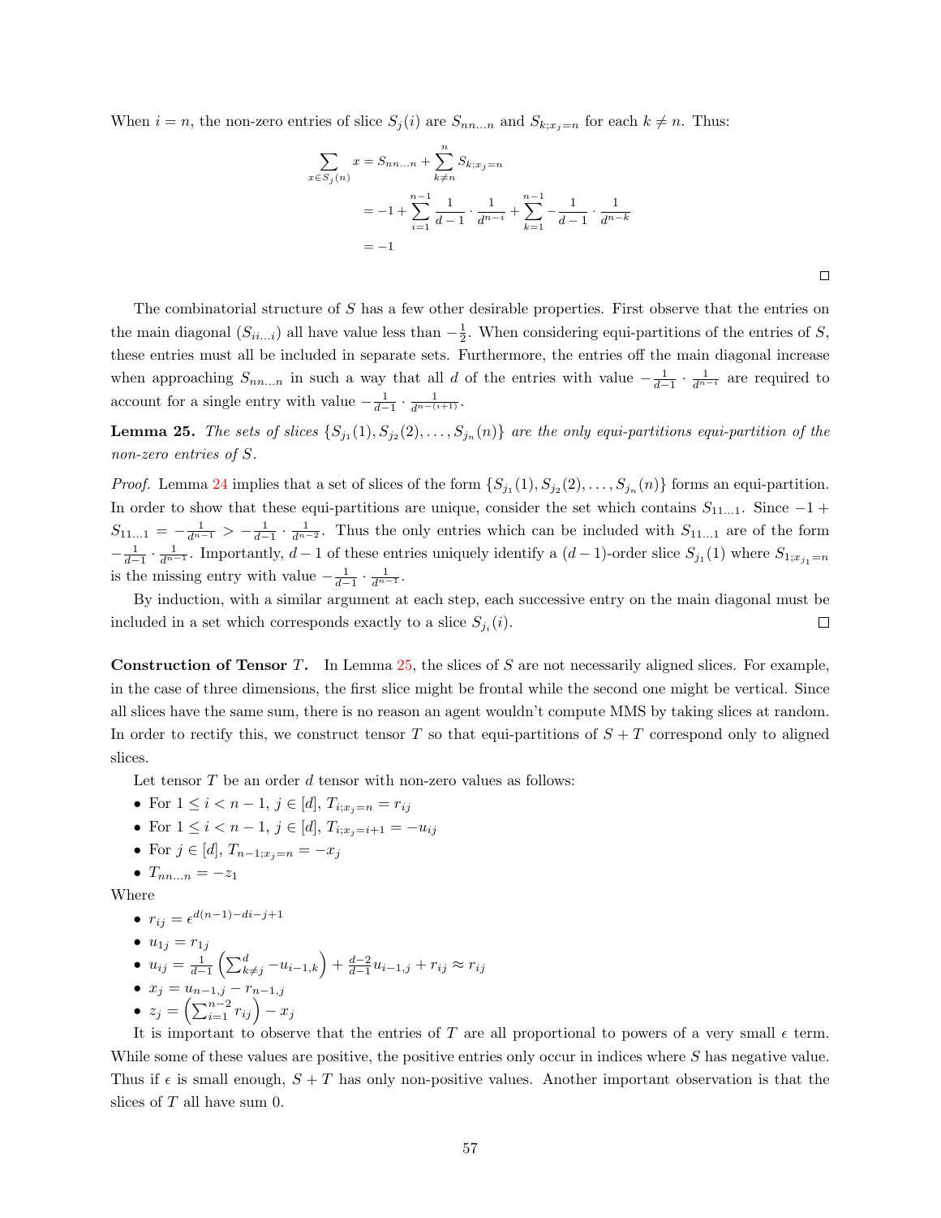When $i = n$, the non-zero entries of slice $S_j(i)$ are $S_{nn\ldots n}$ and $S_{k;x_j=n}$ for each $k \neq n$. Thus:

$$
\begin{aligned}
\sum_{x \in S_j(n)} x &= S_{nn\ldots n} + \sum_{k \neq n}^{n} S_{k;x_j=n} \\
&= -1 + \sum_{i=1}^{n-1} \frac{1}{d-1} \cdot \frac{1}{d^{n-i}} + \sum_{k=1}^{n-1} -\frac{1}{d-1} \cdot \frac{1}{d^{n-k}} \\
&= -1
\end{aligned}
$$

□

The combinatorial structure of $S$ has a few other desirable properties. First observe that the entries on the main diagonal ($S_{ii\ldots i}$) all have value less than $-\frac{1}{2}$. When considering equi-partitions of the entries of $S$, these entries must all be included in separate sets. Furthermore, the entries off the main diagonal increase when approaching $S_{nn\ldots n}$ in such a way that all $d$ of the entries with value $-\frac{1}{d-1} \cdot \frac{1}{d^{n-i}}$ are required to account for a single entry with value $-\frac{1}{d-1} \cdot \frac{1}{d^{n-(i+1)}}$.

**Lemma 25.** *The sets of slices $\{S_{j_1}(1), S_{j_2}(2), \ldots, S_{j_n}(n)\}$ are the only equi-partitions equi-partition of the non-zero entries of $S$.*

*Proof.* Lemma 24 implies that a set of slices of the form $\{S_{j_1}(1), S_{j_2}(2), \ldots, S_{j_n}(n)\}$ forms an equi-partition. In order to show that these equi-partitions are unique, consider the set which contains $S_{11\ldots 1}$. Since $-1 + S_{11\ldots 1} = -\frac{1}{d^{n-1}} > -\frac{1}{d-1} \cdot \frac{1}{d^{n-2}}$. Thus the only entries which can be included with $S_{11\ldots 1}$ are of the form $-\frac{1}{d-1} \cdot \frac{1}{d^{n-1}}$. Importantly, $d-1$ of these entries uniquely identify a $(d-1)$-order slice $S_{j_1}(1)$ where $S_{1;x_{j_1}=n}$ is the missing entry with value $-\frac{1}{d-1} \cdot \frac{1}{d^{n-1}}$.

By induction, with a similar argument at each step, each successive entry on the main diagonal must be included in a set which corresponds exactly to a slice $S_{j_i}(i)$. □

**Construction of Tensor $T$.** In Lemma 25, the slices of $S$ are not necessarily aligned slices. For example, in the case of three dimensions, the first slice might be frontal while the second one might be vertical. Since all slices have the same sum, there is no reason an agent wouldn't compute MMS by taking slices at random. In order to rectify this, we construct tensor $T$ so that equi-partitions of $S + T$ correspond only to aligned slices.

Let tensor $T$ be an order $d$ tensor with non-zero values as follows:

- For $1 \leq i < n-1$, $j \in [d]$, $T_{i;x_j=n} = r_{ij}$
- For $1 \leq i < n-1$, $j \in [d]$, $T_{i;x_j=i+1} = -u_{ij}$
- For $j \in [d]$, $T_{n-1;x_j=n} = -x_j$
- $T_{nn\ldots n} = -z_1$

Where

- $r_{ij} = \epsilon^{d(n-1)-di-j+1}$
- $u_{1j} = r_{1j}$
- $u_{ij} = \frac{1}{d-1}\left(\sum_{k \neq j}^{d} -u_{i-1,k}\right) + \frac{d-2}{d-1} u_{i-1,j} + r_{ij} \approx r_{ij}$
- $x_j = u_{n-1,j} - r_{n-1,j}$
- $z_j = \left(\sum_{i=1}^{n-2} r_{ij}\right) - x_j$

It is important to observe that the entries of $T$ are all proportional to powers of a very small $\epsilon$ term. While some of these values are positive, the positive entries only occur in indices where $S$ has negative value. Thus if $\epsilon$ is small enough, $S + T$ has only non-positive values. Another important observation is that the slices of $T$ all have sum 0.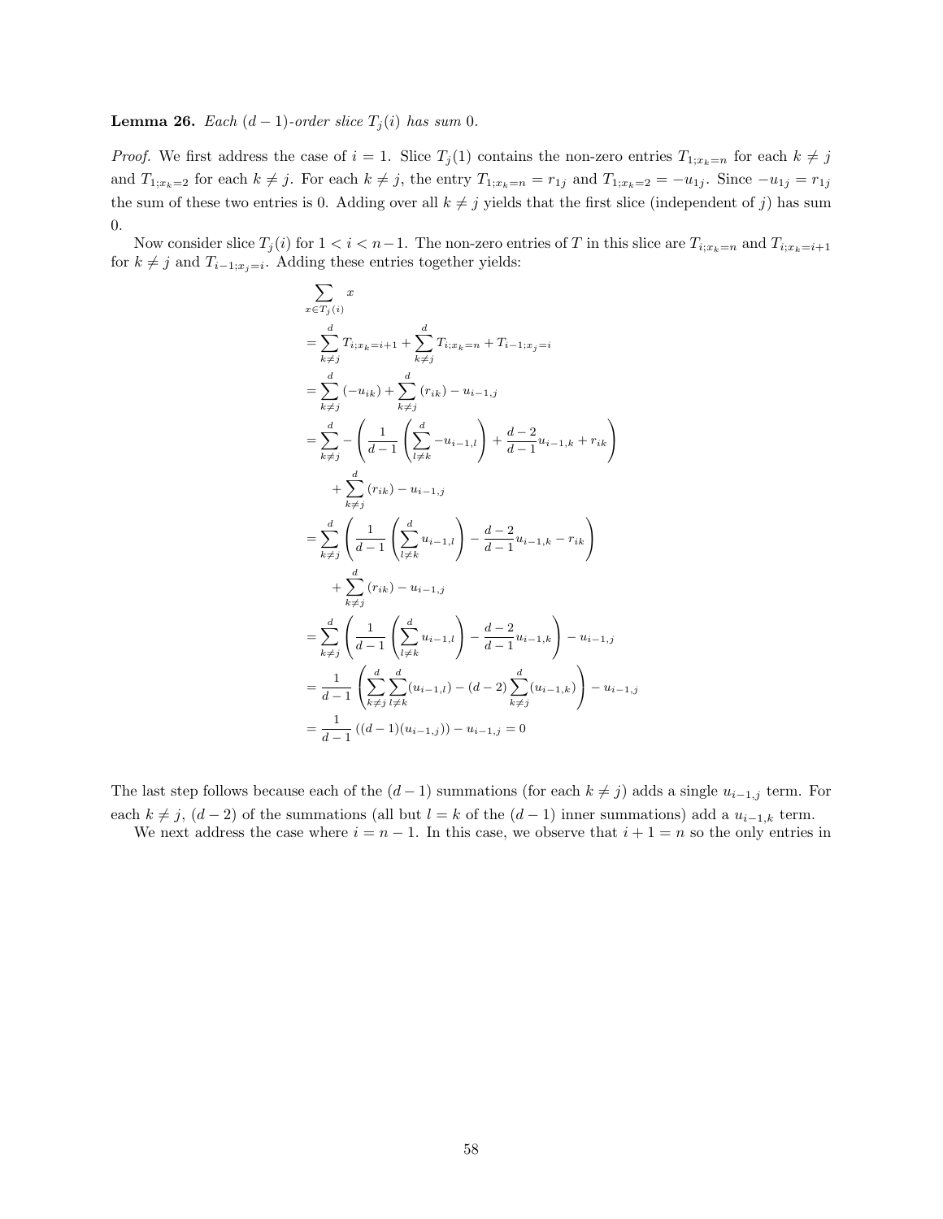**Lemma 26.** *Each $(d-1)$-order slice $T_j(i)$ has sum 0.*

*Proof.* We first address the case of $i = 1$. Slice $T_j(1)$ contains the non-zero entries $T_{1;x_k=n}$ for each $k \neq j$ and $T_{1;x_k=2}$ for each $k \neq j$. For each $k \neq j$, the entry $T_{1;x_k=n} = r_{1j}$ and $T_{1;x_k=2} = -u_{1j}$. Since $-u_{1j} = r_{1j}$ the sum of these two entries is 0. Adding over all $k \neq j$ yields that the first slice (independent of $j$) has sum 0.

Now consider slice $T_j(i)$ for $1 < i < n-1$. The non-zero entries of $T$ in this slice are $T_{i;x_k=n}$ and $T_{i;x_k=i+1}$ for $k \neq j$ and $T_{i-1;x_j=i}$. Adding these entries together yields:

$$
\begin{aligned}
&\sum_{x \in T_j(i)} x \\
&= \sum_{k \neq j}^{d} T_{i;x_k=i+1} + \sum_{k \neq j}^{d} T_{i;x_k=n} + T_{i-1;x_j=i} \\
&= \sum_{k \neq j}^{d} (-u_{ik}) + \sum_{k \neq j}^{d} (r_{ik}) - u_{i-1,j} \\
&= \sum_{k \neq j}^{d} -\left( \frac{1}{d-1} \left( \sum_{l \neq k}^{d} -u_{i-1,l} \right) + \frac{d-2}{d-1} u_{i-1,k} + r_{ik} \right) \\
&\quad + \sum_{k \neq j}^{d} (r_{ik}) - u_{i-1,j} \\
&= \sum_{k \neq j}^{d} \left( \frac{1}{d-1} \left( \sum_{l \neq k}^{d} u_{i-1,l} \right) - \frac{d-2}{d-1} u_{i-1,k} - r_{ik} \right) \\
&\quad + \sum_{k \neq j}^{d} (r_{ik}) - u_{i-1,j} \\
&= \sum_{k \neq j}^{d} \left( \frac{1}{d-1} \left( \sum_{l \neq k}^{d} u_{i-1,l} \right) - \frac{d-2}{d-1} u_{i-1,k} \right) - u_{i-1,j} \\
&= \frac{1}{d-1} \left( \sum_{k \neq j}^{d} \sum_{l \neq k}^{d} (u_{i-1,l}) - (d-2) \sum_{k \neq j}^{d} (u_{i-1,k}) \right) - u_{i-1,j} \\
&= \frac{1}{d-1} \left( (d-1)(u_{i-1,j}) \right) - u_{i-1,j} = 0
\end{aligned}
$$

The last step follows because each of the $(d-1)$ summations (for each $k \neq j$) adds a single $u_{i-1,j}$ term. For each $k \neq j$, $(d-2)$ of the summations (all but $l = k$ of the $(d-1)$ inner summations) add a $u_{i-1,k}$ term.

We next address the case where $i = n-1$. In this case, we observe that $i + 1 = n$ so the only entries in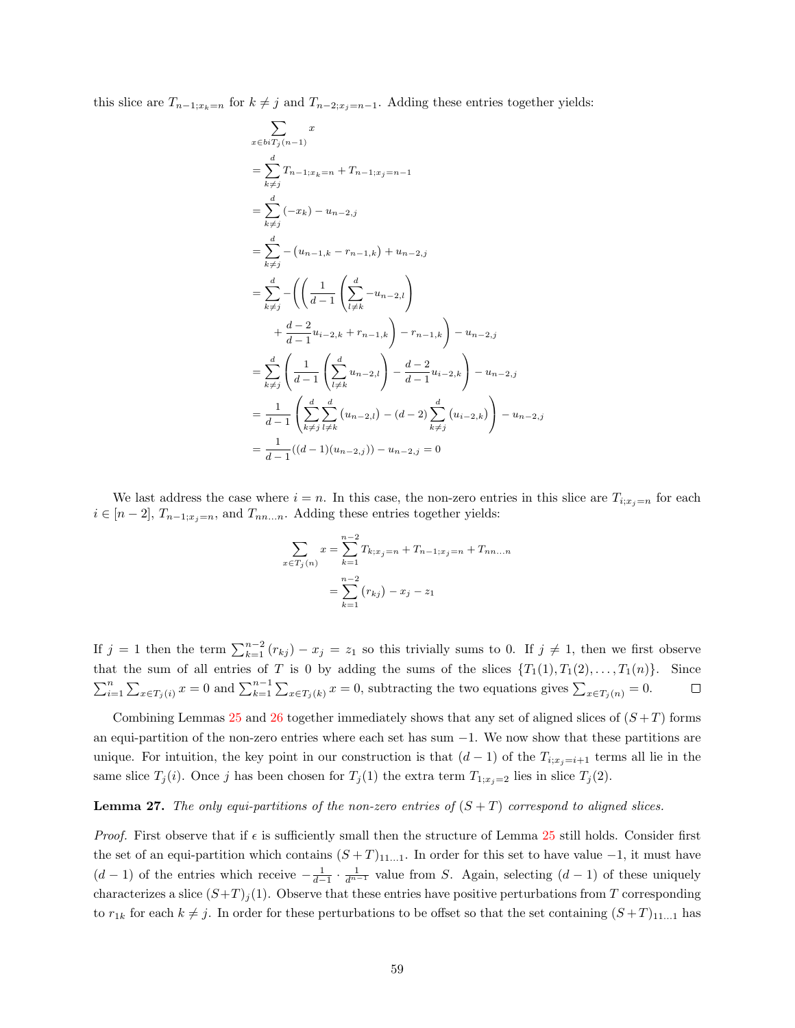this slice are $T_{n-1;x_k=n}$ for $k \neq j$ and $T_{n-2;x_j=n-1}$. Adding these entries together yields:

$$
\begin{aligned}
&\sum_{x \in biT_j(n-1)} x \\
&= \sum_{k \neq j}^{d} T_{n-1;x_k=n} + T_{n-1;x_j=n-1} \\
&= \sum_{k \neq j}^{d} (-x_k) - u_{n-2,j} \\
&= \sum_{k \neq j}^{d} -(u_{n-1,k} - r_{n-1,k}) + u_{n-2,j} \\
&= \sum_{k \neq j}^{d} -\Bigg(\Bigg(\frac{1}{d-1}\left(\sum_{l \neq k}^{d} -u_{n-2,l}\right) \\
&\qquad + \frac{d-2}{d-1}u_{i-2,k} + r_{n-1,k}\Bigg) - r_{n-1,k}\Bigg) - u_{n-2,j} \\
&= \sum_{k \neq j}^{d} \left(\frac{1}{d-1}\left(\sum_{l \neq k}^{d} u_{n-2,l}\right) - \frac{d-2}{d-1}u_{i-2,k}\right) - u_{n-2,j} \\
&= \frac{1}{d-1}\left(\sum_{k \neq j}^{d}\sum_{l \neq k}^{d}(u_{n-2,l}) - (d-2)\sum_{k \neq j}^{d}(u_{i-2,k})\right) - u_{n-2,j} \\
&= \frac{1}{d-1}((d-1)(u_{n-2,j})) - u_{n-2,j} = 0
\end{aligned}
$$

We last address the case where $i = n$. In this case, the non-zero entries in this slice are $T_{i;x_j=n}$ for each $i \in [n-2]$, $T_{n-1;x_j=n}$, and $T_{nn\ldots n}$. Adding these entries together yields:

$$
\begin{aligned}
\sum_{x \in T_j(n)} x &= \sum_{k=1}^{n-2} T_{k;x_j=n} + T_{n-1;x_j=n} + T_{nn\ldots n} \\
&= \sum_{k=1}^{n-2}(r_{kj}) - x_j - z_1
\end{aligned}
$$

If $j = 1$ then the term $\sum_{k=1}^{n-2}(r_{kj}) - x_j = z_1$ so this trivially sums to 0. If $j \neq 1$, then we first observe that the sum of all entries of $T$ is 0 by adding the sums of the slices $\{T_1(1), T_1(2), \ldots, T_1(n)\}$. Since $\sum_{i=1}^{n}\sum_{x \in T_j(i)} x = 0$ and $\sum_{k=1}^{n-1}\sum_{x \in T_j(k)} x = 0$, subtracting the two equations gives $\sum_{x \in T_j(n)} = 0$. $\square$

Combining Lemmas 25 and 26 together immediately shows that any set of aligned slices of $(S+T)$ forms an equi-partition of the non-zero entries where each set has sum $-1$. We now show that these partitions are unique. For intuition, the key point in our construction is that $(d-1)$ of the $T_{i;x_j=i+1}$ terms all lie in the same slice $T_j(i)$. Once $j$ has been chosen for $T_j(1)$ the extra term $T_{1;x_j=2}$ lies in slice $T_j(2)$.

**Lemma 27.** *The only equi-partitions of the non-zero entries of $(S+T)$ correspond to aligned slices.*

*Proof.* First observe that if $\epsilon$ is sufficiently small then the structure of Lemma 25 still holds. Consider first the set of an equi-partition which contains $(S+T)_{11\ldots1}$. In order for this set to have value $-1$, it must have $(d-1)$ of the entries which receive $-\frac{1}{d-1} \cdot \frac{1}{d^{n-1}}$ value from $S$. Again, selecting $(d-1)$ of these uniquely characterizes a slice $(S+T)_j(1)$. Observe that these entries have positive perturbations from $T$ corresponding to $r_{1k}$ for each $k \neq j$. In order for these perturbations to be offset so that the set containing $(S+T)_{11\ldots1}$ has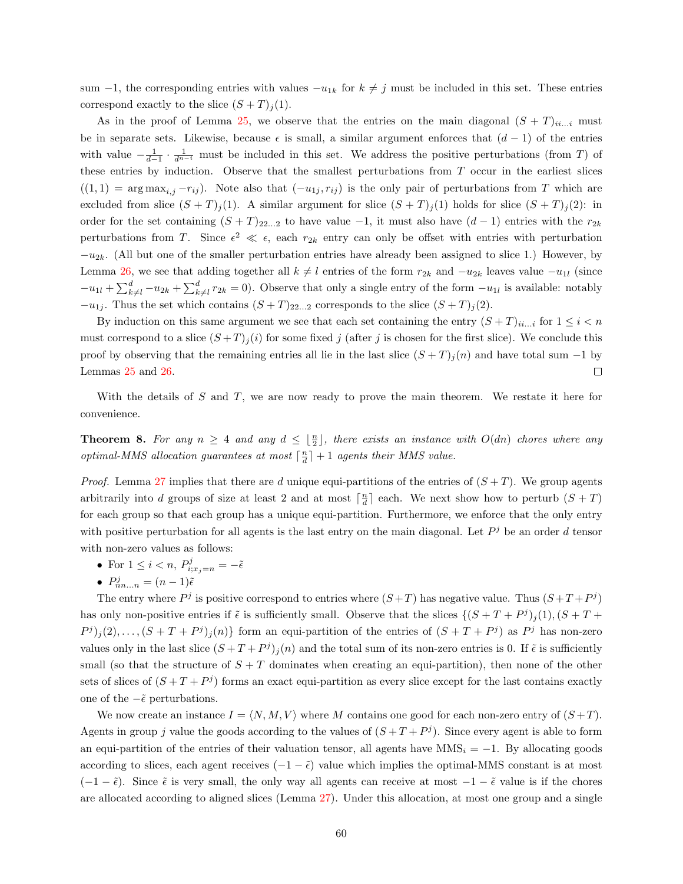sum $-1$, the corresponding entries with values $-u_{1k}$ for $k \neq j$ must be included in this set. These entries correspond exactly to the slice $(S+T)_j(1)$.

As in the proof of Lemma 25, we observe that the entries on the main diagonal $(S+T)_{ii\ldots i}$ must be in separate sets. Likewise, because $\epsilon$ is small, a similar argument enforces that $(d-1)$ of the entries with value $-\frac{1}{d-1} \cdot \frac{1}{d^{n-i}}$ must be included in this set. We address the positive perturbations (from $T$) of these entries by induction. Observe that the smallest perturbations from $T$ occur in the earliest slices $((1,1) = \arg\max_{i,j} -r_{ij})$. Note also that $(-u_{1j}, r_{ij})$ is the only pair of perturbations from $T$ which are excluded from slice $(S+T)_j(1)$. A similar argument for slice $(S+T)_j(1)$ holds for slice $(S+T)_j(2)$: in order for the set containing $(S+T)_{22\ldots 2}$ to have value $-1$, it must also have $(d-1)$ entries with the $r_{2k}$ perturbations from $T$. Since $\epsilon^2 \ll \epsilon$, each $r_{2k}$ entry can only be offset with entries with perturbation $-u_{2k}$. (All but one of the smaller perturbation entries have already been assigned to slice 1.) However, by Lemma 26, we see that adding together all $k \neq l$ entries of the form $r_{2k}$ and $-u_{2k}$ leaves value $-u_{1l}$ (since $-u_{1l} + \sum_{k\neq l}^{d} -u_{2k} + \sum_{k\neq l}^{d} r_{2k} = 0$). Observe that only a single entry of the form $-u_{1l}$ is available: notably $-u_{1j}$. Thus the set which contains $(S+T)_{22\ldots 2}$ corresponds to the slice $(S+T)_j(2)$.

By induction on this same argument we see that each set containing the entry $(S+T)_{ii\ldots i}$ for $1 \leq i < n$ must correspond to a slice $(S+T)_j(i)$ for some fixed $j$ (after $j$ is chosen for the first slice). We conclude this proof by observing that the remaining entries all lie in the last slice $(S+T)_j(n)$ and have total sum $-1$ by Lemmas 25 and 26. $\square$

With the details of $S$ and $T$, we are now ready to prove the main theorem. We restate it here for convenience.

**Theorem 8.** *For any $n \geq 4$ and any $d \leq \lfloor \frac{n}{2} \rfloor$, there exists an instance with $O(dn)$ chores where any optimal-MMS allocation guarantees at most $\lceil \frac{n}{d} \rceil + 1$ agents their MMS value.*

*Proof.* Lemma 27 implies that there are $d$ unique equi-partitions of the entries of $(S+T)$. We group agents arbitrarily into $d$ groups of size at least 2 and at most $\lceil \frac{n}{d} \rceil$ each. We next show how to perturb $(S+T)$ for each group so that each group has a unique equi-partition. Furthermore, we enforce that the only entry with positive perturbation for all agents is the last entry on the main diagonal. Let $P^j$ be an order $d$ tensor with non-zero values as follows:

- For $1 \leq i < n$, $P^j_{i;x_j=n} = -\tilde{\epsilon}$
- $P^j_{nn\ldots n} = (n-1)\tilde{\epsilon}$

The entry where $P^j$ is positive correspond to entries where $(S+T)$ has negative value. Thus $(S+T+P^j)$ has only non-positive entries if $\tilde{\epsilon}$ is sufficiently small. Observe that the slices $\{(S+T+P^j)_j(1), (S+T+P^j)_j(2), \ldots, (S+T+P^j)_j(n)\}$ form an equi-partition of the entries of $(S+T+P^j)$ as $P^j$ has non-zero values only in the last slice $(S+T+P^j)_j(n)$ and the total sum of its non-zero entries is 0. If $\tilde{\epsilon}$ is sufficiently small (so that the structure of $S+T$ dominates when creating an equi-partition), then none of the other sets of slices of $(S+T+P^j)$ forms an exact equi-partition as every slice except for the last contains exactly one of the $-\tilde{\epsilon}$ perturbations.

We now create an instance $I = \langle N, M, V \rangle$ where $M$ contains one good for each non-zero entry of $(S+T)$. Agents in group $j$ value the goods according to the values of $(S+T+P^j)$. Since every agent is able to form an equi-partition of the entries of their valuation tensor, all agents have $\text{MMS}_i = -1$. By allocating goods according to slices, each agent receives $(-1-\tilde{\epsilon})$ value which implies the optimal-MMS constant is at most $(-1-\tilde{\epsilon})$. Since $\tilde{\epsilon}$ is very small, the only way all agents can receive at most $-1-\tilde{\epsilon}$ value is if the chores are allocated according to aligned slices (Lemma 27). Under this allocation, at most one group and a single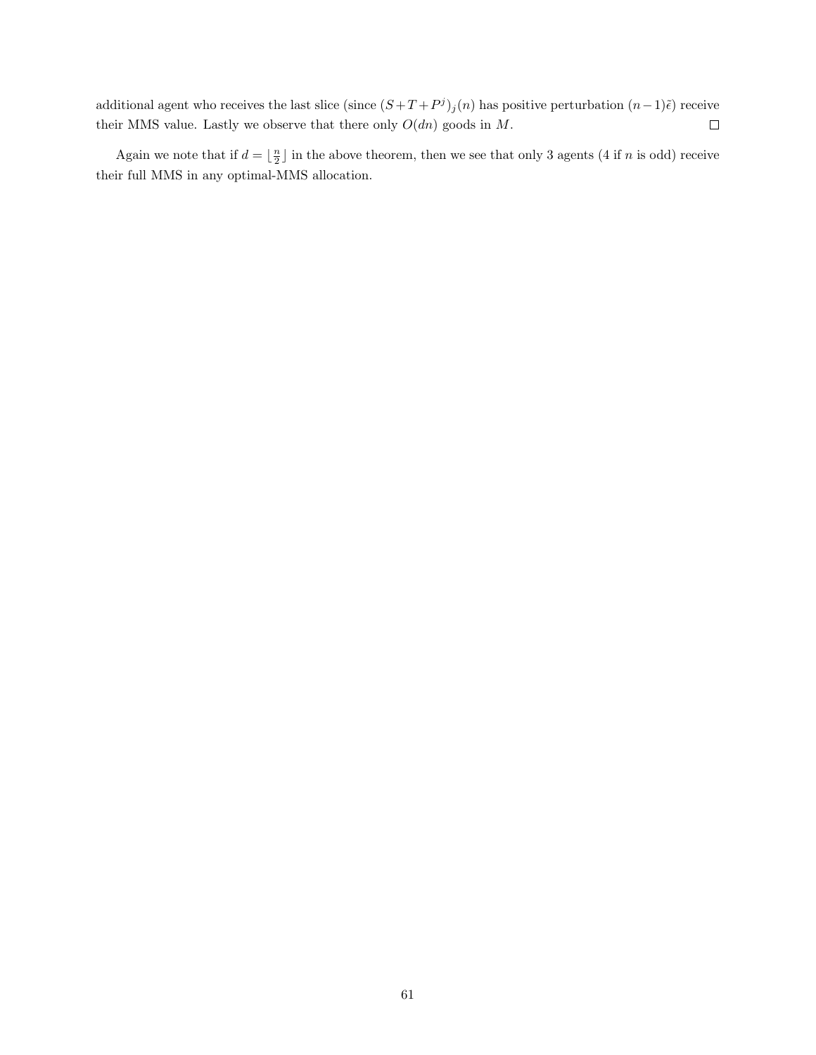additional agent who receives the last slice (since $(S+T+P^j)_j(n)$ has positive perturbation $(n-1)\tilde{\epsilon}$) receive their MMS value. Lastly we observe that there only $O(dn)$ goods in $M$. □

Again we note that if $d = \lfloor \frac{n}{2} \rfloor$ in the above theorem, then we see that only 3 agents (4 if $n$ is odd) receive their full MMS in any optimal-MMS allocation.